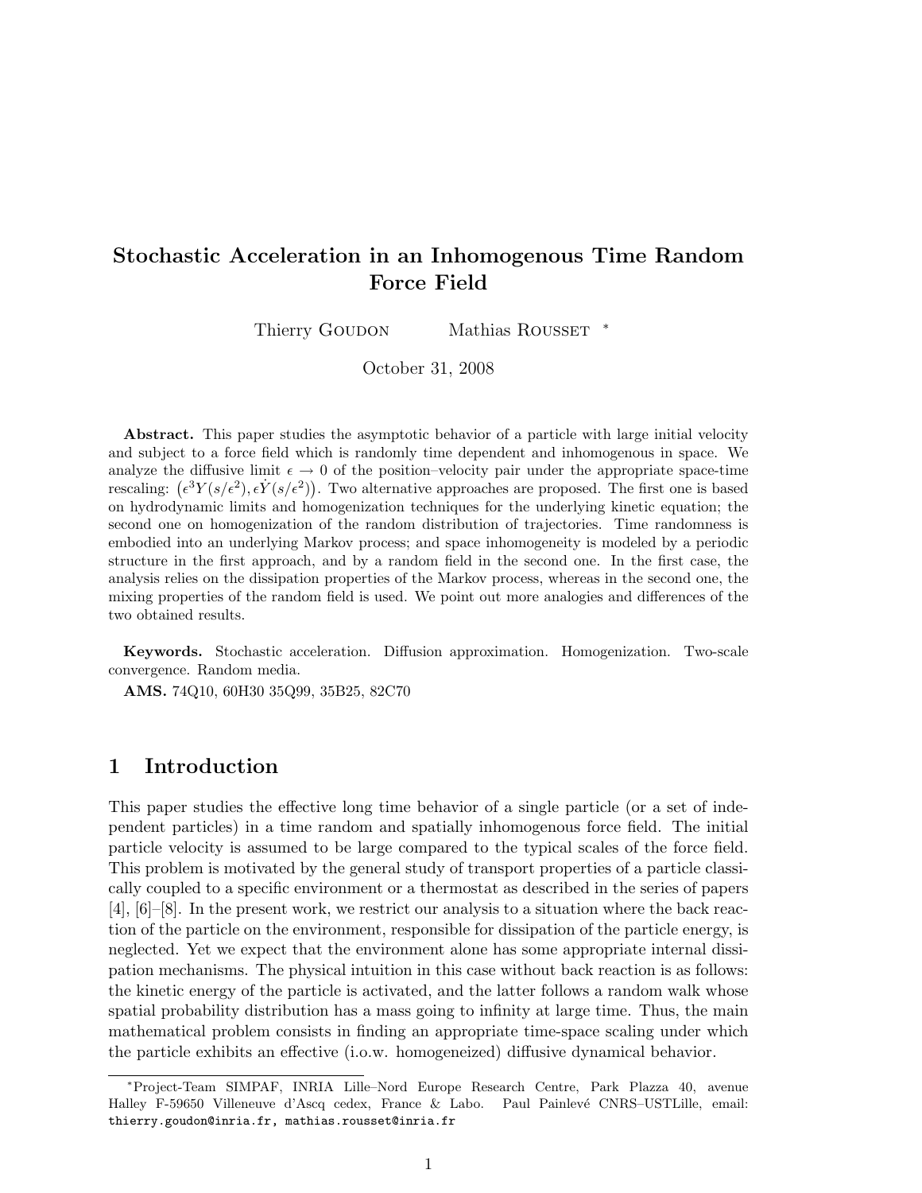# Stochastic Acceleration in an Inhomogenous Time Random Force Field

Thierry Goudon  Mathias Rousset [*]

October 31, 2008

**Abstract.** This paper studies the asymptotic behavior of a particle with large initial velocity and subject to a force field which is randomly time dependent and inhomogenous in space. We analyze the diffusive limit $\epsilon \to 0$ of the position–velocity pair under the appropriate space-time rescaling: $\big(\epsilon^3 Y(s/\epsilon^2), \epsilon \dot{Y}(s/\epsilon^2)\big)$. Two alternative approaches are proposed. The first one is based on hydrodynamic limits and homogenization techniques for the underlying kinetic equation; the second one on homogenization of the random distribution of trajectories. Time randomness is embodied into an underlying Markov process; and space inhomogeneity is modeled by a periodic structure in the first approach, and by a random field in the second one. In the first case, the analysis relies on the dissipation properties of the Markov process, whereas in the second one, the mixing properties of the random field is used. We point out more analogies and differences of the two obtained results.

**Keywords.** Stochastic acceleration. Diffusion approximation. Homogenization. Two-scale convergence. Random media.

**AMS.** 74Q10, 60H30 35Q99, 35B25, 82C70

## 1 Introduction

This paper studies the effective long time behavior of a single particle (or a set of independent particles) in a time random and spatially inhomogeneous force field. The initial particle velocity is assumed to be large compared to the typical scales of the force field. This problem is motivated by the general study of transport properties of a particle classically coupled to a specific environment or a thermostat as described in the series of papers [4], [6]–[8]. In the present work, we restrict our analysis to a situation where the back reaction of the particle on the environment, responsible for dissipation of the particle energy, is neglected. Yet we expect that the environment alone has some appropriate internal dissipation mechanisms. The physical intuition in this case without back reaction is as follows: the kinetic energy of the particle is activated, and the latter follows a random walk whose spatial probability distribution has a mass going to infinity at large time. Thus, the main mathematical problem consists in finding an appropriate time-space scaling under which the particle exhibits an effective (i.o.w. homogeneized) diffusive dynamical behavior.

[*] Project-Team SIMPAF, INRIA Lille–Nord Europe Research Centre, Park Plazza 40, avenue Halley F-59650 Villeneuve d'Ascq cedex, France & Labo. Paul Painlevé CNRS–USTLille, email: thierry.goudon@inria.fr, mathias.rousset@inria.fr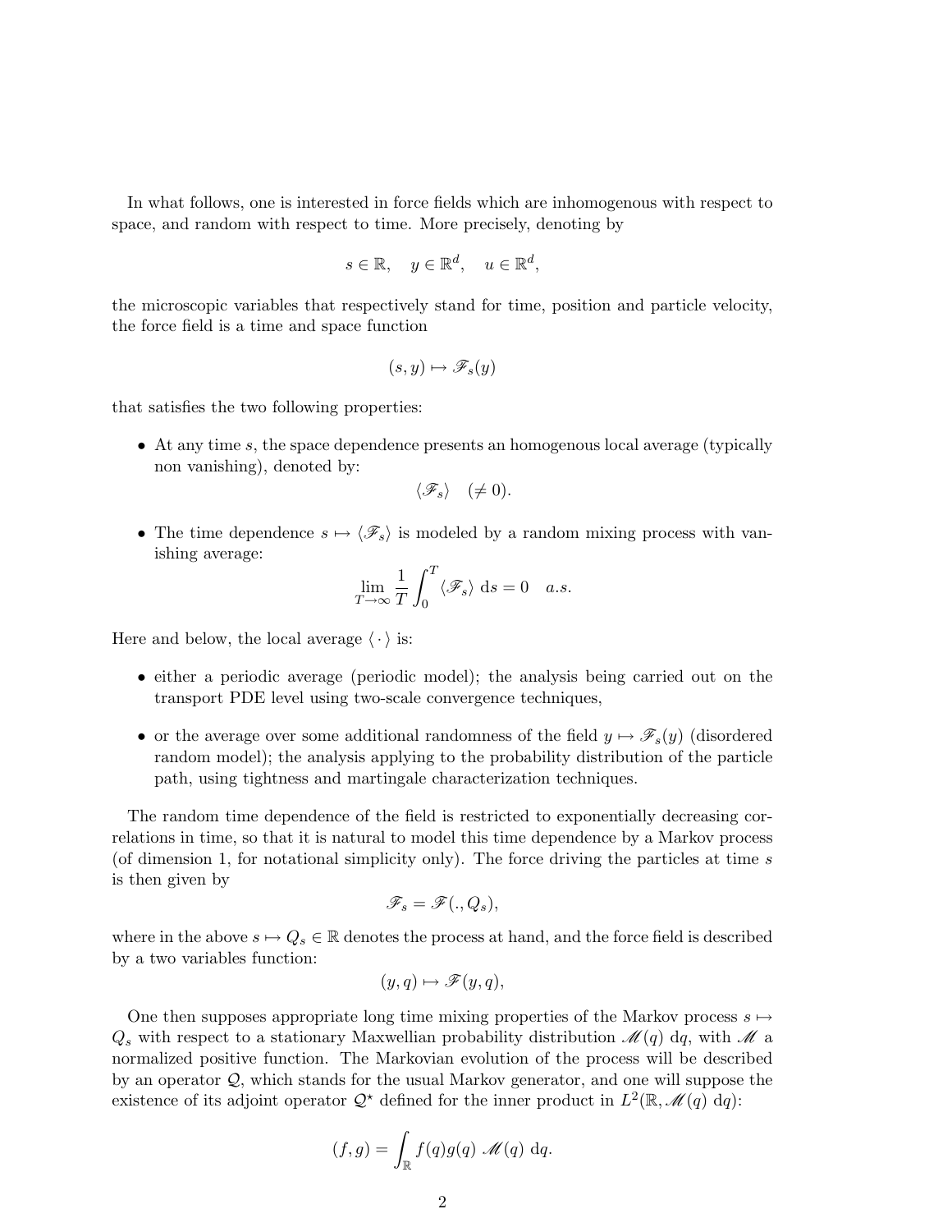In what follows, one is interested in force fields which are inhomogenous with respect to space, and random with respect to time. More precisely, denoting by

$$s \in \mathbb{R}, \quad y \in \mathbb{R}^d, \quad u \in \mathbb{R}^d,$$

the microscopic variables that respectively stand for time, position and particle velocity, the force field is a time and space function

$$(s, y) \mapsto \mathscr{F}_s(y)$$

that satisfies the two following properties:

- At any time $s$, the space dependence presents an homogenous local average (typically non vanishing), denoted by:
$$\langle \mathscr{F}_s \rangle \quad (\neq 0).$$
- The time dependence $s \mapsto \langle \mathscr{F}_s \rangle$ is modeled by a random mixing process with vanishing average:
$$\lim_{T \to \infty} \frac{1}{T} \int_0^T \langle \mathscr{F}_s \rangle \, \mathrm{d}s = 0 \quad a.s.$$

Here and below, the local average $\langle \cdot \rangle$ is:

- either a periodic average (periodic model); the analysis being carried out on the transport PDE level using two-scale convergence techniques,
- or the average over some additional randomness of the field $y \mapsto \mathscr{F}_s(y)$ (disordered random model); the analysis applying to the probability distribution of the particle path, using tightness and martingale characterization techniques.

The random time dependence of the field is restricted to exponentially decreasing correlations in time, so that it is natural to model this time dependence by a Markov process (of dimension 1, for notational simplicity only). The force driving the particles at time $s$ is then given by

$$\mathscr{F}_s = \mathscr{F}(., Q_s),$$

where in the above $s \mapsto Q_s \in \mathbb{R}$ denotes the process at hand, and the force field is described by a two variables function:

$$(y, q) \mapsto \mathscr{F}(y, q),$$

One then supposes appropriate long time mixing properties of the Markov process $s \mapsto Q_s$ with respect to a stationary Maxwellian probability distribution $\mathscr{M}(q) \, \mathrm{d}q$, with $\mathscr{M}$ a normalized positive function. The Markovian evolution of the process will be described by an operator $\mathcal{Q}$, which stands for the usual Markov generator, and one will suppose the existence of its adjoint operator $\mathcal{Q}^\star$ defined for the inner product in $L^2(\mathbb{R}, \mathscr{M}(q) \, \mathrm{d}q)$:

$$(f, g) = \int_{\mathbb{R}} f(q) g(q) \, \mathscr{M}(q) \, \mathrm{d}q.$$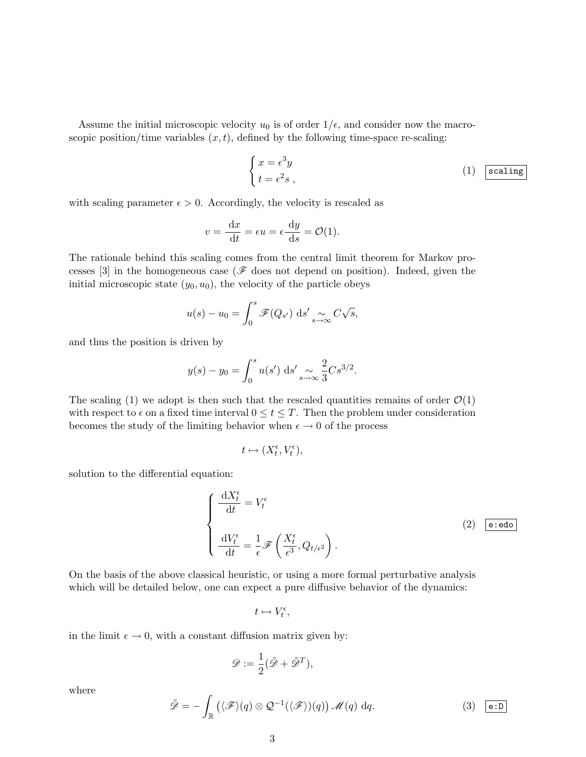Assume the initial microscopic velocity $u_0$ is of order $1/\epsilon$, and consider now the macroscopic position/time variables $(x,t)$, defined by the following time-space re-scaling:

$$
\begin{cases} x = \epsilon^3 y \\ t = \epsilon^2 s \,, \end{cases} \tag{1}
$$

with scaling parameter $\epsilon > 0$. Accordingly, the velocity is rescaled as

$$
v = \frac{\mathrm{d}x}{\mathrm{d}t} = \epsilon u = \epsilon \frac{\mathrm{d}y}{\mathrm{d}s} = \mathcal{O}(1).
$$

The rationale behind this scaling comes from the central limit theorem for Markov processes [3] in the homogeneous case ($\mathscr{F}$ does not depend on position). Indeed, given the initial microscopic state $(y_0, u_0)$, the velocity of the particle obeys

$$
u(s) - u_0 = \int_0^s \mathscr{F}(Q_{s'}) \, \mathrm{d}s' \underset{s \to \infty}{\sim} C\sqrt{s},
$$

and thus the position is driven by

$$
y(s) - y_0 = \int_0^s u(s') \, \mathrm{d}s' \underset{s \to \infty}{\sim} \frac{2}{3} C s^{3/2}.
$$

The scaling (1) we adopt is then such that the rescaled quantities remains of order $\mathcal{O}(1)$ with respect to $\epsilon$ on a fixed time interval $0 \leq t \leq T$. Then the problem under consideration becomes the study of the limiting behavior when $\epsilon \to 0$ of the process

$$
t \mapsto (X_t^\epsilon, V_t^\epsilon),
$$

solution to the differential equation:

$$
\begin{cases} \dfrac{\mathrm{d}X_t^\epsilon}{\mathrm{d}t} = V_t^\epsilon \\[2ex] \dfrac{\mathrm{d}V_t^\epsilon}{\mathrm{d}t} = \dfrac{1}{\epsilon} \mathscr{F}\left( \dfrac{X_t^\epsilon}{\epsilon^3}, Q_{t/\epsilon^2} \right). \end{cases} \tag{2}
$$

On the basis of the above classical heuristic, or using a more formal perturbative analysis which will be detailed below, one can expect a pure diffusive behavior of the dynamics:

$$
t \mapsto V_t^\epsilon,
$$

in the limit $\epsilon \to 0$, with a constant diffusion matrix given by:

$$
\mathscr{D} := \frac{1}{2}(\tilde{\mathscr{D}} + \tilde{\mathscr{D}}^T),
$$

where

$$
\tilde{\mathscr{D}} = - \int_{\mathbb{R}} \left( \langle \mathscr{F} \rangle(q) \otimes \mathcal{Q}^{-1}(\langle \mathscr{F} \rangle)(q) \right) \mathscr{M}(q) \, \mathrm{d}q. \tag{3}
$$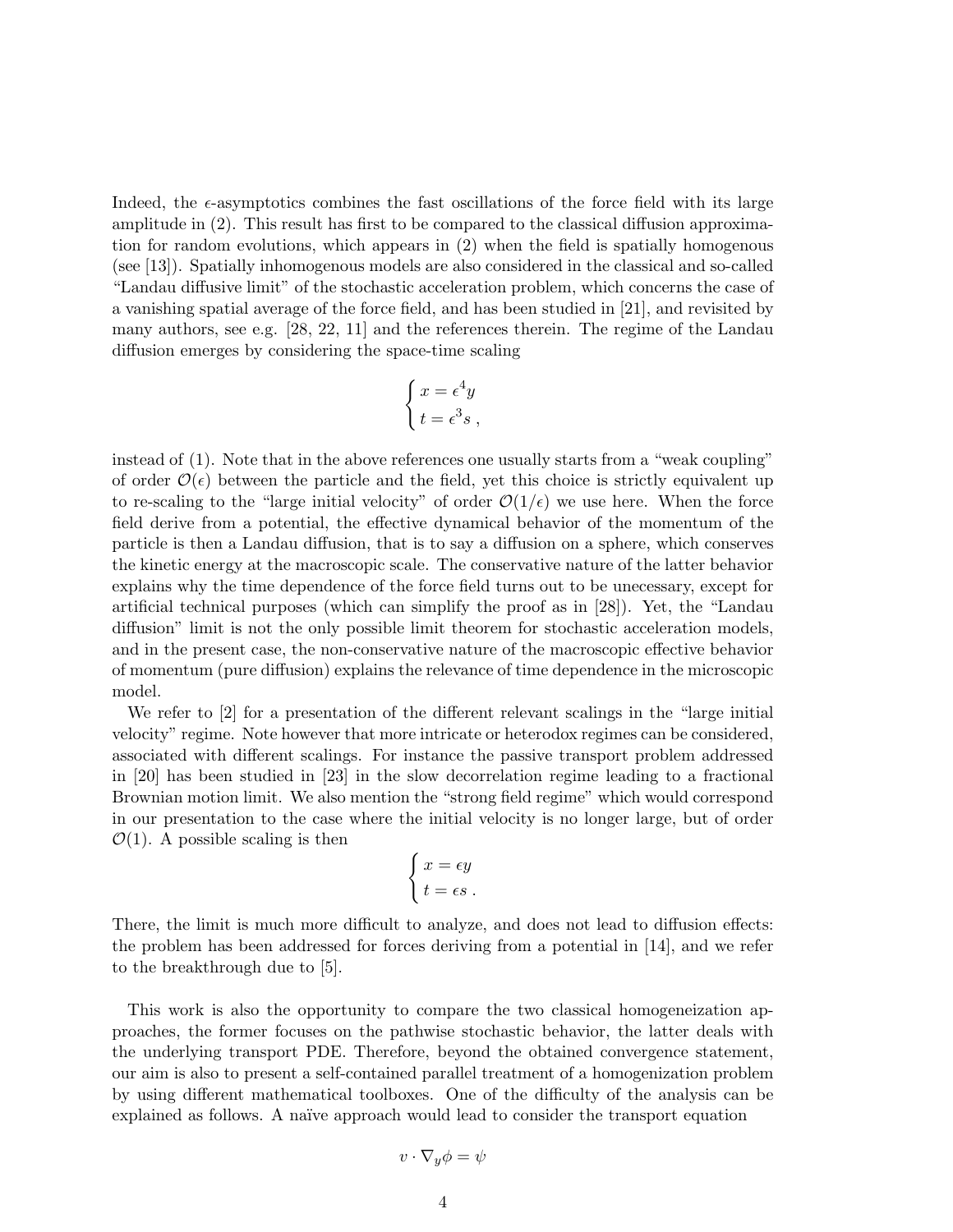Indeed, the $\epsilon$-asymptotics combines the fast oscillations of the force field with its large amplitude in (2). This result has first to be compared to the classical diffusion approximation for random evolutions, which appears in (2) when the field is spatially homogenous (see [13]). Spatially inhomogenous models are also considered in the classical and so-called "Landau diffusive limit" of the stochastic acceleration problem, which concerns the case of a vanishing spatial average of the force field, and has been studied in [21], and revisited by many authors, see e.g. [28, 22, 11] and the references therein. The regime of the Landau diffusion emerges by considering the space-time scaling

$$\begin{cases} x = \epsilon^4 y \\ t = \epsilon^3 s \,, \end{cases}$$

instead of (1). Note that in the above references one usually starts from a "weak coupling" of order $\mathcal{O}(\epsilon)$ between the particle and the field, yet this choice is strictly equivalent up to re-scaling to the "large initial velocity" of order $\mathcal{O}(1/\epsilon)$ we use here. When the force field derive from a potential, the effective dynamical behavior of the momentum of the particle is then a Landau diffusion, that is to say a diffusion on a sphere, which conserves the kinetic energy at the macroscopic scale. The conservative nature of the latter behavior explains why the time dependence of the force field turns out to be unecessary, except for artificial technical purposes (which can simplify the proof as in [28]). Yet, the "Landau diffusion" limit is not the only possible limit theorem for stochastic acceleration models, and in the present case, the non-conservative nature of the macroscopic effective behavior of momentum (pure diffusion) explains the relevance of time dependence in the microscopic model.

We refer to [2] for a presentation of the different relevant scalings in the "large initial velocity" regime. Note however that more intricate or heterodox regimes can be considered, associated with different scalings. For instance the passive transport problem addressed in [20] has been studied in [23] in the slow decorrelation regime leading to a fractional Brownian motion limit. We also mention the "strong field regime" which would correspond in our presentation to the case where the initial velocity is no longer large, but of order $\mathcal{O}(1)$. A possible scaling is then

$$\begin{cases} x = \epsilon y \\ t = \epsilon s \,. \end{cases}$$

There, the limit is much more difficult to analyze, and does not lead to diffusion effects: the problem has been addressed for forces deriving from a potential in [14], and we refer to the breakthrough due to [5].

This work is also the opportunity to compare the two classical homogeneization approaches, the former focuses on the pathwise stochastic behavior, the latter deals with the underlying transport PDE. Therefore, beyond the obtained convergence statement, our aim is also to present a self-contained parallel treatment of a homogenization problem by using different mathematical toolboxes. One of the difficulty of the analysis can be explained as follows. A naïve approach would lead to consider the transport equation

$$v \cdot \nabla_y \phi = \psi$$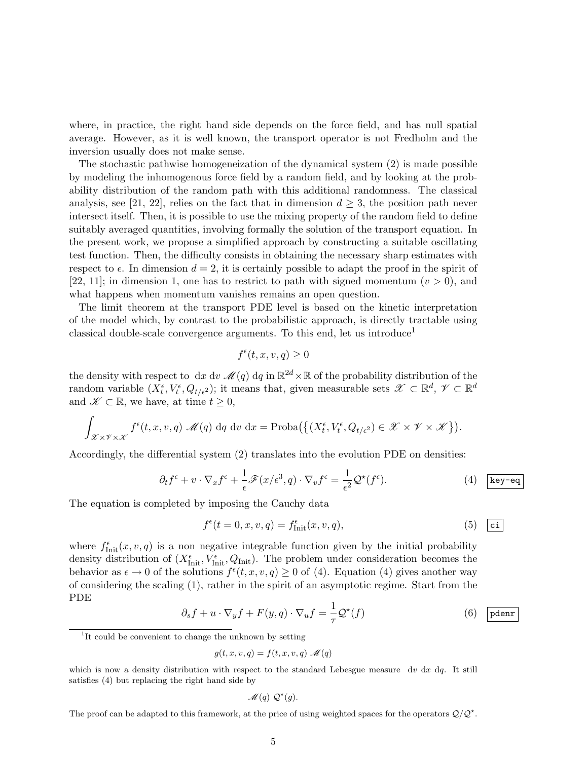where, in practice, the right hand side depends on the force field, and has null spatial average. However, as it is well known, the transport operator is not Fredholm and the inversion usually does not make sense.

The stochastic pathwise homogeneization of the dynamical system (2) is made possible by modeling the inhomogenous force field by a random field, and by looking at the probability distribution of the random path with this additional randomness. The classical analysis, see [21, 22], relies on the fact that in dimension $d \geq 3$, the position path never intersect itself. Then, it is possible to use the mixing property of the random field to define suitably averaged quantities, involving formally the solution of the transport equation. In the present work, we propose a simplified approach by constructing a suitable oscillating test function. Then, the difficulty consists in obtaining the necessary sharp estimates with respect to $\epsilon$. In dimension $d = 2$, it is certainly possible to adapt the proof in the spirit of [22, 11]; in dimension 1, one has to restrict to path with signed momentum ($v > 0$), and what happens when momentum vanishes remains an open question.

The limit theorem at the transport PDE level is based on the kinetic interpretation of the model which, by contrast to the probabilistic approach, is directly tractable using classical double-scale convergence arguments. To this end, let us introduce[1]

$$f^\epsilon(t, x, v, q) \geq 0$$

the density with respect to $\mathrm{d}x\ \mathrm{d}v\ \mathscr{M}(q)\ \mathrm{d}q$ in $\mathbb{R}^{2d} \times \mathbb{R}$ of the probability distribution of the random variable $(X_t^\epsilon, V_t^\epsilon, Q_{t/\epsilon^2})$; it means that, given measurable sets $\mathscr{X} \subset \mathbb{R}^d$, $\mathscr{V} \subset \mathbb{R}^d$ and $\mathscr{K} \subset \mathbb{R}$, we have, at time $t \geq 0$,

$$\int_{\mathscr{X}\times\mathscr{V}\times\mathscr{K}} f^\epsilon(t, x, v, q)\ \mathscr{M}(q)\ \mathrm{d}q\ \mathrm{d}v\ \mathrm{d}x = \mathrm{Proba}\big(\{(X_t^\epsilon, V_t^\epsilon, Q_{t/\epsilon^2}) \in \mathscr{X} \times \mathscr{V} \times \mathscr{K}\}\big).$$

Accordingly, the differential system (2) translates into the evolution PDE on densities:

$$\partial_t f^\epsilon + v \cdot \nabla_x f^\epsilon + \frac{1}{\epsilon}\mathscr{F}(x/\epsilon^3, q) \cdot \nabla_v f^\epsilon = \frac{1}{\epsilon^2}\mathcal{Q}^\star(f^\epsilon). \tag{4}$$

The equation is completed by imposing the Cauchy data

$$f^\epsilon(t = 0, x, v, q) = f^\epsilon_{\mathrm{Init}}(x, v, q), \tag{5}$$

where $f^\epsilon_{\mathrm{Init}}(x, v, q)$ is a non negative integrable function given by the initial probability density distribution of $(X^\epsilon_{\mathrm{Init}}, V^\epsilon_{\mathrm{Init}}, Q_{\mathrm{Init}})$. The problem under consideration becomes the behavior as $\epsilon \to 0$ of the solutions $f^\epsilon(t, x, v, q) \geq 0$ of (4). Equation (4) gives another way of considering the scaling (1), rather in the spirit of an asymptotic regime. Start from the PDE

$$\partial_s f + u \cdot \nabla_y f + F(y, q) \cdot \nabla_u f = \frac{1}{\tau}\mathcal{Q}^\star(f) \tag{6}$$

[1] It could be convenient to change the unknown by setting

$$g(t, x, v, q) = f(t, x, v, q)\ \mathscr{M}(q)$$

which is now a density distribution with respect to the standard Lebesgue measure $\mathrm{d}v\ \mathrm{d}x\ \mathrm{d}q$. It still satisfies (4) but replacing the right hand side by

$$\mathscr{M}(q)\ \mathcal{Q}^\star(g).$$

The proof can be adapted to this framework, at the price of using weighted spaces for the operators $\mathcal{Q}/\mathcal{Q}^\star$.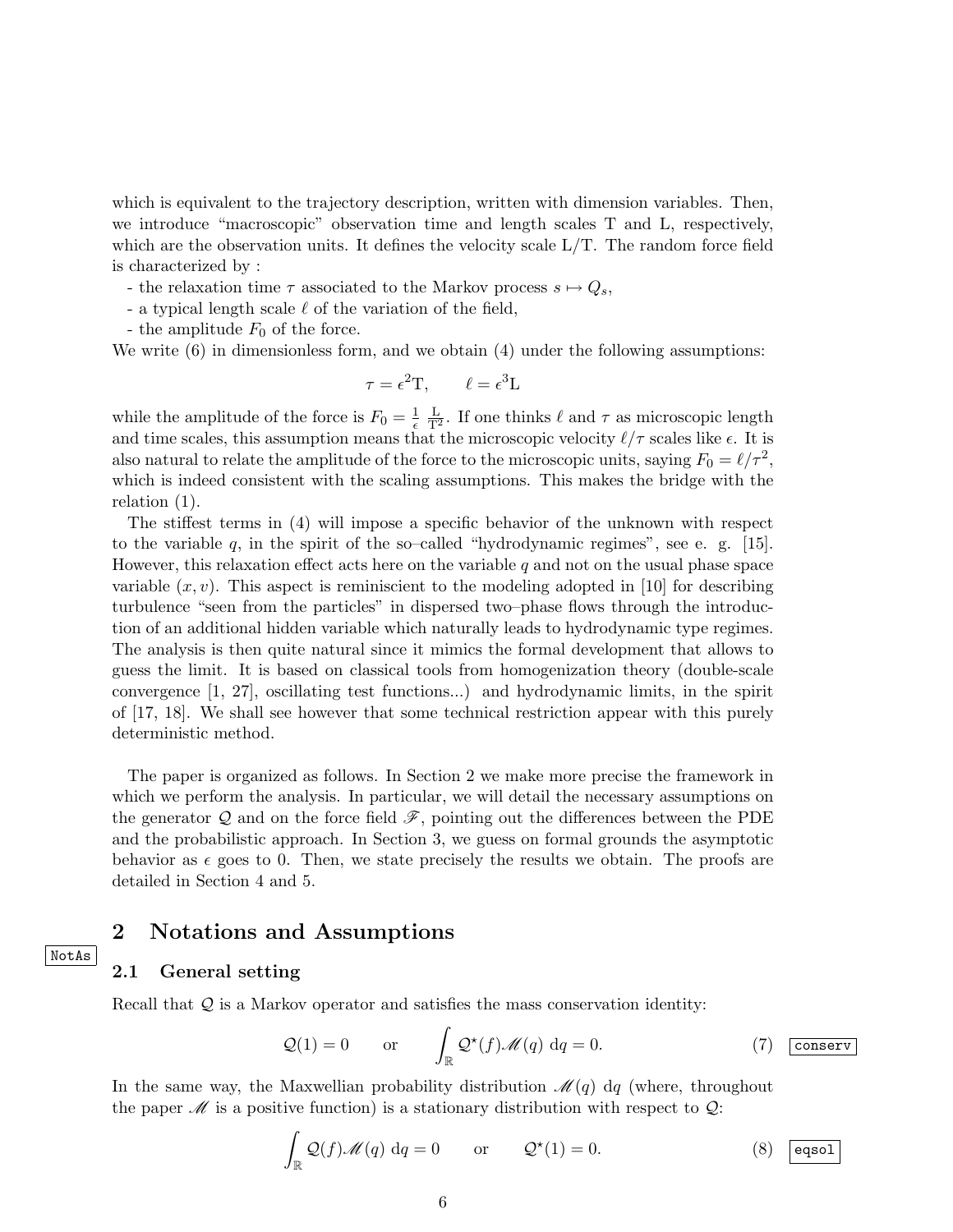which is equivalent to the trajectory description, written with dimension variables. Then, we introduce "macroscopic" observation time and length scales T and L, respectively, which are the observation units. It defines the velocity scale L/T. The random force field is characterized by :

- the relaxation time $\tau$ associated to the Markov process $s \mapsto Q_s$,
- a typical length scale $\ell$ of the variation of the field,
- the amplitude $F_0$ of the force.

We write (6) in dimensionless form, and we obtain (4) under the following assumptions:

$$\tau = \epsilon^2 \mathrm{T}, \qquad \ell = \epsilon^3 \mathrm{L}$$

while the amplitude of the force is $F_0 = \frac{1}{\epsilon} \frac{\mathrm{L}}{\mathrm{T}^2}$. If one thinks $\ell$ and $\tau$ as microscopic length and time scales, this assumption means that the microscopic velocity $\ell/\tau$ scales like $\epsilon$. It is also natural to relate the amplitude of the force to the microscopic units, saying $F_0 = \ell/\tau^2$, which is indeed consistent with the scaling assumptions. This makes the bridge with the relation (1).

The stiffest terms in (4) will impose a specific behavior of the unknown with respect to the variable $q$, in the spirit of the so–called "hydrodynamic regimes", see e. g. [15]. However, this relaxation effect acts here on the variable $q$ and not on the usual phase space variable $(x, v)$. This aspect is reminiscient to the modeling adopted in [10] for describing turbulence "seen from the particles" in dispersed two–phase flows through the introduction of an additional hidden variable which naturally leads to hydrodynamic type regimes. The analysis is then quite natural since it mimics the formal development that allows to guess the limit. It is based on classical tools from homogenization theory (double-scale convergence [1, 27], oscillating test functions...) and hydrodynamic limits, in the spirit of [17, 18]. We shall see however that some technical restriction appear with this purely deterministic method.

The paper is organized as follows. In Section 2 we make more precise the framework in which we perform the analysis. In particular, we will detail the necessary assumptions on the generator $\mathcal{Q}$ and on the force field $\mathscr{F}$, pointing out the differences between the PDE and the probabilistic approach. In Section 3, we guess on formal grounds the asymptotic behavior as $\epsilon$ goes to 0. Then, we state precisely the results we obtain. The proofs are detailed in Section 4 and 5.

## 2 Notations and Assumptions

### 2.1 General setting

Recall that $\mathcal{Q}$ is a Markov operator and satisfies the mass conservation identity:

$$\mathcal{Q}(1) = 0 \qquad \text{or} \qquad \int_{\mathbb{R}} \mathcal{Q}^\star(f) \mathscr{M}(q) \, \mathrm{d}q = 0. \tag{7}$$

In the same way, the Maxwellian probability distribution $\mathscr{M}(q) \, \mathrm{d}q$ (where, throughout the paper $\mathscr{M}$ is a positive function) is a stationary distribution with respect to $\mathcal{Q}$:

$$\int_{\mathbb{R}} \mathcal{Q}(f) \mathscr{M}(q) \, \mathrm{d}q = 0 \qquad \text{or} \qquad \mathcal{Q}^\star(1) = 0. \tag{8}$$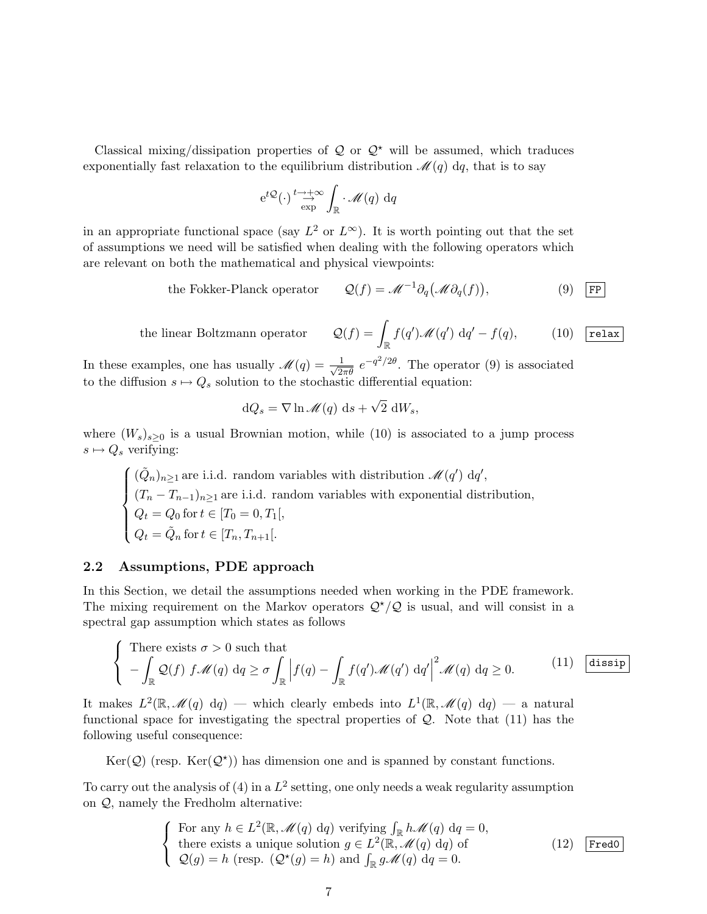Classical mixing/dissipation properties of $\mathcal{Q}$ or $\mathcal{Q}^\star$ will be assumed, which traduces exponentially fast relaxation to the equilibrium distribution $\mathscr{M}(q)\ \mathrm{d}q$, that is to say

$$\mathrm{e}^{t\mathcal{Q}}(\cdot) \underset{\exp}{\overset{t\to+\infty}{\to}} \int_{\mathbb{R}} \cdot\, \mathscr{M}(q)\ \mathrm{d}q$$

in an appropriate functional space (say $L^2$ or $L^\infty$). It is worth pointing out that the set of assumptions we need will be satisfied when dealing with the following operators which are relevant on both the mathematical and physical viewpoints:

$$\text{the Fokker-Planck operator} \qquad \mathcal{Q}(f) = \mathscr{M}^{-1}\partial_q\big(\mathscr{M}\partial_q(f)\big), \tag{9}$$

$$\text{the linear Boltzmann operator} \qquad \mathcal{Q}(f) = \int_{\mathbb{R}} f(q')\mathscr{M}(q')\ \mathrm{d}q' - f(q), \tag{10}$$

In these examples, one has usually $\mathscr{M}(q) = \frac{1}{\sqrt{2\pi\theta}}\ e^{-q^2/2\theta}$. The operator (9) is associated to the diffusion $s \mapsto Q_s$ solution to the stochastic differential equation:

$$\mathrm{d}Q_s = \nabla \ln \mathscr{M}(q)\ \mathrm{d}s + \sqrt{2}\ \mathrm{d}W_s,$$

where $(W_s)_{s\geq 0}$ is a usual Brownian motion, while (10) is associated to a jump process $s \mapsto Q_s$ verifying:

$$\begin{cases} (\tilde{Q}_n)_{n\geq 1} \text{ are i.i.d. random variables with distribution } \mathscr{M}(q')\ \mathrm{d}q', \\ (T_n - T_{n-1})_{n\geq 1} \text{ are i.i.d. random variables with exponential distribution}, \\ Q_t = Q_0 \text{ for } t \in [T_0 = 0, T_1[, \\ Q_t = \tilde{Q}_n \text{ for } t \in [T_n, T_{n+1}[. \end{cases}$$

## 2.2 Assumptions, PDE approach

In this Section, we detail the assumptions needed when working in the PDE framework. The mixing requirement on the Markov operators $\mathcal{Q}^\star/\mathcal{Q}$ is usual, and will consist in a spectral gap assumption which states as follows

$$\begin{cases} \text{There exists } \sigma > 0 \text{ such that} \\ -\displaystyle\int_{\mathbb{R}} \mathcal{Q}(f)\ f\mathscr{M}(q)\ \mathrm{d}q \geq \sigma \int_{\mathbb{R}} \Big| f(q) - \int_{\mathbb{R}} f(q')\mathscr{M}(q')\ \mathrm{d}q' \Big|^2 \mathscr{M}(q)\ \mathrm{d}q \geq 0. \end{cases} \tag{11}$$

It makes $L^2(\mathbb{R}, \mathscr{M}(q)\ \mathrm{d}q)$ — which clearly embeds into $L^1(\mathbb{R}, \mathscr{M}(q)\ \mathrm{d}q)$ — a natural functional space for investigating the spectral properties of $\mathcal{Q}$. Note that (11) has the following useful consequence:

$\mathrm{Ker}(\mathcal{Q})$ (resp. $\mathrm{Ker}(\mathcal{Q}^\star)$) has dimension one and is spanned by constant functions.

To carry out the analysis of (4) in a $L^2$ setting, one only needs a weak regularity assumption on $\mathcal{Q}$, namely the Fredholm alternative:

$$\begin{cases} \text{For any } h \in L^2(\mathbb{R}, \mathscr{M}(q)\ \mathrm{d}q) \text{ verifying } \int_{\mathbb{R}} h\mathscr{M}(q)\ \mathrm{d}q = 0, \\ \text{there exists a unique solution } g \in L^2(\mathbb{R}, \mathscr{M}(q)\ \mathrm{d}q) \text{ of} \\ \mathcal{Q}(g) = h \text{ (resp. } (\mathcal{Q}^\star(g) = h) \text{ and } \int_{\mathbb{R}} g\mathscr{M}(q)\ \mathrm{d}q = 0. \end{cases} \tag{12}$$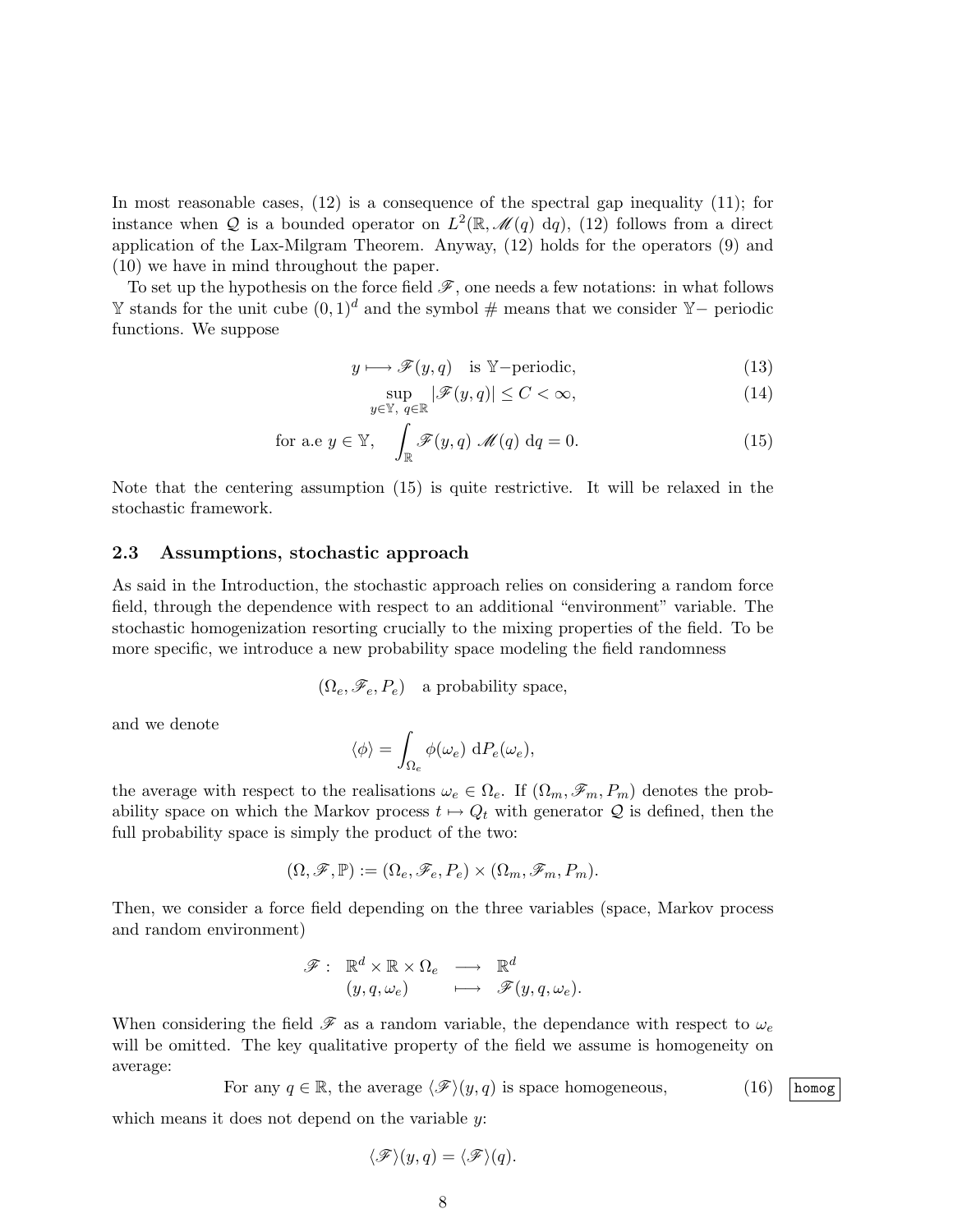In most reasonable cases, (12) is a consequence of the spectral gap inequality (11); for instance when $\mathcal{Q}$ is a bounded operator on $L^2(\mathbb{R}, \mathscr{M}(q)\ \mathrm{d}q)$, (12) follows from a direct application of the Lax-Milgram Theorem. Anyway, (12) holds for the operators (9) and (10) we have in mind throughout the paper.

To set up the hypothesis on the force field $\mathscr{F}$, one needs a few notations: in what follows $\mathbb{Y}$ stands for the unit cube $(0,1)^d$ and the symbol $\#$ means that we consider $\mathbb{Y}-$ periodic functions. We suppose

$$y \longmapsto \mathscr{F}(y,q) \quad \text{is } \mathbb{Y}\text{−periodic,} \tag{13}$$

$$\sup_{y\in\mathbb{Y},\ q\in\mathbb{R}} |\mathscr{F}(y,q)| \le C < \infty, \tag{14}$$

$$\text{for a.e } y \in \mathbb{Y}, \quad \int_{\mathbb{R}} \mathscr{F}(y,q)\ \mathscr{M}(q)\ \mathrm{d}q = 0. \tag{15}$$

Note that the centering assumption (15) is quite restrictive. It will be relaxed in the stochastic framework.

### 2.3 Assumptions, stochastic approach

As said in the Introduction, the stochastic approach relies on considering a random force field, through the dependence with respect to an additional "environment" variable. The stochastic homogenization resorting crucially to the mixing properties of the field. To be more specific, we introduce a new probability space modeling the field randomness

$$(\Omega_e, \mathscr{F}_e, P_e) \quad \text{a probability space,}$$

and we denote

$$\langle \phi \rangle = \int_{\Omega_e} \phi(\omega_e)\ \mathrm{d}P_e(\omega_e),$$

the average with respect to the realisations $\omega_e \in \Omega_e$. If $(\Omega_m, \mathscr{F}_m, P_m)$ denotes the probability space on which the Markov process $t \mapsto Q_t$ with generator $\mathcal{Q}$ is defined, then the full probability space is simply the product of the two:

$$(\Omega, \mathscr{F}, \mathbb{P}) := (\Omega_e, \mathscr{F}_e, P_e) \times (\Omega_m, \mathscr{F}_m, P_m).$$

Then, we consider a force field depending on the three variables (space, Markov process and random environment)

$$\begin{array}{rccl} \mathscr{F}: & \mathbb{R}^d \times \mathbb{R} \times \Omega_e & \longrightarrow & \mathbb{R}^d \\ & (y,q,\omega_e) & \longmapsto & \mathscr{F}(y,q,\omega_e). \end{array}$$

When considering the field $\mathscr{F}$ as a random variable, the dependance with respect to $\omega_e$ will be omitted. The key qualitative property of the field we assume is homogeneity on average:

$$\text{For any } q \in \mathbb{R}, \text{ the average } \langle \mathscr{F} \rangle(y,q) \text{ is space homogeneous,} \tag{16}$$

which means it does not depend on the variable $y$:

$$\langle \mathscr{F} \rangle(y,q) = \langle \mathscr{F} \rangle(q).$$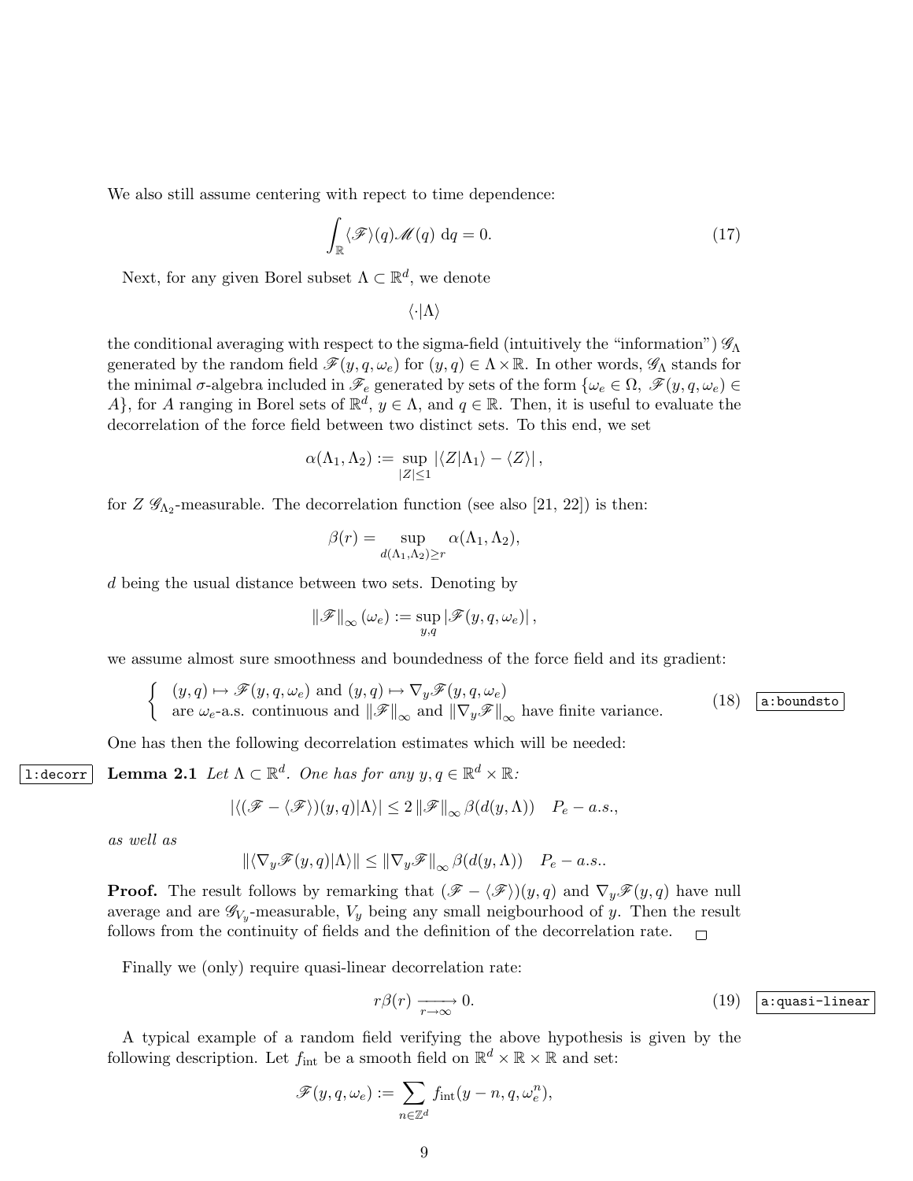We also still assume centering with repect to time dependence:

$$\int_{\mathbb{R}} \langle \mathscr{F} \rangle(q) \mathscr{M}(q) \, \mathrm{d}q = 0. \tag{17}$$

Next, for any given Borel subset $\Lambda \subset \mathbb{R}^d$, we denote

$$\langle \cdot | \Lambda \rangle$$

the conditional averaging with respect to the sigma-field (intuitively the "information") $\mathscr{G}_\Lambda$ generated by the random field $\mathscr{F}(y, q, \omega_e)$ for $(y, q) \in \Lambda \times \mathbb{R}$. In other words, $\mathscr{G}_\Lambda$ stands for the minimal $\sigma$-algebra included in $\mathscr{F}_e$ generated by sets of the form $\{\omega_e \in \Omega, \ \mathscr{F}(y, q, \omega_e) \in A\}$, for $A$ ranging in Borel sets of $\mathbb{R}^d$, $y \in \Lambda$, and $q \in \mathbb{R}$. Then, it is useful to evaluate the decorrelation of the force field between two distinct sets. To this end, we set

$$\alpha(\Lambda_1, \Lambda_2) := \sup_{|Z| \leq 1} |\langle Z | \Lambda_1 \rangle - \langle Z \rangle| \,,$$

for $Z$ $\mathscr{G}_{\Lambda_2}$-measurable. The decorrelation function (see also [21, 22]) is then:

$$\beta(r) = \sup_{d(\Lambda_1, \Lambda_2) \geq r} \alpha(\Lambda_1, \Lambda_2),$$

$d$ being the usual distance between two sets. Denoting by

$$\|\mathscr{F}\|_\infty (\omega_e) := \sup_{y,q} |\mathscr{F}(y, q, \omega_e)| \,,$$

we assume almost sure smoothness and boundedness of the force field and its gradient:

$$\left\{ \begin{array}{l} (y, q) \mapsto \mathscr{F}(y, q, \omega_e) \text{ and } (y, q) \mapsto \nabla_y \mathscr{F}(y, q, \omega_e) \\ \text{are } \omega_e\text{-a.s. continuous and } \|\mathscr{F}\|_\infty \text{ and } \|\nabla_y \mathscr{F}\|_\infty \text{ have finite variance.} \end{array} \right. \tag{18}$$

One has then the following decorrelation estimates which will be needed:

**Lemma 2.1** *Let $\Lambda \subset \mathbb{R}^d$. One has for any $y, q \in \mathbb{R}^d \times \mathbb{R}$:*

$$|\langle (\mathscr{F} - \langle \mathscr{F} \rangle)(y, q) | \Lambda \rangle| \leq 2 \|\mathscr{F}\|_\infty \beta(d(y, \Lambda)) \quad P_e - a.s.,$$

*as well as*

$$\|\langle \nabla_y \mathscr{F}(y, q) | \Lambda \rangle\| \leq \|\nabla_y \mathscr{F}\|_\infty \beta(d(y, \Lambda)) \quad P_e - a.s..$$

**Proof.** The result follows by remarking that $(\mathscr{F} - \langle \mathscr{F} \rangle)(y, q)$ and $\nabla_y \mathscr{F}(y, q)$ have null average and are $\mathscr{G}_{V_y}$-measurable, $V_y$ being any small neigbourhood of $y$. Then the result follows from the continuity of fields and the definition of the decorrelation rate. □

Finally we (only) require quasi-linear decorrelation rate:

$$r\beta(r) \xrightarrow[r \to \infty]{} 0. \tag{19}$$

A typical example of a random field verifying the above hypothesis is given by the following description. Let $f_{\text{int}}$ be a smooth field on $\mathbb{R}^d \times \mathbb{R} \times \mathbb{R}$ and set:

$$\mathscr{F}(y, q, \omega_e) := \sum_{n \in \mathbb{Z}^d} f_{\text{int}}(y - n, q, \omega_e^n),$$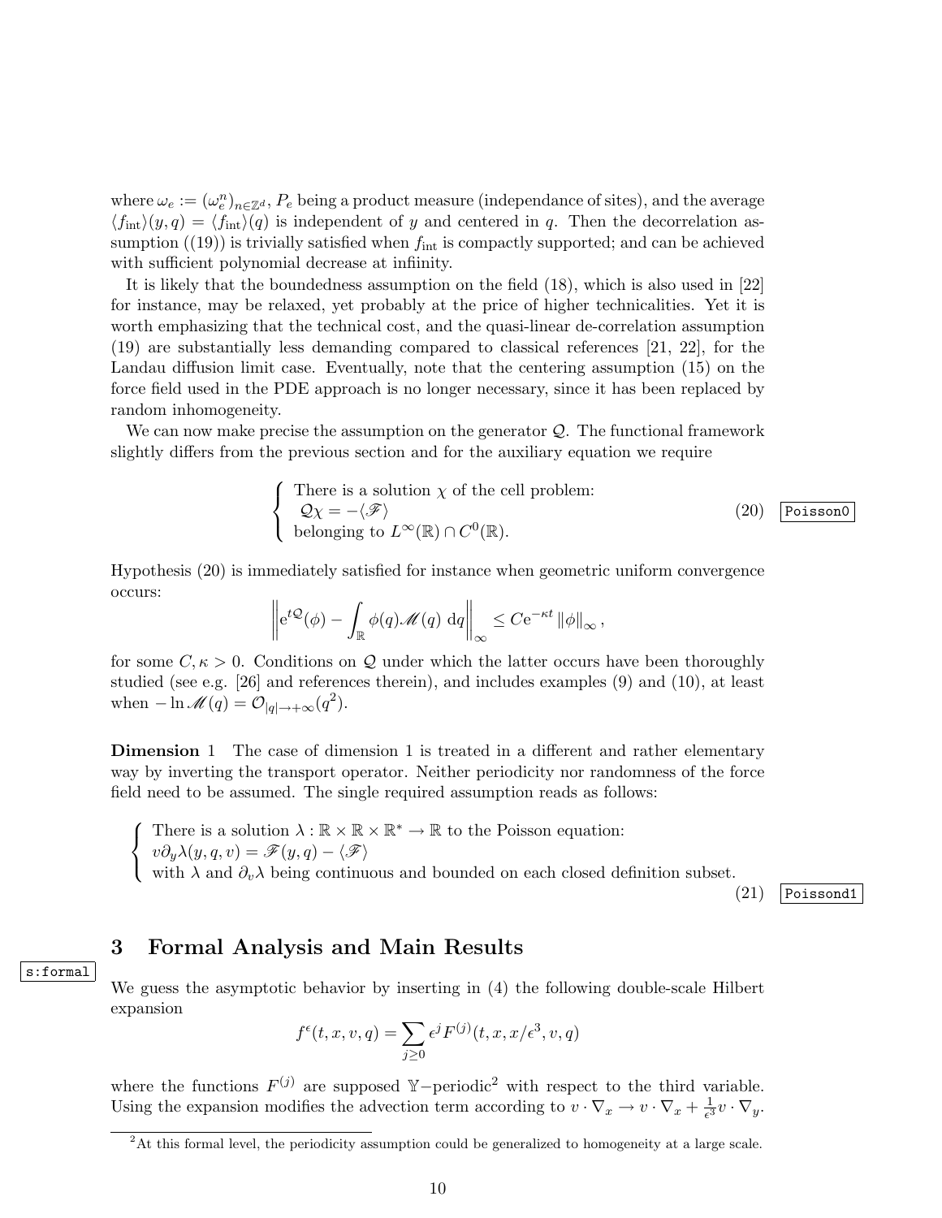where $\omega_e := (\omega_e^n)_{n\in\mathbb{Z}^d}$, $P_e$ being a product measure (independance of sites), and the average $\langle f_{\text{int}}\rangle(y,q) = \langle f_{\text{int}}\rangle(q)$ is independent of $y$ and centered in $q$. Then the decorrelation assumption ((19)) is trivially satisfied when $f_{\text{int}}$ is compactly supported; and can be achieved with sufficient polynomial decrease at infiinity.

It is likely that the boundedness assumption on the field (18), which is also used in [22] for instance, may be relaxed, yet probably at the price of higher technicalities. Yet it is worth emphasizing that the technical cost, and the quasi-linear de-correlation assumption (19) are substantially less demanding compared to classical references [21, 22], for the Landau diffusion limit case. Eventually, note that the centering assumption (15) on the force field used in the PDE approach is no longer necessary, since it has been replaced by random inhomogeneity.

We can now make precise the assumption on the generator $\mathcal{Q}$. The functional framework slightly differs from the previous section and for the auxiliary equation we require

$$\begin{cases} \text{There is a solution } \chi \text{ of the cell problem:} \\ \ \mathcal{Q}\chi = -\langle \mathscr{F} \rangle \\ \text{belonging to } L^\infty(\mathbb{R}) \cap C^0(\mathbb{R}). \end{cases} \tag{20}$$

Hypothesis (20) is immediately satisfied for instance when geometric uniform convergence occurs:

$$\left\| \mathrm{e}^{t\mathcal{Q}}(\phi) - \int_{\mathbb{R}} \phi(q)\mathscr{M}(q)\ \mathrm{d}q \right\|_\infty \leq C\mathrm{e}^{-\kappa t}\left\|\phi\right\|_\infty,$$

for some $C, \kappa > 0$. Conditions on $\mathcal{Q}$ under which the latter occurs have been thoroughly studied (see e.g. [26] and references therein), and includes examples (9) and (10), at least when $-\ln \mathscr{M}(q) = \mathcal{O}_{|q|\to+\infty}(q^2)$.

**Dimension** 1 The case of dimension 1 is treated in a different and rather elementary way by inverting the transport operator. Neither periodicity nor randomness of the force field need to be assumed. The single required assumption reads as follows:

$$\begin{cases} \text{There is a solution } \lambda : \mathbb{R}\times\mathbb{R}\times\mathbb{R}^* \to \mathbb{R} \text{ to the Poisson equation:} \\ v\partial_y \lambda(y,q,v) = \mathscr{F}(y,q) - \langle \mathscr{F} \rangle \\ \text{with } \lambda \text{ and } \partial_v\lambda \text{ being continuous and bounded on each closed definition subset.} \end{cases} \tag{21}$$

# 3 Formal Analysis and Main Results

We guess the asymptotic behavior by inserting in (4) the following double-scale Hilbert expansion

$$f^\epsilon(t,x,v,q) = \sum_{j\geq 0} \epsilon^j F^{(j)}(t,x,x/\epsilon^3,v,q)$$

where the functions $F^{(j)}$ are supposed $\mathbb{Y}-$periodic[2] with respect to the third variable. Using the expansion modifies the advection term according to $v\cdot\nabla_x \to v\cdot\nabla_x + \frac{1}{\epsilon^3}v\cdot\nabla_y$.

[2] At this formal level, the periodicity assumption could be generalized to homogeneity at a large scale.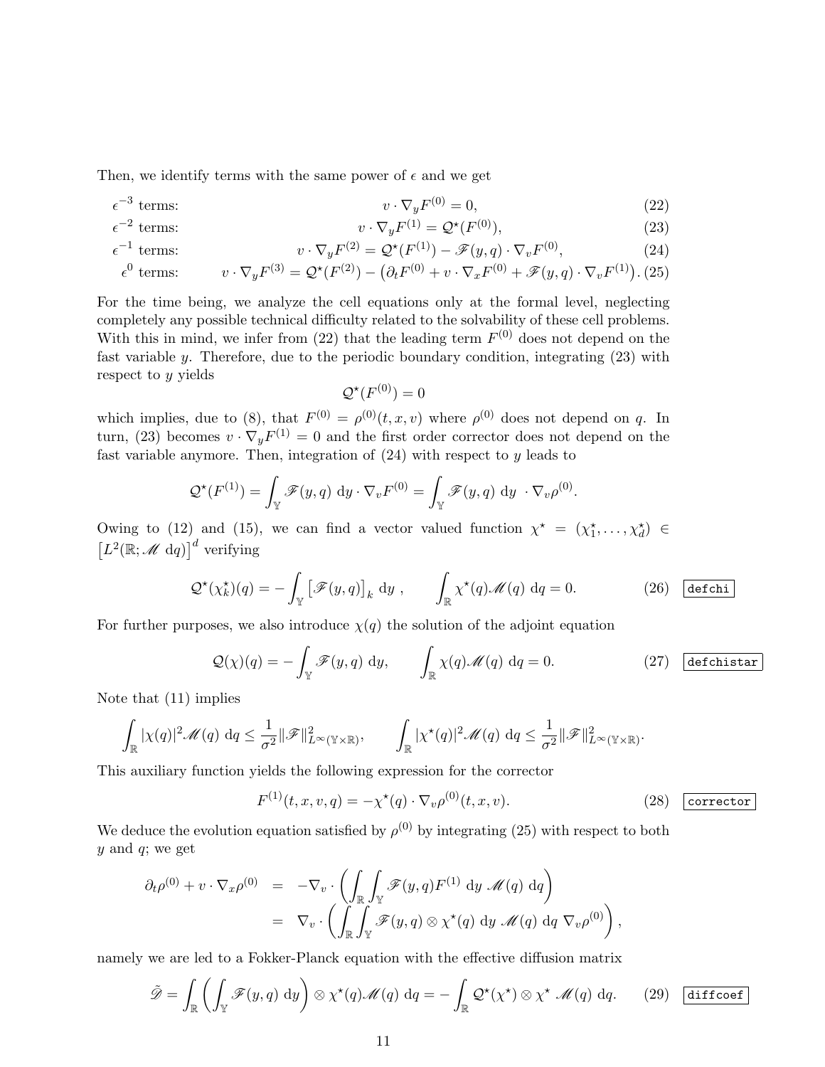Then, we identify terms with the same power of $\epsilon$ and we get

$$\epsilon^{-3} \text{ terms:} \qquad v \cdot \nabla_y F^{(0)} = 0, \tag{22}$$

$$\epsilon^{-2} \text{ terms:} \qquad v \cdot \nabla_y F^{(1)} = \mathcal{Q}^\star(F^{(0)}), \tag{23}$$

$$\epsilon^{-1} \text{ terms:} \qquad v \cdot \nabla_y F^{(2)} = \mathcal{Q}^\star(F^{(1)}) - \mathscr{F}(y,q) \cdot \nabla_v F^{(0)}, \tag{24}$$

$$\epsilon^{0} \text{ terms:} \qquad v \cdot \nabla_y F^{(3)} = \mathcal{Q}^\star(F^{(2)}) - \big(\partial_t F^{(0)} + v \cdot \nabla_x F^{(0)} + \mathscr{F}(y,q) \cdot \nabla_v F^{(1)}\big). \tag{25}$$

For the time being, we analyze the cell equations only at the formal level, neglecting completely any possible technical difficulty related to the solvability of these cell problems. With this in mind, we infer from (22) that the leading term $F^{(0)}$ does not depend on the fast variable $y$. Therefore, due to the periodic boundary condition, integrating (23) with respect to $y$ yields

$$\mathcal{Q}^\star(F^{(0)}) = 0$$

which implies, due to (8), that $F^{(0)} = \rho^{(0)}(t,x,v)$ where $\rho^{(0)}$ does not depend on $q$. In turn, (23) becomes $v \cdot \nabla_y F^{(1)} = 0$ and the first order corrector does not depend on the fast variable anymore. Then, integration of (24) with respect to $y$ leads to

$$\mathcal{Q}^\star(F^{(1)}) = \int_{\mathbb{Y}} \mathscr{F}(y,q)\ \mathrm{d}y \cdot \nabla_v F^{(0)} = \int_{\mathbb{Y}} \mathscr{F}(y,q)\ \mathrm{d}y\ \cdot \nabla_v \rho^{(0)}.$$

Owing to (12) and (15), we can find a vector valued function $\chi^\star = (\chi_1^\star, \dots, \chi_d^\star) \in \big[L^2(\mathbb{R}; \mathscr{M}\ \mathrm{d}q)\big]^d$ verifying

$$\mathcal{Q}^\star(\chi_k^\star)(q) = -\int_{\mathbb{Y}} \big[\mathscr{F}(y,q)\big]_k\ \mathrm{d}y\ , \qquad \int_{\mathbb{R}} \chi^\star(q) \mathscr{M}(q)\ \mathrm{d}q = 0. \tag{26}$$

For further purposes, we also introduce $\chi(q)$ the solution of the adjoint equation

$$\mathcal{Q}(\chi)(q) = -\int_{\mathbb{Y}} \mathscr{F}(y,q)\ \mathrm{d}y, \qquad \int_{\mathbb{R}} \chi(q) \mathscr{M}(q)\ \mathrm{d}q = 0. \tag{27}$$

Note that (11) implies

$$\int_{\mathbb{R}} |\chi(q)|^2 \mathscr{M}(q)\ \mathrm{d}q \leq \frac{1}{\sigma^2} \|\mathscr{F}\|^2_{L^\infty(\mathbb{Y}\times\mathbb{R})}, \qquad \int_{\mathbb{R}} |\chi^\star(q)|^2 \mathscr{M}(q)\ \mathrm{d}q \leq \frac{1}{\sigma^2} \|\mathscr{F}\|^2_{L^\infty(\mathbb{Y}\times\mathbb{R})}.$$

This auxiliary function yields the following expression for the corrector

$$F^{(1)}(t,x,v,q) = -\chi^\star(q) \cdot \nabla_v \rho^{(0)}(t,x,v). \tag{28}$$

We deduce the evolution equation satisfied by $\rho^{(0)}$ by integrating (25) with respect to both $y$ and $q$; we get

$$\begin{aligned}
\partial_t \rho^{(0)} + v \cdot \nabla_x \rho^{(0)} &= -\nabla_v \cdot \left( \int_{\mathbb{R}} \int_{\mathbb{Y}} \mathscr{F}(y,q) F^{(1)}\ \mathrm{d}y\ \mathscr{M}(q)\ \mathrm{d}q \right) \\
&= \nabla_v \cdot \left( \int_{\mathbb{R}} \int_{\mathbb{Y}} \mathscr{F}(y,q) \otimes \chi^\star(q)\ \mathrm{d}y\ \mathscr{M}(q)\ \mathrm{d}q\ \nabla_v \rho^{(0)} \right),
\end{aligned}$$

namely we are led to a Fokker-Planck equation with the effective diffusion matrix

$$\tilde{\mathscr{D}} = \int_{\mathbb{R}} \left( \int_{\mathbb{Y}} \mathscr{F}(y,q)\ \mathrm{d}y \right) \otimes \chi^\star(q) \mathscr{M}(q)\ \mathrm{d}q = -\int_{\mathbb{R}} \mathcal{Q}^\star(\chi^\star) \otimes \chi^\star\ \mathscr{M}(q)\ \mathrm{d}q. \tag{29}$$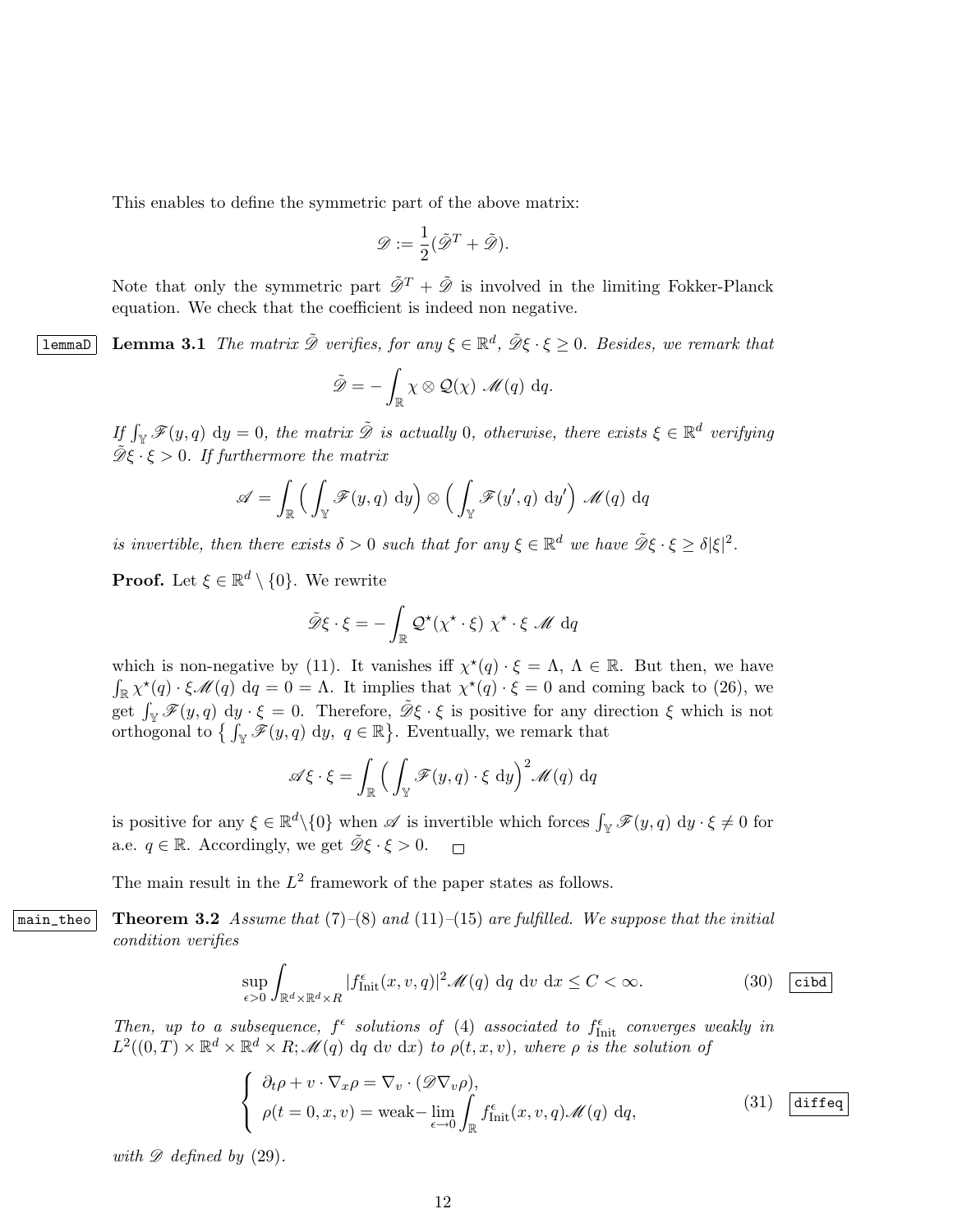This enables to define the symmetric part of the above matrix:

$$\mathscr{D} := \frac{1}{2}(\tilde{\mathscr{D}}^T + \tilde{\mathscr{D}}).$$

Note that only the symmetric part $\tilde{\mathscr{D}}^T + \tilde{\mathscr{D}}$ is involved in the limiting Fokker-Planck equation. We check that the coefficient is indeed non negative.

**Lemma 3.1** *The matrix $\tilde{\mathscr{D}}$ verifies, for any $\xi \in \mathbb{R}^d$, $\tilde{\mathscr{D}}\xi \cdot \xi \geq 0$. Besides, we remark that*

$$\tilde{\mathscr{D}} = -\int_{\mathbb{R}} \chi \otimes \mathcal{Q}(\chi)\ \mathscr{M}(q)\ \mathrm{d}q.$$

*If $\int_{\mathbb{Y}} \mathscr{F}(y,q)\ \mathrm{d}y = 0$, the matrix $\tilde{\mathscr{D}}$ is actually 0, otherwise, there exists $\xi \in \mathbb{R}^d$ verifying $\tilde{\mathscr{D}}\xi \cdot \xi > 0$. If furthermore the matrix*

$$\mathscr{A} = \int_{\mathbb{R}} \Big( \int_{\mathbb{Y}} \mathscr{F}(y,q)\ \mathrm{d}y \Big) \otimes \Big( \int_{\mathbb{Y}} \mathscr{F}(y',q)\ \mathrm{d}y' \Big)\ \mathscr{M}(q)\ \mathrm{d}q$$

*is invertible, then there exists $\delta > 0$ such that for any $\xi \in \mathbb{R}^d$ we have $\tilde{\mathscr{D}}\xi \cdot \xi \geq \delta |\xi|^2$.*

**Proof.** Let $\xi \in \mathbb{R}^d \setminus \{0\}$. We rewrite

$$\tilde{\mathscr{D}}\xi \cdot \xi = -\int_{\mathbb{R}} \mathcal{Q}^\star(\chi^\star \cdot \xi)\ \chi^\star \cdot \xi\ \mathscr{M}\ \mathrm{d}q$$

which is non-negative by (11). It vanishes iff $\chi^\star(q) \cdot \xi = \Lambda$, $\Lambda \in \mathbb{R}$. But then, we have $\int_{\mathbb{R}} \chi^\star(q) \cdot \xi \mathscr{M}(q)\ \mathrm{d}q = 0 = \Lambda$. It implies that $\chi^\star(q) \cdot \xi = 0$ and coming back to (26), we get $\int_{\mathbb{Y}} \mathscr{F}(y,q)\ \mathrm{d}y \cdot \xi = 0$. Therefore, $\tilde{\mathscr{D}}\xi \cdot \xi$ is positive for any direction $\xi$ which is not orthogonal to $\big\{ \int_{\mathbb{Y}} \mathscr{F}(y,q)\ \mathrm{d}y,\ q \in \mathbb{R} \big\}$. Eventually, we remark that

$$\mathscr{A}\xi \cdot \xi = \int_{\mathbb{R}} \Big( \int_{\mathbb{Y}} \mathscr{F}(y,q) \cdot \xi\ \mathrm{d}y \Big)^2 \mathscr{M}(q)\ \mathrm{d}q$$

is positive for any $\xi \in \mathbb{R}^d \setminus \{0\}$ when $\mathscr{A}$ is invertible which forces $\int_{\mathbb{Y}} \mathscr{F}(y,q)\ \mathrm{d}y \cdot \xi \neq 0$ for a.e. $q \in \mathbb{R}$. Accordingly, we get $\tilde{\mathscr{D}}\xi \cdot \xi > 0$. $\square$

The main result in the $L^2$ framework of the paper states as follows.

**Theorem 3.2** *Assume that (7)–(8) and (11)–(15) are fulfilled. We suppose that the initial condition verifies*

$$\sup_{\epsilon > 0} \int_{\mathbb{R}^d \times \mathbb{R}^d \times R} |f^\epsilon_{\mathrm{Init}}(x,v,q)|^2 \mathscr{M}(q)\ \mathrm{d}q\ \mathrm{d}v\ \mathrm{d}x \leq C < \infty. \tag{30}$$

*Then, up to a subsequence, $f^\epsilon$ solutions of (4) associated to $f^\epsilon_{\mathrm{Init}}$ converges weakly in $L^2((0,T) \times \mathbb{R}^d \times \mathbb{R}^d \times R; \mathscr{M}(q)\ \mathrm{d}q\ \mathrm{d}v\ \mathrm{d}x)$ to $\rho(t,x,v)$, where $\rho$ is the solution of*

$$\left\{ \begin{array}{l} \partial_t \rho + v \cdot \nabla_x \rho = \nabla_v \cdot (\mathscr{D} \nabla_v \rho), \\ \rho(t=0,x,v) = \text{weak}-\lim\limits_{\epsilon \to 0} \displaystyle\int_{\mathbb{R}} f^\epsilon_{\mathrm{Init}}(x,v,q) \mathscr{M}(q)\ \mathrm{d}q, \end{array} \right. \tag{31}$$

*with $\mathscr{D}$ defined by (29).*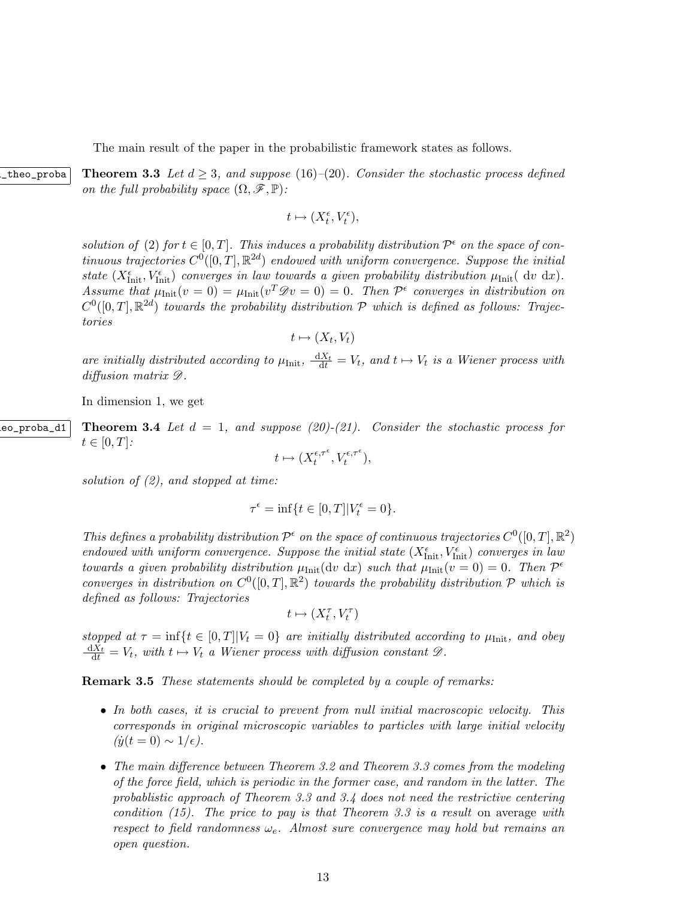The main result of the paper in the probabilistic framework states as follows.

**Theorem 3.3** *Let $d \geq 3$, and suppose (16)–(20). Consider the stochastic process defined on the full probability space $(\Omega, \mathscr{F}, \mathbb{P})$:*

$$t \mapsto (X_t^\epsilon, V_t^\epsilon),$$

*solution of (2) for $t \in [0,T]$. This induces a probability distribution $\mathcal{P}^\epsilon$ on the space of continuous trajectories $C^0([0,T], \mathbb{R}^{2d})$ endowed with uniform convergence. Suppose the initial state $(X_{\mathrm{Init}}^\epsilon, V_{\mathrm{Init}}^\epsilon)$ converges in law towards a given probability distribution $\mu_{\mathrm{Init}}(\,\mathrm{d}v\,\mathrm{d}x)$. Assume that $\mu_{\mathrm{Init}}(v = 0) = \mu_{\mathrm{Init}}(v^T \mathscr{D} v = 0) = 0$. Then $\mathcal{P}^\epsilon$ converges in distribution on $C^0([0,T], \mathbb{R}^{2d})$ towards the probability distribution $\mathcal{P}$ which is defined as follows: Trajectories*

$$t \mapsto (X_t, V_t)$$

*are initially distributed according to $\mu_{\mathrm{Init}}$, $\frac{\mathrm{d}X_t}{\mathrm{d}t} = V_t$, and $t \mapsto V_t$ is a Wiener process with diffusion matrix $\mathscr{D}$.*

In dimension 1, we get

**Theorem 3.4** *Let $d = 1$, and suppose (20)-(21). Consider the stochastic process for $t \in [0,T]$:*

$$t \mapsto (X_t^{\epsilon,\tau^\epsilon}, V_t^{\epsilon,\tau^\epsilon}),$$

*solution of (2), and stopped at time:*

$$\tau^\epsilon = \inf\{t \in [0,T] | V_t^\epsilon = 0\}.$$

*This defines a probability distribution $\mathcal{P}^\epsilon$ on the space of continuous trajectories $C^0([0,T], \mathbb{R}^2)$ endowed with uniform convergence. Suppose the initial state $(X_{\mathrm{Init}}^\epsilon, V_{\mathrm{Init}}^\epsilon)$ converges in law towards a given probability distribution $\mu_{\mathrm{Init}}(\mathrm{d}v\,\mathrm{d}x)$ such that $\mu_{\mathrm{Init}}(v = 0) = 0$. Then $\mathcal{P}^\epsilon$ converges in distribution on $C^0([0,T], \mathbb{R}^2)$ towards the probability distribution $\mathcal{P}$ which is defined as follows: Trajectories*

$$t \mapsto (X_t^\tau, V_t^\tau)$$

*stopped at $\tau = \inf\{t \in [0,T] | V_t = 0\}$ are initially distributed according to $\mu_{\mathrm{Init}}$, and obey $\frac{\mathrm{d}X_t}{\mathrm{d}t} = V_t$, with $t \mapsto V_t$ a Wiener process with diffusion constant $\mathscr{D}$.*

**Remark 3.5** *These statements should be completed by a couple of remarks:*

- *In both cases, it is crucial to prevent from null initial macroscopic velocity. This corresponds in original microscopic variables to particles with large initial velocity ($\dot{y}(t = 0) \sim 1/\epsilon$).*
- *The main difference between Theorem 3.2 and Theorem 3.3 comes from the modeling of the force field, which is periodic in the former case, and random in the latter. The probablistic approach of Theorem 3.3 and 3.4 does not need the restrictive centering condition (15). The price to pay is that Theorem 3.3 is a result* on average *with respect to field randomness $\omega_e$. Almost sure convergence may hold but remains an open question.*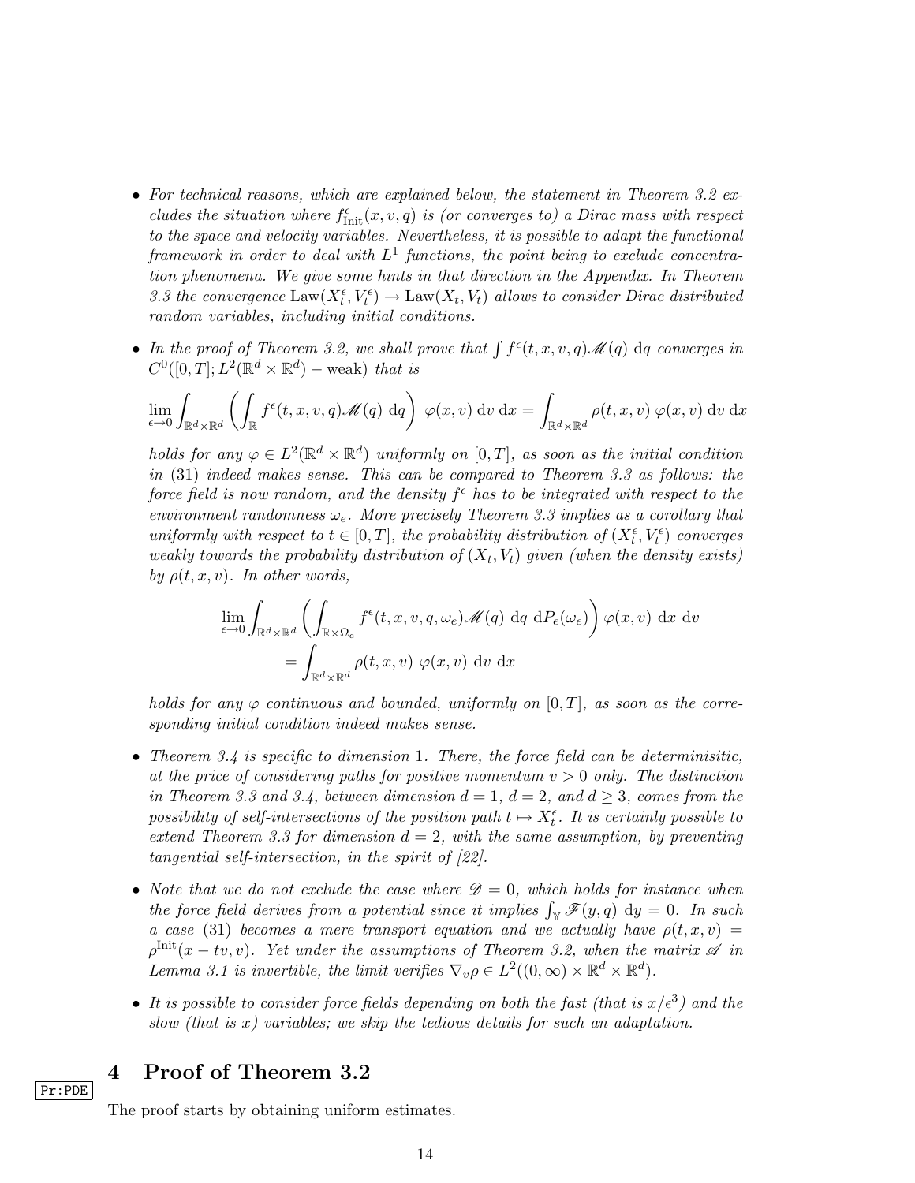- *For technical reasons, which are explained below, the statement in Theorem 3.2 excludes the situation where $f^\epsilon_{\rm Init}(x,v,q)$ is (or converges to) a Dirac mass with respect to the space and velocity variables. Nevertheless, it is possible to adapt the functional framework in order to deal with $L^1$ functions, the point being to exclude concentration phenomena. We give some hints in that direction in the Appendix. In Theorem 3.3 the convergence $\mathrm{Law}(X^\epsilon_t, V^\epsilon_t) \to \mathrm{Law}(X_t, V_t)$ allows to consider Dirac distributed random variables, including initial conditions.*

- *In the proof of Theorem 3.2, we shall prove that $\int f^\epsilon(t,x,v,q)\mathscr{M}(q)\ \mathrm{d}q$ converges in $C^0([0,T]; L^2(\mathbb{R}^d\times\mathbb{R}^d) - \mathrm{weak})$ that is*

$$\lim_{\epsilon\to 0}\int_{\mathbb{R}^d\times\mathbb{R}^d}\left(\int_{\mathbb{R}} f^\epsilon(t,x,v,q)\mathscr{M}(q)\ \mathrm{d}q\right)\ \varphi(x,v)\ \mathrm{d}v\ \mathrm{d}x = \int_{\mathbb{R}^d\times\mathbb{R}^d}\rho(t,x,v)\ \varphi(x,v)\ \mathrm{d}v\ \mathrm{d}x$$

*holds for any $\varphi\in L^2(\mathbb{R}^d\times\mathbb{R}^d)$ uniformly on $[0,T]$, as soon as the initial condition in (31) indeed makes sense. This can be compared to Theorem 3.3 as follows: the force field is now random, and the density $f^\epsilon$ has to be integrated with respect to the environment randomness $\omega_e$. More precisely Theorem 3.3 implies as a corollary that uniformly with respect to $t\in[0,T]$, the probability distribution of $(X^\epsilon_t, V^\epsilon_t)$ converges weakly towards the probability distribution of $(X_t,V_t)$ given (when the density exists) by $\rho(t,x,v)$. In other words,*

$$\lim_{\epsilon\to 0}\int_{\mathbb{R}^d\times\mathbb{R}^d}\left(\int_{\mathbb{R}\times\Omega_e} f^\epsilon(t,x,v,q,\omega_e)\mathscr{M}(q)\ \mathrm{d}q\ \mathrm{d}P_e(\omega_e)\right)\varphi(x,v)\ \mathrm{d}x\ \mathrm{d}v$$
$$= \int_{\mathbb{R}^d\times\mathbb{R}^d}\rho(t,x,v)\ \varphi(x,v)\ \mathrm{d}v\ \mathrm{d}x$$

*holds for any $\varphi$ continuous and bounded, uniformly on $[0,T]$, as soon as the corresponding initial condition indeed makes sense.*

- *Theorem 3.4 is specific to dimension 1. There, the force field can be determinisitic, at the price of considering paths for positive momentum $v>0$ only. The distinction in Theorem 3.3 and 3.4, between dimension $d=1$, $d=2$, and $d\geq 3$, comes from the possibility of self-intersections of the position path $t\mapsto X^\epsilon_t$. It is certainly possible to extend Theorem 3.3 for dimension $d=2$, with the same assumption, by preventing tangential self-intersection, in the spirit of [22].*

- *Note that we do not exclude the case where $\mathscr{D}=0$, which holds for instance when the force field derives from a potential since it implies $\int_{\mathbb{Y}}\mathscr{F}(y,q)\ \mathrm{d}y = 0$. In such a case (31) becomes a mere transport equation and we actually have $\rho(t,x,v) = \rho^{\rm Init}(x-tv,v)$. Yet under the assumptions of Theorem 3.2, when the matrix $\mathscr{A}$ in Lemma 3.1 is invertible, the limit verifies $\nabla_v\rho\in L^2((0,\infty)\times\mathbb{R}^d\times\mathbb{R}^d)$.*

- *It is possible to consider force fields depending on both the fast (that is $x/\epsilon^3$) and the slow (that is $x$) variables; we skip the tedious details for such an adaptation.*

# 4 Proof of Theorem 3.2

The proof starts by obtaining uniform estimates.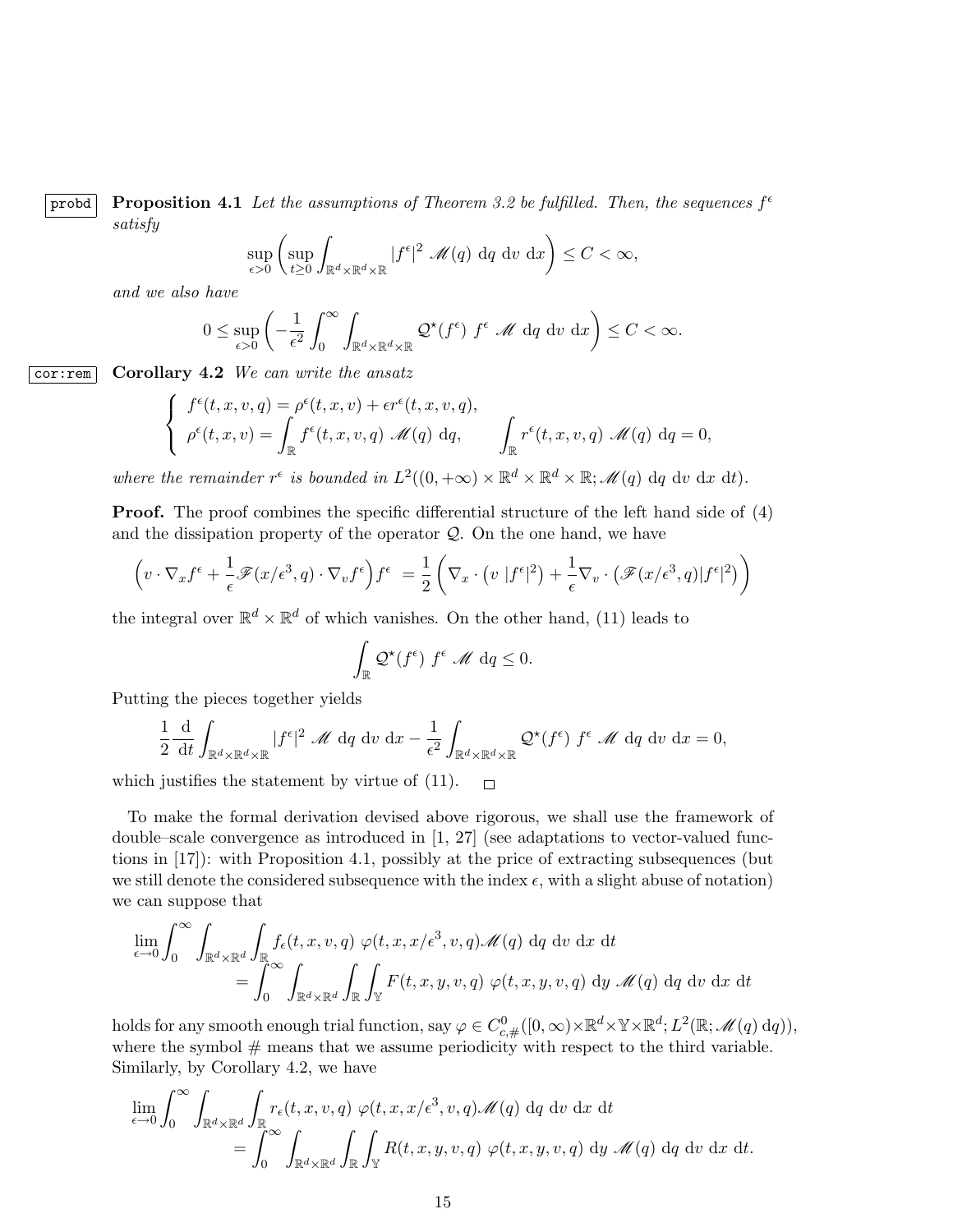**Proposition 4.1** *Let the assumptions of Theorem 3.2 be fulfilled. Then, the sequences $f^\epsilon$ satisfy*

$$\sup_{\epsilon>0}\left(\sup_{t\geq 0}\int_{\mathbb{R}^d\times\mathbb{R}^d\times\mathbb{R}} |f^\epsilon|^2 \ \mathscr{M}(q)\ \mathrm{d}q\ \mathrm{d}v\ \mathrm{d}x\right)\leq C<\infty,$$

*and we also have*

$$0\leq \sup_{\epsilon>0}\left(-\frac{1}{\epsilon^2}\int_0^\infty\int_{\mathbb{R}^d\times\mathbb{R}^d\times\mathbb{R}} \mathcal{Q}^\star(f^\epsilon)\ f^\epsilon\ \mathscr{M}\ \mathrm{d}q\ \mathrm{d}v\ \mathrm{d}x\right)\leq C<\infty.$$

**Corollary 4.2** *We can write the ansatz*

$$\begin{cases} f^\epsilon(t,x,v,q)=\rho^\epsilon(t,x,v)+\epsilon r^\epsilon(t,x,v,q),\\ \rho^\epsilon(t,x,v)=\displaystyle\int_{\mathbb{R}} f^\epsilon(t,x,v,q)\ \mathscr{M}(q)\ \mathrm{d}q, \qquad \int_{\mathbb{R}} r^\epsilon(t,x,v,q)\ \mathscr{M}(q)\ \mathrm{d}q=0,\end{cases}$$

*where the remainder $r^\epsilon$ is bounded in $L^2((0,+\infty)\times\mathbb{R}^d\times\mathbb{R}^d\times\mathbb{R};\mathscr{M}(q)\ \mathrm{d}q\ \mathrm{d}v\ \mathrm{d}x\ \mathrm{d}t)$.*

**Proof.** The proof combines the specific differential structure of the left hand side of (4) and the dissipation property of the operator $\mathcal{Q}$. On the one hand, we have

$$\Big(v\cdot\nabla_x f^\epsilon+\frac{1}{\epsilon}\mathscr{F}(x/\epsilon^3,q)\cdot\nabla_v f^\epsilon\Big)f^\epsilon \ =\frac{1}{2}\left(\nabla_x\cdot\big(v\ |f^\epsilon|^2\big)+\frac{1}{\epsilon}\nabla_v\cdot\big(\mathscr{F}(x/\epsilon^3,q)|f^\epsilon|^2\big)\right)$$

the integral over $\mathbb{R}^d\times\mathbb{R}^d$ of which vanishes. On the other hand, (11) leads to

$$\int_{\mathbb{R}}\mathcal{Q}^\star(f^\epsilon)\ f^\epsilon\ \mathscr{M}\ \mathrm{d}q\leq 0.$$

Putting the pieces together yields

$$\frac{1}{2}\frac{\mathrm{d}}{\mathrm{d}t}\int_{\mathbb{R}^d\times\mathbb{R}^d\times\mathbb{R}}|f^\epsilon|^2\ \mathscr{M}\ \mathrm{d}q\ \mathrm{d}v\ \mathrm{d}x-\frac{1}{\epsilon^2}\int_{\mathbb{R}^d\times\mathbb{R}^d\times\mathbb{R}}\mathcal{Q}^\star(f^\epsilon)\ f^\epsilon\ \mathscr{M}\ \mathrm{d}q\ \mathrm{d}v\ \mathrm{d}x=0,$$

which justifies the statement by virtue of (11). □

To make the formal derivation devised above rigorous, we shall use the framework of double–scale convergence as introduced in [1, 27] (see adaptations to vector-valued functions in [17]): with Proposition 4.1, possibly at the price of extracting subsequences (but we still denote the considered subsequence with the index $\epsilon$, with a slight abuse of notation) we can suppose that

$$\begin{aligned}\lim_{\epsilon\to0}\int_0^\infty\int_{\mathbb{R}^d\times\mathbb{R}^d}\int_{\mathbb{R}} f_\epsilon(t,x,v,q)\ \varphi(t,x,x/\epsilon^3,v,q)\mathscr{M}(q)\ \mathrm{d}q\ \mathrm{d}v\ \mathrm{d}x\ \mathrm{d}t\\ =\int_0^\infty\int_{\mathbb{R}^d\times\mathbb{R}^d}\int_{\mathbb{R}}\int_{\mathbb{Y}} F(t,x,y,v,q)\ \varphi(t,x,y,v,q)\ \mathrm{d}y\ \mathscr{M}(q)\ \mathrm{d}q\ \mathrm{d}v\ \mathrm{d}x\ \mathrm{d}t\end{aligned}$$

holds for any smooth enough trial function, say $\varphi\in C^0_{c,\#}([0,\infty)\times\mathbb{R}^d\times\mathbb{Y}\times\mathbb{R}^d;L^2(\mathbb{R};\mathscr{M}(q)\ \mathrm{d}q))$, where the symbol # means that we assume periodicity with respect to the third variable. Similarly, by Corollary 4.2, we have

$$\begin{aligned}\lim_{\epsilon\to0}\int_0^\infty\int_{\mathbb{R}^d\times\mathbb{R}^d}\int_{\mathbb{R}} r_\epsilon(t,x,v,q)\ \varphi(t,x,x/\epsilon^3,v,q)\mathscr{M}(q)\ \mathrm{d}q\ \mathrm{d}v\ \mathrm{d}x\ \mathrm{d}t\\ =\int_0^\infty\int_{\mathbb{R}^d\times\mathbb{R}^d}\int_{\mathbb{R}}\int_{\mathbb{Y}} R(t,x,y,v,q)\ \varphi(t,x,y,v,q)\ \mathrm{d}y\ \mathscr{M}(q)\ \mathrm{d}q\ \mathrm{d}v\ \mathrm{d}x\ \mathrm{d}t.\end{aligned}$$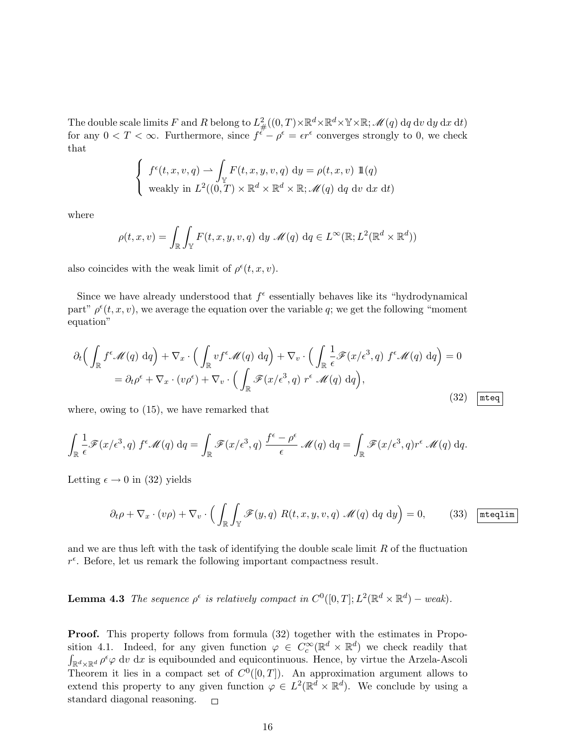The double scale limits $F$ and $R$ belong to $L^2_\#((0,T)\times\mathbb{R}^d\times\mathbb{R}^d\times\mathbb{Y}\times\mathbb{R};\mathscr{M}(q)\,\mathrm{d}q\,\mathrm{d}v\,\mathrm{d}y\,\mathrm{d}x\,\mathrm{d}t)$ for any $0<T<\infty$. Furthermore, since $f^\epsilon-\rho^\epsilon=\epsilon r^\epsilon$ converges strongly to 0, we check that

$$\left\{\begin{array}{l} f^\epsilon(t,x,v,q)\rightharpoonup \displaystyle\int_{\mathbb{Y}} F(t,x,y,v,q)\ \mathrm{d}y=\rho(t,x,v)\ 1\!\!1(q)\\ \text{weakly in } L^2((0,T)\times\mathbb{R}^d\times\mathbb{R}^d\times\mathbb{R};\mathscr{M}(q)\ \mathrm{d}q\ \mathrm{d}v\ \mathrm{d}x\ \mathrm{d}t)\end{array}\right.$$

where

$$\rho(t,x,v)=\int_{\mathbb{R}}\int_{\mathbb{Y}} F(t,x,y,v,q)\ \mathrm{d}y\ \mathscr{M}(q)\ \mathrm{d}q\in L^\infty(\mathbb{R};L^2(\mathbb{R}^d\times\mathbb{R}^d))$$

also coincides with the weak limit of $\rho^\epsilon(t,x,v)$.

Since we have already understood that $f^\epsilon$ essentially behaves like its "hydrodynamical part" $\rho^\epsilon(t,x,v)$, we average the equation over the variable $q$; we get the following "moment equation"

$$\begin{aligned}\partial_t\Big(\int_{\mathbb{R}} f^\epsilon\mathscr{M}(q)\ \mathrm{d}q\Big)+\nabla_x\cdot\Big(\int_{\mathbb{R}} vf^\epsilon\mathscr{M}(q)\ \mathrm{d}q\Big)+\nabla_v\cdot\Big(\int_{\mathbb{R}}\frac{1}{\epsilon}\mathscr{F}(x/\epsilon^3,q)\ f^\epsilon\mathscr{M}(q)\ \mathrm{d}q\Big)=0\\ =\partial_t\rho^\epsilon+\nabla_x\cdot(v\rho^\epsilon)+\nabla_v\cdot\Big(\int_{\mathbb{R}}\mathscr{F}(x/\epsilon^3,q)\ r^\epsilon\ \mathscr{M}(q)\ \mathrm{d}q\Big),\end{aligned}\tag{32}$$

where, owing to (15), we have remarked that

$$\int_{\mathbb{R}}\frac{1}{\epsilon}\mathscr{F}(x/\epsilon^3,q)\ f^\epsilon\mathscr{M}(q)\ \mathrm{d}q=\int_{\mathbb{R}}\mathscr{F}(x/\epsilon^3,q)\ \frac{f^\epsilon-\rho^\epsilon}{\epsilon}\ \mathscr{M}(q)\ \mathrm{d}q=\int_{\mathbb{R}}\mathscr{F}(x/\epsilon^3,q)r^\epsilon\ \mathscr{M}(q)\ \mathrm{d}q.$$

Letting $\epsilon\to 0$ in (32) yields

$$\partial_t\rho+\nabla_x\cdot(v\rho)+\nabla_v\cdot\Big(\int_{\mathbb{R}}\int_{\mathbb{Y}}\mathscr{F}(y,q)\ R(t,x,y,v,q)\ \mathscr{M}(q)\ \mathrm{d}q\ \mathrm{d}y\Big)=0,\tag{33}$$

and we are thus left with the task of identifying the double scale limit $R$ of the fluctuation $r^\epsilon$. Before, let us remark the following important compactness result.

**Lemma 4.3** *The sequence $\rho^\epsilon$ is relatively compact in $C^0([0,T];L^2(\mathbb{R}^d\times\mathbb{R}^d)-weak)$.*

**Proof.** This property follows from formula (32) together with the estimates in Proposition 4.1. Indeed, for any given function $\varphi\in C_c^\infty(\mathbb{R}^d\times\mathbb{R}^d)$ we check readily that $\int_{\mathbb{R}^d\times\mathbb{R}^d}\rho^\epsilon\varphi\ \mathrm{d}v\ \mathrm{d}x$ is equibounded and equicontinuous. Hence, by virtue the Arzela-Ascoli Theorem it lies in a compact set of $C^0([0,T])$. An approximation argument allows to extend this property to any given function $\varphi\in L^2(\mathbb{R}^d\times\mathbb{R}^d)$. We conclude by using a standard diagonal reasoning. □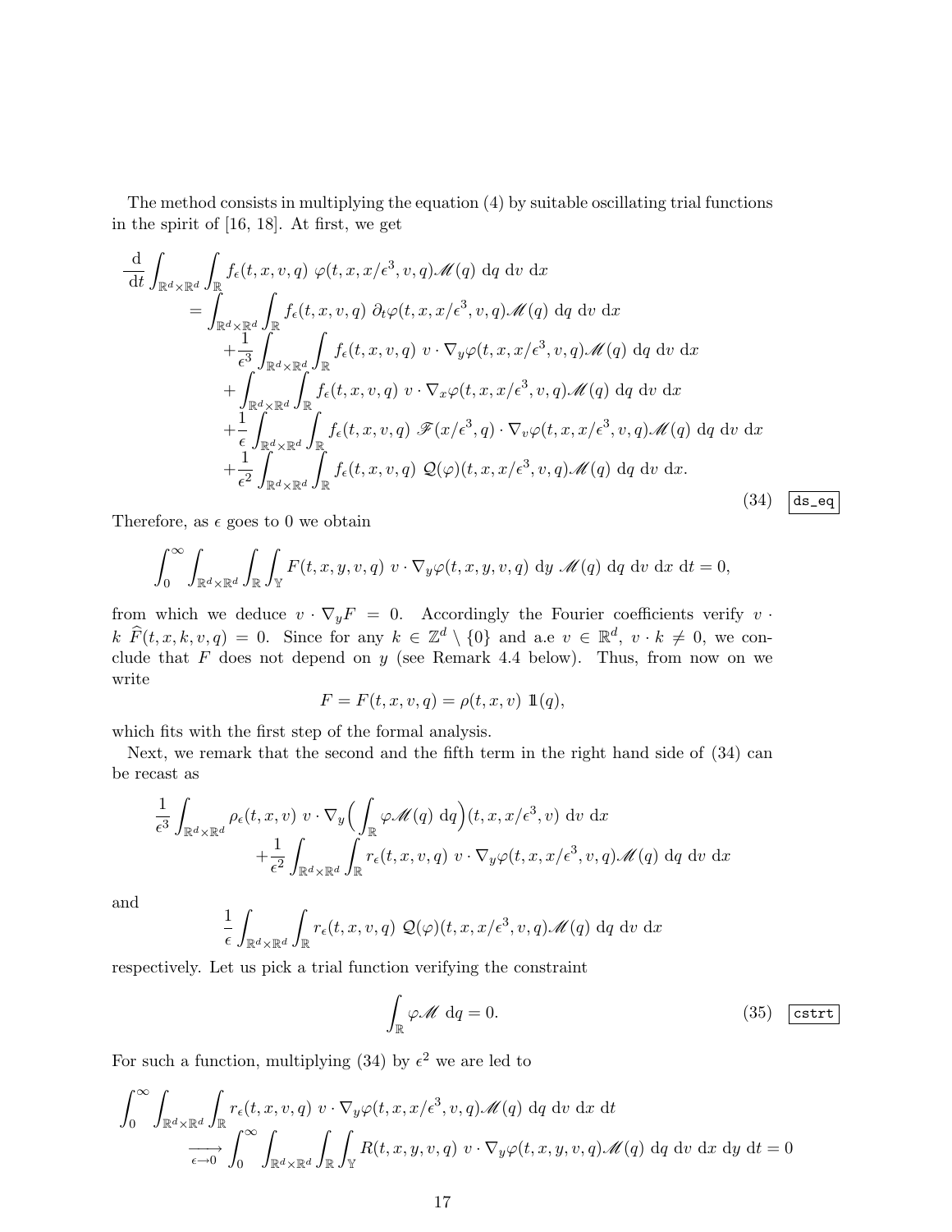The method consists in multiplying the equation (4) by suitable oscillating trial functions in the spirit of [16, 18]. At first, we get

$$
\begin{aligned}
\frac{\mathrm{d}}{\mathrm{d}t}\int_{\mathbb{R}^d\times\mathbb{R}^d}\int_{\mathbb{R}} & f_\epsilon(t,x,v,q)\ \varphi(t,x,x/\epsilon^3,v,q)\mathscr{M}(q)\ \mathrm{d}q\ \mathrm{d}v\ \mathrm{d}x \\
&= \int_{\mathbb{R}^d\times\mathbb{R}^d}\int_{\mathbb{R}} f_\epsilon(t,x,v,q)\ \partial_t\varphi(t,x,x/\epsilon^3,v,q)\mathscr{M}(q)\ \mathrm{d}q\ \mathrm{d}v\ \mathrm{d}x \\
&\quad +\frac{1}{\epsilon^3}\int_{\mathbb{R}^d\times\mathbb{R}^d}\int_{\mathbb{R}} f_\epsilon(t,x,v,q)\ v\cdot\nabla_y\varphi(t,x,x/\epsilon^3,v,q)\mathscr{M}(q)\ \mathrm{d}q\ \mathrm{d}v\ \mathrm{d}x \\
&\quad +\int_{\mathbb{R}^d\times\mathbb{R}^d}\int_{\mathbb{R}} f_\epsilon(t,x,v,q)\ v\cdot\nabla_x\varphi(t,x,x/\epsilon^3,v,q)\mathscr{M}(q)\ \mathrm{d}q\ \mathrm{d}v\ \mathrm{d}x \\
&\quad +\frac{1}{\epsilon}\int_{\mathbb{R}^d\times\mathbb{R}^d}\int_{\mathbb{R}} f_\epsilon(t,x,v,q)\ \mathscr{F}(x/\epsilon^3,q)\cdot\nabla_v\varphi(t,x,x/\epsilon^3,v,q)\mathscr{M}(q)\ \mathrm{d}q\ \mathrm{d}v\ \mathrm{d}x \\
&\quad +\frac{1}{\epsilon^2}\int_{\mathbb{R}^d\times\mathbb{R}^d}\int_{\mathbb{R}} f_\epsilon(t,x,v,q)\ \mathcal{Q}(\varphi)(t,x,x/\epsilon^3,v,q)\mathscr{M}(q)\ \mathrm{d}q\ \mathrm{d}v\ \mathrm{d}x.
\end{aligned}
\tag{34}
$$

Therefore, as $\epsilon$ goes to 0 we obtain

$$
\int_0^\infty\int_{\mathbb{R}^d\times\mathbb{R}^d}\int_{\mathbb{R}}\int_{\mathbb{Y}} F(t,x,y,v,q)\ v\cdot\nabla_y\varphi(t,x,y,v,q)\ \mathrm{d}y\ \mathscr{M}(q)\ \mathrm{d}q\ \mathrm{d}v\ \mathrm{d}x\ \mathrm{d}t = 0,
$$

from which we deduce $v\cdot\nabla_y F = 0$. Accordingly the Fourier coefficients verify $v\cdot k\ \widehat{F}(t,x,k,v,q) = 0$. Since for any $k\in\mathbb{Z}^d\setminus\{0\}$ and a.e $v\in\mathbb{R}^d$, $v\cdot k\neq 0$, we conclude that $F$ does not depend on $y$ (see Remark 4.4 below). Thus, from now on we write

$$
F = F(t,x,v,q) = \rho(t,x,v)\ \mathbb{1}(q),
$$

which fits with the first step of the formal analysis.

Next, we remark that the second and the fifth term in the right hand side of (34) can be recast as

$$
\begin{aligned}
\frac{1}{\epsilon^3}\int_{\mathbb{R}^d\times\mathbb{R}^d} & \rho_\epsilon(t,x,v)\ v\cdot\nabla_y\Big(\int_{\mathbb{R}}\varphi\mathscr{M}(q)\ \mathrm{d}q\Big)(t,x,x/\epsilon^3,v)\ \mathrm{d}v\ \mathrm{d}x \\
&+\frac{1}{\epsilon^2}\int_{\mathbb{R}^d\times\mathbb{R}^d}\int_{\mathbb{R}} r_\epsilon(t,x,v,q)\ v\cdot\nabla_y\varphi(t,x,x/\epsilon^3,v,q)\mathscr{M}(q)\ \mathrm{d}q\ \mathrm{d}v\ \mathrm{d}x
\end{aligned}
$$

and

$$
\frac{1}{\epsilon}\int_{\mathbb{R}^d\times\mathbb{R}^d}\int_{\mathbb{R}} r_\epsilon(t,x,v,q)\ \mathcal{Q}(\varphi)(t,x,x/\epsilon^3,v,q)\mathscr{M}(q)\ \mathrm{d}q\ \mathrm{d}v\ \mathrm{d}x
$$

respectively. Let us pick a trial function verifying the constraint

$$
\int_{\mathbb{R}}\varphi\mathscr{M}\ \mathrm{d}q = 0. \tag{35}
$$

For such a function, multiplying (34) by $\epsilon^2$ we are led to

$$
\begin{aligned}
\int_0^\infty\int_{\mathbb{R}^d\times\mathbb{R}^d}\int_{\mathbb{R}} & r_\epsilon(t,x,v,q)\ v\cdot\nabla_y\varphi(t,x,x/\epsilon^3,v,q)\mathscr{M}(q)\ \mathrm{d}q\ \mathrm{d}v\ \mathrm{d}x\ \mathrm{d}t \\
&\xrightarrow[\epsilon\to 0]{}\int_0^\infty\int_{\mathbb{R}^d\times\mathbb{R}^d}\int_{\mathbb{R}}\int_{\mathbb{Y}} R(t,x,y,v,q)\ v\cdot\nabla_y\varphi(t,x,y,v,q)\mathscr{M}(q)\ \mathrm{d}q\ \mathrm{d}v\ \mathrm{d}x\ \mathrm{d}y\ \mathrm{d}t = 0
\end{aligned}
$$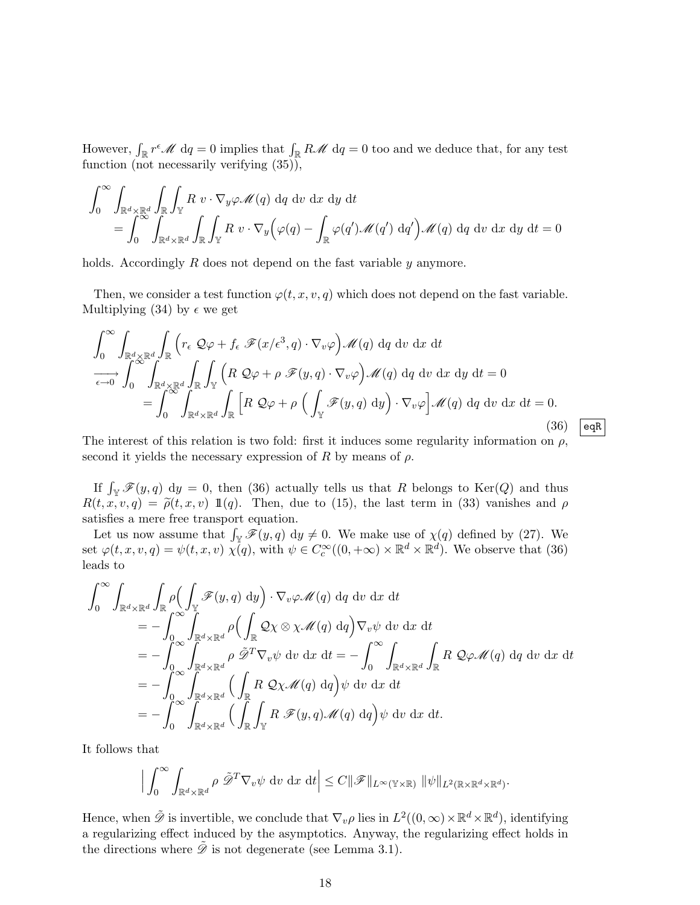However, $\int_{\mathbb{R}} r^\epsilon \mathscr{M}\ \mathrm{d}q = 0$ implies that $\int_{\mathbb{R}} R\mathscr{M}\ \mathrm{d}q = 0$ too and we deduce that, for any test function (not necessarily verifying (35)),

$$\begin{aligned}
&\int_0^\infty \int_{\mathbb{R}^d\times\mathbb{R}^d} \int_{\mathbb{R}} \int_{\mathbb{Y}} R\ v\cdot\nabla_y\varphi \mathscr{M}(q)\ \mathrm{d}q\ \mathrm{d}v\ \mathrm{d}x\ \mathrm{d}y\ \mathrm{d}t \\
&\quad= \int_0^\infty \int_{\mathbb{R}^d\times\mathbb{R}^d} \int_{\mathbb{R}} \int_{\mathbb{Y}} R\ v\cdot\nabla_y\Big(\varphi(q) - \int_{\mathbb{R}}\varphi(q')\mathscr{M}(q')\ \mathrm{d}q'\Big)\mathscr{M}(q)\ \mathrm{d}q\ \mathrm{d}v\ \mathrm{d}x\ \mathrm{d}y\ \mathrm{d}t = 0
\end{aligned}$$

holds. Accordingly $R$ does not depend on the fast variable $y$ anymore.

Then, we consider a test function $\varphi(t,x,v,q)$ which does not depend on the fast variable. Multiplying (34) by $\epsilon$ we get

$$\begin{aligned}
&\int_0^\infty \int_{\mathbb{R}^d\times\mathbb{R}^d} \int_{\mathbb{R}} \Big(r_\epsilon\ \mathcal{Q}\varphi + f_\epsilon\ \mathscr{F}(x/\epsilon^3, q)\cdot\nabla_v\varphi\Big)\mathscr{M}(q)\ \mathrm{d}q\ \mathrm{d}v\ \mathrm{d}x\ \mathrm{d}t \\
&\xrightarrow[\epsilon\to 0]{} \int_0^\infty \int_{\mathbb{R}^d\times\mathbb{R}^d} \int_{\mathbb{R}} \int_{\mathbb{Y}} \Big(R\ \mathcal{Q}\varphi + \rho\ \mathscr{F}(y,q)\cdot\nabla_v\varphi\Big)\mathscr{M}(q)\ \mathrm{d}q\ \mathrm{d}v\ \mathrm{d}x\ \mathrm{d}y\ \mathrm{d}t = 0 \\
&\quad= \int_0^\infty \int_{\mathbb{R}^d\times\mathbb{R}^d} \int_{\mathbb{R}} \Big[R\ \mathcal{Q}\varphi + \rho\ \Big(\int_{\mathbb{Y}}\mathscr{F}(y,q)\ \mathrm{d}y\Big)\cdot\nabla_v\varphi\Big]\mathscr{M}(q)\ \mathrm{d}q\ \mathrm{d}v\ \mathrm{d}x\ \mathrm{d}t = 0.
\end{aligned} \tag{36}$$

The interest of this relation is two fold: first it induces some regularity information on $\rho$, second it yields the necessary expression of $R$ by means of $\rho$.

If $\int_{\mathbb{Y}} \mathscr{F}(y,q)\ \mathrm{d}y = 0$, then (36) actually tells us that $R$ belongs to $\mathrm{Ker}(Q)$ and thus $R(t,x,v,q) = \widetilde{\rho}(t,x,v)\ \mathbb{1}(q)$. Then, due to (15), the last term in (33) vanishes and $\rho$ satisfies a mere free transport equation.

Let us now assume that $\int_{\mathbb{Y}} \mathscr{F}(y,q)\ \mathrm{d}y \neq 0$. We make use of $\chi(q)$ defined by (27). We set $\varphi(t,x,v,q) = \psi(t,x,v)\ \chi(q)$, with $\psi \in C_c^\infty((0,+\infty)\times\mathbb{R}^d\times\mathbb{R}^d)$. We observe that (36) leads to

$$\begin{aligned}
&\int_0^\infty \int_{\mathbb{R}^d\times\mathbb{R}^d} \int_{\mathbb{R}} \rho\Big(\int_{\mathbb{Y}}\mathscr{F}(y,q)\ \mathrm{d}y\Big)\cdot\nabla_v\varphi\mathscr{M}(q)\ \mathrm{d}q\ \mathrm{d}v\ \mathrm{d}x\ \mathrm{d}t \\
&\quad= -\int_0^\infty \int_{\mathbb{R}^d\times\mathbb{R}^d} \rho\Big(\int_{\mathbb{R}} \mathcal{Q}\chi\otimes\chi\mathscr{M}(q)\ \mathrm{d}q\Big)\nabla_v\psi\ \mathrm{d}v\ \mathrm{d}x\ \mathrm{d}t \\
&\quad= -\int_0^\infty \int_{\mathbb{R}^d\times\mathbb{R}^d} \rho\ \tilde{\mathscr{D}}^T\nabla_v\psi\ \mathrm{d}v\ \mathrm{d}x\ \mathrm{d}t = -\int_0^\infty \int_{\mathbb{R}^d\times\mathbb{R}^d} \int_{\mathbb{R}} R\ \mathcal{Q}\varphi\mathscr{M}(q)\ \mathrm{d}q\ \mathrm{d}v\ \mathrm{d}x\ \mathrm{d}t \\
&\quad= -\int_0^\infty \int_{\mathbb{R}^d\times\mathbb{R}^d} \Big(\int_{\mathbb{R}} R\ \mathcal{Q}\chi\mathscr{M}(q)\ \mathrm{d}q\Big)\psi\ \mathrm{d}v\ \mathrm{d}x\ \mathrm{d}t \\
&\quad= -\int_0^\infty \int_{\mathbb{R}^d\times\mathbb{R}^d} \Big(\int_{\mathbb{R}} \int_{\mathbb{Y}} R\ \mathscr{F}(y,q)\mathscr{M}(q)\ \mathrm{d}q\Big)\psi\ \mathrm{d}v\ \mathrm{d}x\ \mathrm{d}t.
\end{aligned}$$

It follows that

$$\Big|\int_0^\infty \int_{\mathbb{R}^d\times\mathbb{R}^d} \rho\ \tilde{\mathscr{D}}^T\nabla_v\psi\ \mathrm{d}v\ \mathrm{d}x\ \mathrm{d}t\Big| \leq C\|\mathscr{F}\|_{L^\infty(\mathbb{Y}\times\mathbb{R})}\ \|\psi\|_{L^2(\mathbb{R}\times\mathbb{R}^d\times\mathbb{R}^d)}.$$

Hence, when $\tilde{\mathscr{D}}$ is invertible, we conclude that $\nabla_v\rho$ lies in $L^2((0,\infty)\times\mathbb{R}^d\times\mathbb{R}^d)$, identifying a regularizing effect induced by the asymptotics. Anyway, the regularizing effect holds in the directions where $\tilde{\mathscr{D}}$ is not degenerate (see Lemma 3.1).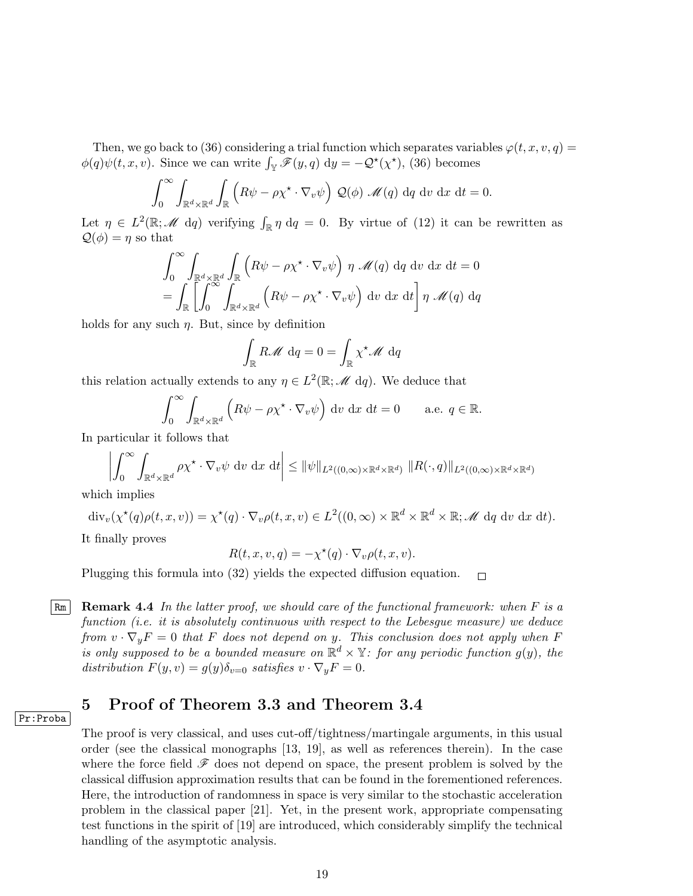Then, we go back to (36) considering a trial function which separates variables $\varphi(t,x,v,q) = \phi(q)\psi(t,x,v)$. Since we can write $\int_{\mathbb{Y}} \mathscr{F}(y,q)\ \mathrm{d}y = -\mathcal{Q}^\star(\chi^\star)$, (36) becomes

$$\int_0^\infty \int_{\mathbb{R}^d\times\mathbb{R}^d} \int_{\mathbb{R}} \Big( R\psi - \rho\chi^\star \cdot \nabla_v \psi \Big)\ \mathcal{Q}(\phi)\ \mathscr{M}(q)\ \mathrm{d}q\ \mathrm{d}v\ \mathrm{d}x\ \mathrm{d}t = 0.$$

Let $\eta \in L^2(\mathbb{R}; \mathscr{M}\ \mathrm{d}q)$ verifying $\int_{\mathbb{R}} \eta\ \mathrm{d}q = 0$. By virtue of (12) it can be rewritten as $\mathcal{Q}(\phi) = \eta$ so that

$$\begin{aligned}
&\int_0^\infty \int_{\mathbb{R}^d\times\mathbb{R}^d} \int_{\mathbb{R}} \Big( R\psi - \rho\chi^\star \cdot \nabla_v \psi \Big)\ \eta\ \mathscr{M}(q)\ \mathrm{d}q\ \mathrm{d}v\ \mathrm{d}x\ \mathrm{d}t = 0 \\
&= \int_{\mathbb{R}} \left[ \int_0^\infty \int_{\mathbb{R}^d\times\mathbb{R}^d} \Big( R\psi - \rho\chi^\star \cdot \nabla_v \psi \Big)\ \mathrm{d}v\ \mathrm{d}x\ \mathrm{d}t \right] \eta\ \mathscr{M}(q)\ \mathrm{d}q
\end{aligned}$$

holds for any such $\eta$. But, since by definition

$$\int_{\mathbb{R}} R\mathscr{M}\ \mathrm{d}q = 0 = \int_{\mathbb{R}} \chi^\star \mathscr{M}\ \mathrm{d}q$$

this relation actually extends to any $\eta \in L^2(\mathbb{R}; \mathscr{M}\ \mathrm{d}q)$. We deduce that

$$\int_0^\infty \int_{\mathbb{R}^d\times\mathbb{R}^d} \Big( R\psi - \rho\chi^\star \cdot \nabla_v \psi \Big)\ \mathrm{d}v\ \mathrm{d}x\ \mathrm{d}t = 0 \qquad \text{a.e. } q \in \mathbb{R}.$$

In particular it follows that

$$\left| \int_0^\infty \int_{\mathbb{R}^d\times\mathbb{R}^d} \rho\chi^\star \cdot \nabla_v \psi\ \mathrm{d}v\ \mathrm{d}x\ \mathrm{d}t \right| \le \|\psi\|_{L^2((0,\infty)\times\mathbb{R}^d\times\mathbb{R}^d)}\ \|R(\cdot,q)\|_{L^2((0,\infty)\times\mathbb{R}^d\times\mathbb{R}^d)}$$

which implies

$$\mathrm{div}_v(\chi^\star(q)\rho(t,x,v)) = \chi^\star(q)\cdot\nabla_v\rho(t,x,v) \in L^2((0,\infty)\times\mathbb{R}^d\times\mathbb{R}^d\times\mathbb{R}; \mathscr{M}\ \mathrm{d}q\ \mathrm{d}v\ \mathrm{d}x\ \mathrm{d}t).$$

It finally proves

$$R(t,x,v,q) = -\chi^\star(q)\cdot\nabla_v\rho(t,x,v).$$

Plugging this formula into (32) yields the expected diffusion equation. $\square$

**Remark 4.4** *In the latter proof, we should care of the functional framework: when $F$ is a function (i.e. it is absolutely continuous with respect to the Lebesgue measure) we deduce from $v\cdot\nabla_y F = 0$ that $F$ does not depend on $y$. This conclusion does not apply when $F$ is only supposed to be a bounded measure on $\mathbb{R}^d\times\mathbb{Y}$: for any periodic function $g(y)$, the distribution $F(y,v) = g(y)\delta_{v=0}$ satisfies $v\cdot\nabla_y F = 0$.*

# 5 Proof of Theorem 3.3 and Theorem 3.4

The proof is very classical, and uses cut-off/tightness/martingale arguments, in this usual order (see the classical monographs [13, 19], as well as references therein). In the case where the force field $\mathscr{F}$ does not depend on space, the present problem is solved by the classical diffusion approximation results that can be found in the forementioned references. Here, the introduction of randomness in space is very similar to the stochastic acceleration problem in the classical paper [21]. Yet, in the present work, appropriate compensating test functions in the spirit of [19] are introduced, which considerably simplify the technical handling of the asymptotic analysis.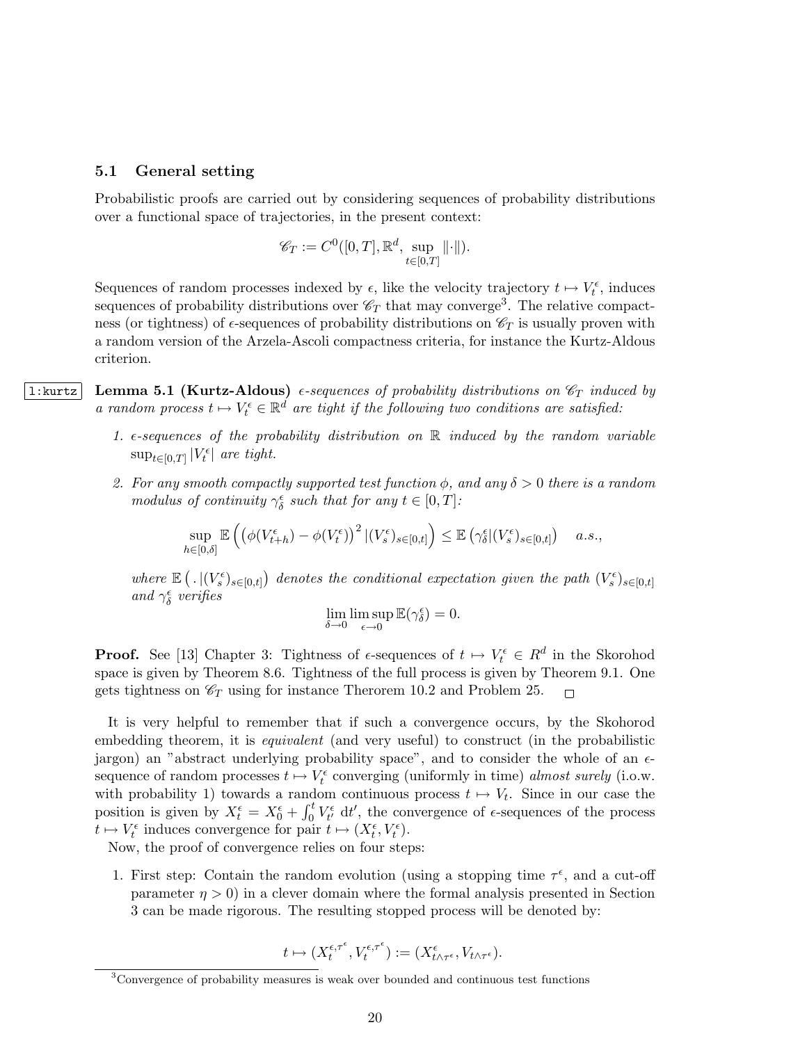### 5.1 General setting

Probabilistic proofs are carried out by considering sequences of probability distributions over a functional space of trajectories, in the present context:

$$\mathscr{C}_T := C^0([0,T], \mathbb{R}^d, \sup_{t\in[0,T]} \|\cdot\|).$$

Sequences of random processes indexed by $\epsilon$, like the velocity trajectory $t \mapsto V_t^\epsilon$, induces sequences of probability distributions over $\mathscr{C}_T$ that may converge[3]. The relative compactness (or tightness) of $\epsilon$-sequences of probability distributions on $\mathscr{C}_T$ is usually proven with a random version of the Arzela-Ascoli compactness criteria, for instance the Kurtz-Aldous criterion.

**Lemma 5.1 (Kurtz-Aldous)** *$\epsilon$-sequences of probability distributions on $\mathscr{C}_T$ induced by a random process $t \mapsto V_t^\epsilon \in \mathbb{R}^d$ are tight if the following two conditions are satisfied:*

1. *$\epsilon$-sequences of the probability distribution on $\mathbb{R}$ induced by the random variable $\sup_{t\in[0,T]} |V_t^\epsilon|$ are tight.*
2. *For any smooth compactly supported test function $\phi$, and any $\delta > 0$ there is a random modulus of continuity $\gamma_\delta^\epsilon$ such that for any $t \in [0,T]$:*

$$\sup_{h\in[0,\delta]} \mathbb{E}\left( \left(\phi(V_{t+h}^\epsilon) - \phi(V_t^\epsilon)\right)^2 |(V_s^\epsilon)_{s\in[0,t]}\right) \leq \mathbb{E}\left(\gamma_\delta^\epsilon |(V_s^\epsilon)_{s\in[0,t]}\right) \quad a.s.,$$

*where $\mathbb{E}\left( \,.\, |(V_s^\epsilon)_{s\in[0,t]}\right)$ denotes the conditional expectation given the path $(V_s^\epsilon)_{s\in[0,t]}$ and $\gamma_\delta^\epsilon$ verifies*

$$\lim_{\delta\to 0} \limsup_{\epsilon\to 0} \mathbb{E}(\gamma_\delta^\epsilon) = 0.$$

**Proof.** See [13] Chapter 3: Tightness of $\epsilon$-sequences of $t \mapsto V_t^\epsilon \in R^d$ in the Skorohod space is given by Theorem 8.6. Tightness of the full process is given by Theorem 9.1. One gets tightness on $\mathscr{C}_T$ using for instance Therorem 10.2 and Problem 25. □

It is very helpful to remember that if such a convergence occurs, by the Skohorod embedding theorem, it is *equivalent* (and very useful) to construct (in the probabilistic jargon) an "abstract underlying probability space", and to consider the whole of an $\epsilon$-sequence of random processes $t \mapsto V_t^\epsilon$ converging (uniformly in time) *almost surely* (i.o.w. with probability 1) towards a random continuous process $t \mapsto V_t$. Since in our case the position is given by $X_t^\epsilon = X_0^\epsilon + \int_0^t V_{t'}^\epsilon \, \mathrm{d}t'$, the convergence of $\epsilon$-sequences of the process $t \mapsto V_t^\epsilon$ induces convergence for pair $t \mapsto (X_t^\epsilon, V_t^\epsilon)$.

Now, the proof of convergence relies on four steps:

1. First step: Contain the random evolution (using a stopping time $\tau^\epsilon$, and a cut-off parameter $\eta > 0$) in a clever domain where the formal analysis presented in Section 3 can be made rigorous. The resulting stopped process will be denoted by:

$$t \mapsto (X_t^{\epsilon,\tau^\epsilon}, V_t^{\epsilon,\tau^\epsilon}) := (X_{t\wedge\tau^\epsilon}^\epsilon, V_{t\wedge\tau^\epsilon}).$$

[3] Convergence of probability measures is weak over bounded and continuous test functions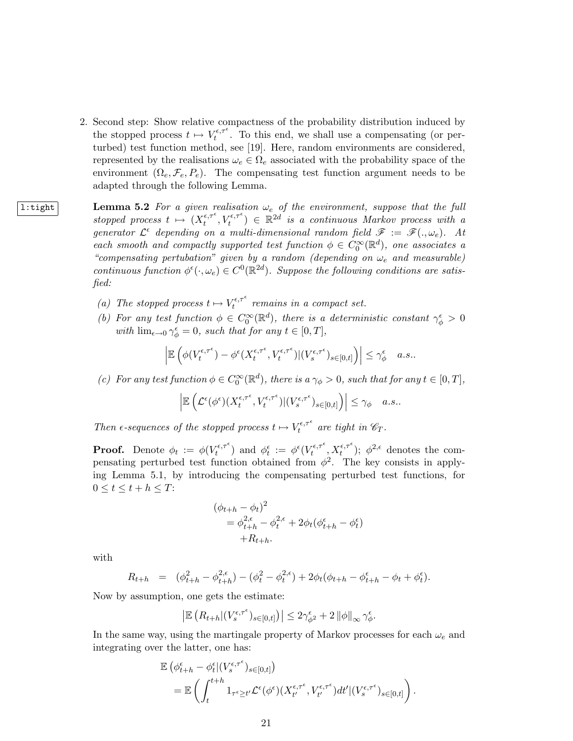2. Second step: Show relative compactness of the probability distribution induced by the stopped process $t \mapsto V_t^{\epsilon,\tau^\epsilon}$. To this end, we shall use a compensating (or perturbed) test function method, see [19]. Here, random environments are considered, represented by the realisations $\omega_e \in \Omega_e$ associated with the probability space of the environment $(\Omega_e, \mathcal{F}_e, P_e)$. The compensating test function argument needs to be adapted through the following Lemma.

**Lemma 5.2** *For a given realisation $\omega_e$ of the environment, suppose that the full stopped process $t \mapsto (X_t^{\epsilon,\tau^\epsilon}, V_t^{\epsilon,\tau^\epsilon}) \in \mathbb{R}^{2d}$ is a continuous Markov process with a generator $\mathcal{L}^\epsilon$ depending on a multi-dimensional random field $\mathscr{F} := \mathscr{F}(.,\omega_e)$. At each smooth and compactly supported test function $\phi \in C_0^\infty(\mathbb{R}^d)$, one associates a "compensating pertubation" given by a random (depending on $\omega_e$ and measurable) continuous function $\phi^\epsilon(\cdot,\omega_e) \in C^0(\mathbb{R}^{2d})$. Suppose the following conditions are satisfied:*

*(a) The stopped process $t \mapsto V_t^{\epsilon,\tau^\epsilon}$ remains in a compact set.*

*(b) For any test function $\phi \in C_0^\infty(\mathbb{R}^d)$, there is a deterministic constant $\gamma_\phi^\epsilon > 0$ with $\lim_{\epsilon\to 0} \gamma_\phi^\epsilon = 0$, such that for any $t \in [0,T]$,*

$$\left| \mathbb{E}\left( \phi(V_t^{\epsilon,\tau^\epsilon}) - \phi^\epsilon(X_t^{\epsilon,\tau^\epsilon}, V_t^{\epsilon,\tau^\epsilon}) | (V_s^{\epsilon,\tau^\epsilon})_{s\in[0,t]} \right) \right| \le \gamma_\phi^\epsilon \quad a.s..$$

*(c) For any test function $\phi \in C_0^\infty(\mathbb{R}^d)$, there is a $\gamma_\phi > 0$, such that for any $t \in [0,T]$,*

$$\left| \mathbb{E}\left( \mathcal{L}^\epsilon(\phi^\epsilon)(X_t^{\epsilon,\tau^\epsilon}, V_t^{\epsilon,\tau^\epsilon}) | (V_s^{\epsilon,\tau^\epsilon})_{s\in[0,t]} \right) \right| \le \gamma_\phi \quad a.s..$$

*Then $\epsilon$-sequences of the stopped process $t \mapsto V_t^{\epsilon,\tau^\epsilon}$ are tight in $\mathscr{C}_T$.*

**Proof.** Denote $\phi_t := \phi(V_t^{\epsilon,\tau^\epsilon})$ and $\phi_t^\epsilon := \phi^\epsilon(V_t^{\epsilon,\tau^\epsilon}, X_t^{\epsilon,\tau^\epsilon})$; $\phi^{2,\epsilon}$ denotes the compensating perturbed test function obtained from $\phi^2$. The key consists in applying Lemma 5.1, by introducing the compensating perturbed test functions, for $0 \le t \le t+h \le T$:

$$\begin{aligned}
&(\phi_{t+h} - \phi_t)^2 \\
&\quad = \phi_{t+h}^{2,\epsilon} - \phi_t^{2,\epsilon} + 2\phi_t(\phi_{t+h}^\epsilon - \phi_t^\epsilon) \\
&\quad\quad + R_{t+h}.
\end{aligned}$$

with

$$R_{t+h} \;=\; (\phi_{t+h}^2 - \phi_{t+h}^{2,\epsilon}) - (\phi_t^2 - \phi_t^{2,\epsilon}) + 2\phi_t(\phi_{t+h} - \phi_{t+h}^\epsilon - \phi_t + \phi_t^\epsilon).$$

Now by assumption, one gets the estimate:

$$\left| \mathbb{E}\left( R_{t+h} | (V_s^{\epsilon,\tau^\epsilon})_{s\in[0,t]} \right) \right| \le 2\gamma_{\phi^2}^\epsilon + 2\left\|\phi\right\|_\infty \gamma_\phi^\epsilon.$$

In the same way, using the martingale property of Markov processes for each $\omega_e$ and integrating over the latter, one has:

$$\begin{aligned}
&\mathbb{E}\left( \phi_{t+h}^\epsilon - \phi_t^\epsilon | (V_s^{\epsilon,\tau^\epsilon})_{s\in[0,t]} \right) \\
&\quad = \mathbb{E}\left( \int_t^{t+h} 1_{\tau^\epsilon \ge t'} \mathcal{L}^\epsilon(\phi^\epsilon)(X_{t'}^{\epsilon,\tau^\epsilon}, V_{t'}^{\epsilon,\tau^\epsilon}) dt' | (V_s^{\epsilon,\tau^\epsilon})_{s\in[0,t]} \right).
\end{aligned}$$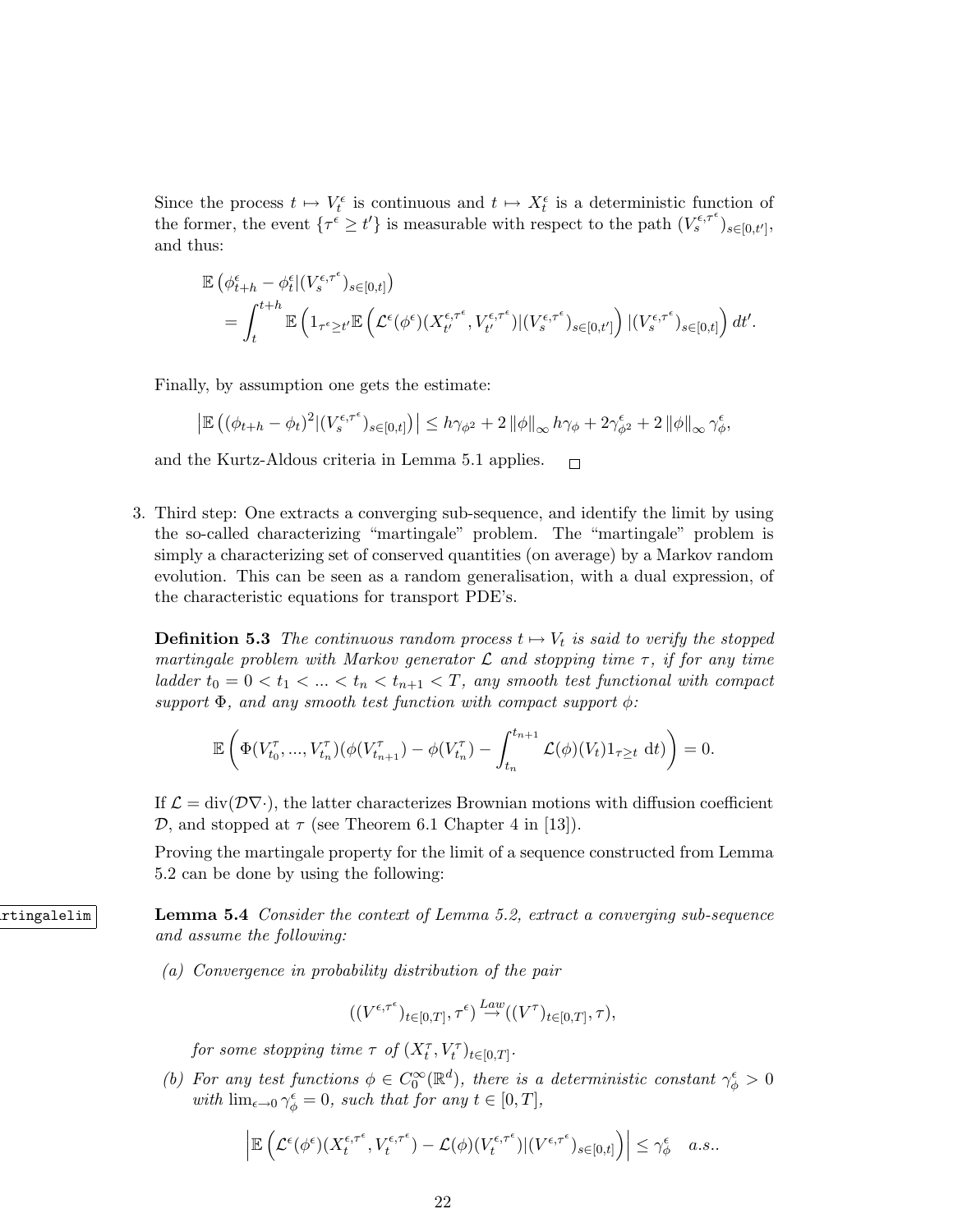Since the process $t \mapsto V_t^\epsilon$ is continuous and $t \mapsto X_t^\epsilon$ is a deterministic function of the former, the event $\{\tau^\epsilon \geq t'\}$ is measurable with respect to the path $(V_s^{\epsilon,\tau^\epsilon})_{s\in[0,t']}$, and thus:

$$\begin{aligned}
&\mathbb{E}\left(\phi_{t+h}^\epsilon - \phi_t^\epsilon | (V_s^{\epsilon,\tau^\epsilon})_{s\in[0,t]}\right) \\
&\quad = \int_t^{t+h} \mathbb{E}\left(1_{\tau^\epsilon \geq t'} \mathbb{E}\left(\mathcal{L}^\epsilon(\phi^\epsilon)(X_{t'}^{\epsilon,\tau^\epsilon}, V_{t'}^{\epsilon,\tau^\epsilon}) | (V_s^{\epsilon,\tau^\epsilon})_{s\in[0,t']}\right) | (V_s^{\epsilon,\tau^\epsilon})_{s\in[0,t]}\right) dt'.
\end{aligned}$$

Finally, by assumption one gets the estimate:

$$\left|\mathbb{E}\left((\phi_{t+h} - \phi_t)^2 | (V_s^{\epsilon,\tau^\epsilon})_{s\in[0,t]}\right)\right| \leq h\gamma_{\phi^2} + 2\left\|\phi\right\|_\infty h\gamma_\phi + 2\gamma_{\phi^2}^\epsilon + 2\left\|\phi\right\|_\infty \gamma_\phi^\epsilon,$$

and the Kurtz-Aldous criteria in Lemma 5.1 applies. □

3. Third step: One extracts a converging sub-sequence, and identify the limit by using the so-called characterizing "martingale" problem. The "martingale" problem is simply a characterizing set of conserved quantities (on average) by a Markov random evolution. This can be seen as a random generalisation, with a dual expression, of the characteristic equations for transport PDE's.

   **Definition 5.3** *The continuous random process $t \mapsto V_t$ is said to verify the stopped martingale problem with Markov generator $\mathcal{L}$ and stopping time $\tau$, if for any time ladder $t_0 = 0 < t_1 < ... < t_n < t_{n+1} < T$, any smooth test functional with compact support $\Phi$, and any smooth test function with compact support $\phi$:*

   $$\mathbb{E}\left(\Phi(V_{t_0}^\tau, ..., V_{t_n}^\tau)(\phi(V_{t_{n+1}}^\tau) - \phi(V_{t_n}^\tau) - \int_{t_n}^{t_{n+1}} \mathcal{L}(\phi)(V_t) 1_{\tau \geq t}\, \mathrm{d}t)\right) = 0.$$

   If $\mathcal{L} = \operatorname{div}(\mathcal{D}\nabla\cdot)$, the latter characterizes Brownian motions with diffusion coefficient $\mathcal{D}$, and stopped at $\tau$ (see Theorem 6.1 Chapter 4 in [13]).

   Proving the martingale property for the limit of a sequence constructed from Lemma 5.2 can be done by using the following:

   **Lemma 5.4** *Consider the context of Lemma 5.2, extract a converging sub-sequence and assume the following:*

   *(a) Convergence in probability distribution of the pair*

   $$((V^{\epsilon,\tau^\epsilon})_{t\in[0,T]}, \tau^\epsilon) \overset{Law}{\rightarrow} ((V^\tau)_{t\in[0,T]}, \tau),$$

   *for some stopping time $\tau$ of $(X_t^\tau, V_t^\tau)_{t\in[0,T]}$.*

   *(b) For any test functions $\phi \in C_0^\infty(\mathbb{R}^d)$, there is a deterministic constant $\gamma_\phi^\epsilon > 0$ with $\lim_{\epsilon\to 0}\gamma_\phi^\epsilon = 0$, such that for any $t \in [0,T]$,*

   $$\left|\mathbb{E}\left(\mathcal{L}^\epsilon(\phi^\epsilon)(X_t^{\epsilon,\tau^\epsilon}, V_t^{\epsilon,\tau^\epsilon}) - \mathcal{L}(\phi)(V_t^{\epsilon,\tau^\epsilon}) | (V^{\epsilon,\tau^\epsilon})_{s\in[0,t]}\right)\right| \leq \gamma_\phi^\epsilon \quad a.s..$$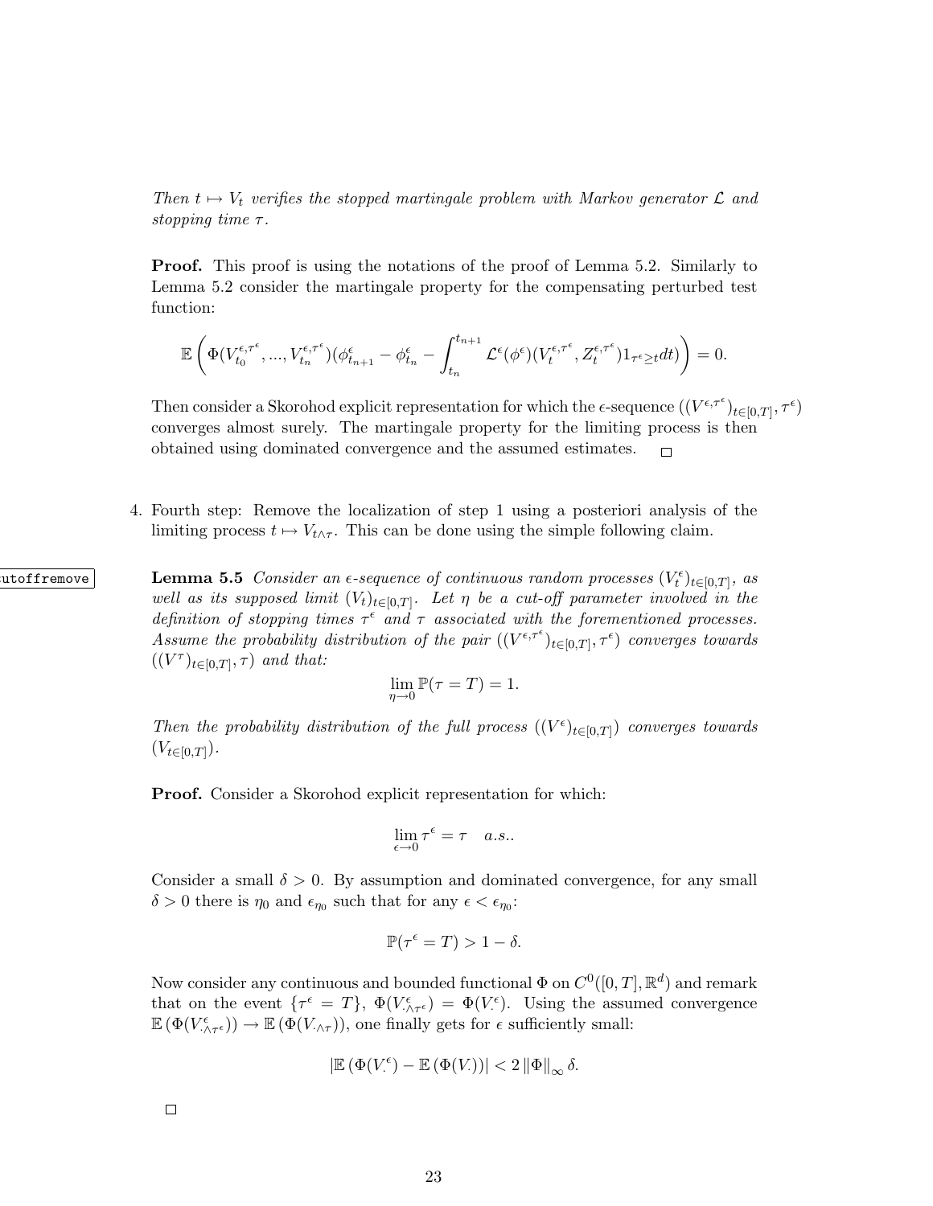*Then $t \mapsto V_t$ verifies the stopped martingale problem with Markov generator $\mathcal{L}$ and stopping time $\tau$.*

**Proof.** This proof is using the notations of the proof of Lemma 5.2. Similarly to Lemma 5.2 consider the martingale property for the compensating perturbed test function:

$$\mathbb{E}\left(\Phi(V_{t_0}^{\epsilon,\tau^\epsilon}, ..., V_{t_n}^{\epsilon,\tau^\epsilon})(\phi_{t_{n+1}}^\epsilon - \phi_{t_n}^\epsilon - \int_{t_n}^{t_{n+1}} \mathcal{L}^\epsilon(\phi^\epsilon)(V_t^{\epsilon,\tau^\epsilon}, Z_t^{\epsilon,\tau^\epsilon}) 1_{\tau^\epsilon \geq t} dt)\right) = 0.$$

Then consider a Skorohod explicit representation for which the $\epsilon$-sequence $((V^{\epsilon,\tau^\epsilon})_{t\in[0,T]}, \tau^\epsilon)$ converges almost surely. The martingale property for the limiting process is then obtained using dominated convergence and the assumed estimates. □

4. Fourth step: Remove the localization of step 1 using a posteriori analysis of the limiting process $t \mapsto V_{t\wedge\tau}$. This can be done using the simple following claim.

**Lemma 5.5** *Consider an $\epsilon$-sequence of continuous random processes $(V_t^\epsilon)_{t\in[0,T]}$, as well as its supposed limit $(V_t)_{t\in[0,T]}$. Let $\eta$ be a cut-off parameter involved in the definition of stopping times $\tau^\epsilon$ and $\tau$ associated with the forementioned processes. Assume the probability distribution of the pair $((V^{\epsilon,\tau^\epsilon})_{t\in[0,T]}, \tau^\epsilon)$ converges towards $((V^\tau)_{t\in[0,T]}, \tau)$ and that:*

$$\lim_{\eta\to 0} \mathbb{P}(\tau = T) = 1.$$

*Then the probability distribution of the full process $((V^\epsilon)_{t\in[0,T]})$ converges towards $(V_{t\in[0,T]})$.*

**Proof.** Consider a Skorohod explicit representation for which:

$$\lim_{\epsilon\to 0} \tau^\epsilon = \tau \quad a.s..$$

Consider a small $\delta > 0$. By assumption and dominated convergence, for any small $\delta > 0$ there is $\eta_0$ and $\epsilon_{\eta_0}$ such that for any $\epsilon < \epsilon_{\eta_0}$:

$$\mathbb{P}(\tau^\epsilon = T) > 1 - \delta.$$

Now consider any continuous and bounded functional $\Phi$ on $C^0([0,T], \mathbb{R}^d)$ and remark that on the event $\{\tau^\epsilon = T\}$, $\Phi(V_{.\wedge\tau^\epsilon}^\epsilon) = \Phi(V_.^\epsilon)$. Using the assumed convergence $\mathbb{E}(\Phi(V_{.\wedge\tau^\epsilon}^\epsilon)) \to \mathbb{E}(\Phi(V_{.\wedge\tau}))$, one finally gets for $\epsilon$ sufficiently small:

$$|\mathbb{E}(\Phi(V_.^\epsilon) - \mathbb{E}(\Phi(V_.))| < 2\|\Phi\|_\infty \delta.$$

□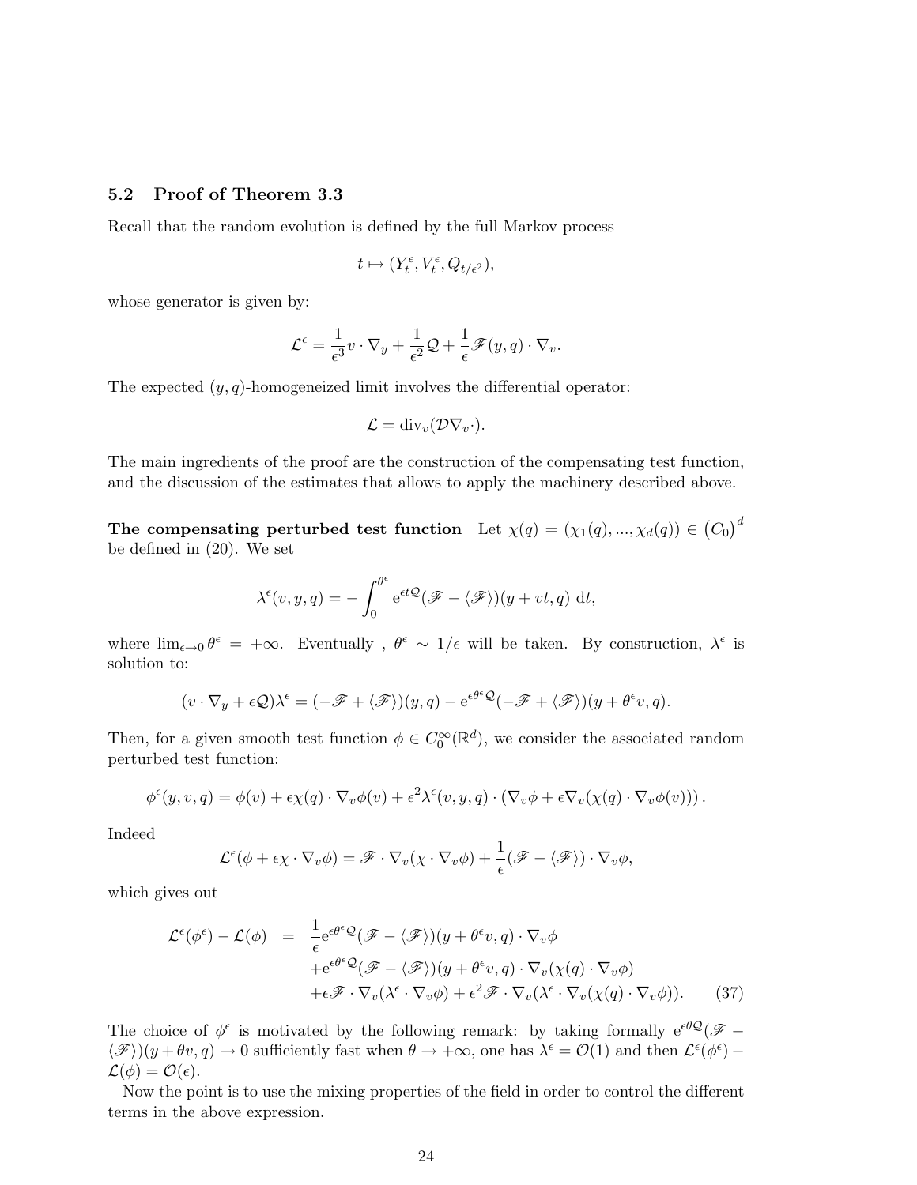### 5.2 Proof of Theorem 3.3

Recall that the random evolution is defined by the full Markov process

$$t \mapsto (Y_t^\epsilon, V_t^\epsilon, Q_{t/\epsilon^2}),$$

whose generator is given by:

$$\mathcal{L}^\epsilon = \frac{1}{\epsilon^3} v \cdot \nabla_y + \frac{1}{\epsilon^2}\mathcal{Q} + \frac{1}{\epsilon}\mathscr{F}(y,q)\cdot\nabla_v.$$

The expected $(y,q)$-homogeneized limit involves the differential operator:

$$\mathcal{L} = \mathrm{div}_v(\mathcal{D}\nabla_v \cdot).$$

The main ingredients of the proof are the construction of the compensating test function, and the discussion of the estimates that allows to apply the machinery described above.

**The compensating perturbed test function** Let $\chi(q) = (\chi_1(q), ..., \chi_d(q)) \in \left(C_0\right)^d$ be defined in (20). We set

$$\lambda^\epsilon(v,y,q) = -\int_0^{\theta^\epsilon} \mathrm{e}^{\epsilon t \mathcal{Q}} (\mathscr{F} - \langle \mathscr{F} \rangle)(y+vt, q)\ \mathrm{d}t,$$

where $\lim_{\epsilon\to 0}\theta^\epsilon = +\infty$. Eventually , $\theta^\epsilon \sim 1/\epsilon$ will be taken. By construction, $\lambda^\epsilon$ is solution to:

$$(v\cdot\nabla_y + \epsilon\mathcal{Q})\lambda^\epsilon = (-\mathscr{F} + \langle\mathscr{F}\rangle)(y,q) - \mathrm{e}^{\epsilon\theta^\epsilon\mathcal{Q}}(-\mathscr{F}+\langle\mathscr{F}\rangle)(y+\theta^\epsilon v, q).$$

Then, for a given smooth test function $\phi \in C_0^\infty(\mathbb{R}^d)$, we consider the associated random perturbed test function:

$$\phi^\epsilon(y,v,q) = \phi(v) + \epsilon\chi(q)\cdot\nabla_v\phi(v) + \epsilon^2\lambda^\epsilon(v,y,q)\cdot\left(\nabla_v\phi + \epsilon\nabla_v(\chi(q)\cdot\nabla_v\phi(v))\right).$$

Indeed

$$\mathcal{L}^\epsilon(\phi + \epsilon\chi\cdot\nabla_v\phi) = \mathscr{F}\cdot\nabla_v(\chi\cdot\nabla_v\phi) + \frac{1}{\epsilon}(\mathscr{F} - \langle\mathscr{F}\rangle)\cdot\nabla_v\phi,$$

which gives out

$$\begin{aligned}
\mathcal{L}^\epsilon(\phi^\epsilon) - \mathcal{L}(\phi) \;&=\; \frac{1}{\epsilon}\mathrm{e}^{\epsilon\theta^\epsilon\mathcal{Q}}(\mathscr{F} - \langle\mathscr{F}\rangle)(y+\theta^\epsilon v, q)\cdot\nabla_v\phi \\
&\quad + \mathrm{e}^{\epsilon\theta^\epsilon\mathcal{Q}}(\mathscr{F} - \langle\mathscr{F}\rangle)(y+\theta^\epsilon v, q)\cdot\nabla_v(\chi(q)\cdot\nabla_v\phi) \\
&\quad + \epsilon\mathscr{F}\cdot\nabla_v(\lambda^\epsilon\cdot\nabla_v\phi) + \epsilon^2\mathscr{F}\cdot\nabla_v(\lambda^\epsilon\cdot\nabla_v(\chi(q)\cdot\nabla_v\phi)).
\end{aligned} \tag{37}$$

The choice of $\phi^\epsilon$ is motivated by the following remark: by taking formally $\mathrm{e}^{\epsilon\theta\mathcal{Q}}(\mathscr{F} - \langle\mathscr{F}\rangle)(y+\theta v, q) \to 0$ sufficiently fast when $\theta \to +\infty$, one has $\lambda^\epsilon = \mathcal{O}(1)$ and then $\mathcal{L}^\epsilon(\phi^\epsilon) - \mathcal{L}(\phi) = \mathcal{O}(\epsilon)$.

Now the point is to use the mixing properties of the field in order to control the different terms in the above expression.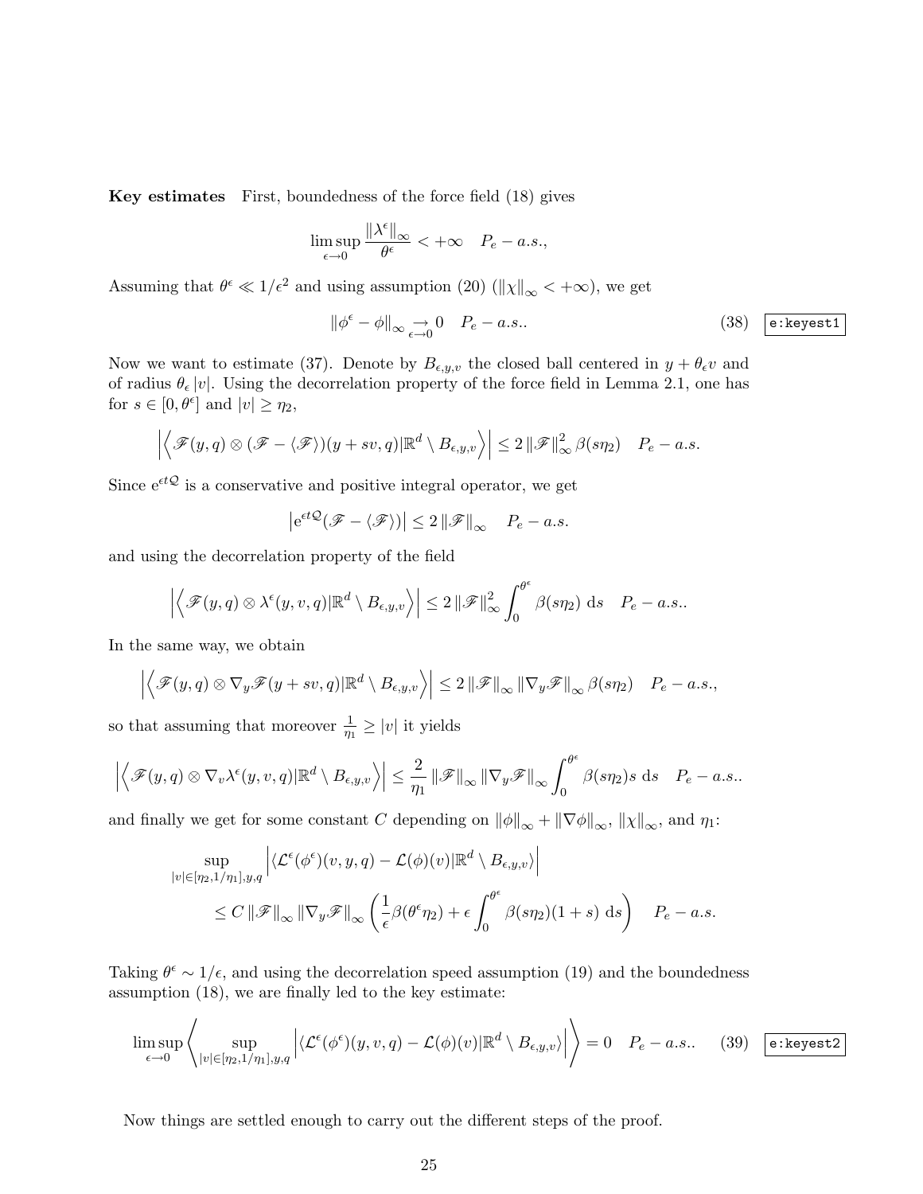**Key estimates** First, boundedness of the force field (18) gives

$$\limsup_{\epsilon\to 0} \frac{\|\lambda^\epsilon\|_\infty}{\theta^\epsilon} < +\infty \quad P_e - a.s.,$$

Assuming that $\theta^\epsilon \ll 1/\epsilon^2$ and using assumption (20) ($\|\chi\|_\infty < +\infty$), we get

$$\|\phi^\epsilon - \phi\|_\infty \underset{\epsilon\to 0}{\to} 0 \quad P_e - a.s.. \tag{38}$$

Now we want to estimate (37). Denote by $B_{\epsilon,y,v}$ the closed ball centered in $y + \theta_\epsilon v$ and of radius $\theta_\epsilon |v|$. Using the decorrelation property of the force field in Lemma 2.1, one has for $s \in [0, \theta^\epsilon]$ and $|v| \geq \eta_2$,

$$\left| \left\langle \mathscr{F}(y,q) \otimes (\mathscr{F} - \langle \mathscr{F} \rangle)(y + sv, q) | \mathbb{R}^d \setminus B_{\epsilon,y,v} \right\rangle \right| \leq 2 \|\mathscr{F}\|_\infty^2 \beta(s\eta_2) \quad P_e - a.s.$$

Since $\mathrm{e}^{\epsilon t \mathcal{Q}}$ is a conservative and positive integral operator, we get

$$\left| \mathrm{e}^{\epsilon t \mathcal{Q}} (\mathscr{F} - \langle \mathscr{F} \rangle) \right| \leq 2 \|\mathscr{F}\|_\infty \quad P_e - a.s.$$

and using the decorrelation property of the field

$$\left| \left\langle \mathscr{F}(y,q) \otimes \lambda^\epsilon(y,v,q) | \mathbb{R}^d \setminus B_{\epsilon,y,v} \right\rangle \right| \leq 2 \|\mathscr{F}\|_\infty^2 \int_0^{\theta^\epsilon} \beta(s\eta_2) \, \mathrm{d}s \quad P_e - a.s..$$

In the same way, we obtain

$$\left| \left\langle \mathscr{F}(y,q) \otimes \nabla_y \mathscr{F}(y + sv, q) | \mathbb{R}^d \setminus B_{\epsilon,y,v} \right\rangle \right| \leq 2 \|\mathscr{F}\|_\infty \|\nabla_y \mathscr{F}\|_\infty \beta(s\eta_2) \quad P_e - a.s.,$$

so that assuming that moreover $\frac{1}{\eta_1} \geq |v|$ it yields

$$\left| \left\langle \mathscr{F}(y,q) \otimes \nabla_v \lambda^\epsilon(y,v,q) | \mathbb{R}^d \setminus B_{\epsilon,y,v} \right\rangle \right| \leq \frac{2}{\eta_1} \|\mathscr{F}\|_\infty \|\nabla_y \mathscr{F}\|_\infty \int_0^{\theta^\epsilon} \beta(s\eta_2) s \, \mathrm{d}s \quad P_e - a.s..$$

and finally we get for some constant $C$ depending on $\|\phi\|_\infty + \|\nabla\phi\|_\infty$, $\|\chi\|_\infty$, and $\eta_1$:

$$\begin{aligned}
&\sup_{|v| \in [\eta_2, 1/\eta_1], y, q} \left| \langle \mathcal{L}^\epsilon(\phi^\epsilon)(v,y,q) - \mathcal{L}(\phi)(v) | \mathbb{R}^d \setminus B_{\epsilon,y,v} \rangle \right| \\
&\qquad \leq C \|\mathscr{F}\|_\infty \|\nabla_y \mathscr{F}\|_\infty \left( \frac{1}{\epsilon} \beta(\theta^\epsilon \eta_2) + \epsilon \int_0^{\theta^\epsilon} \beta(s\eta_2)(1+s) \, \mathrm{d}s \right) \quad P_e - a.s.
\end{aligned}$$

Taking $\theta^\epsilon \sim 1/\epsilon$, and using the decorrelation speed assumption (19) and the boundedness assumption (18), we are finally led to the key estimate:

$$\limsup_{\epsilon\to 0} \left\langle \sup_{|v| \in [\eta_2, 1/\eta_1], y, q} \left| \langle \mathcal{L}^\epsilon(\phi^\epsilon)(y,v,q) - \mathcal{L}(\phi)(v) | \mathbb{R}^d \setminus B_{\epsilon,y,v} \rangle \right| \right\rangle = 0 \quad P_e - a.s.. \tag{39}$$

Now things are settled enough to carry out the different steps of the proof.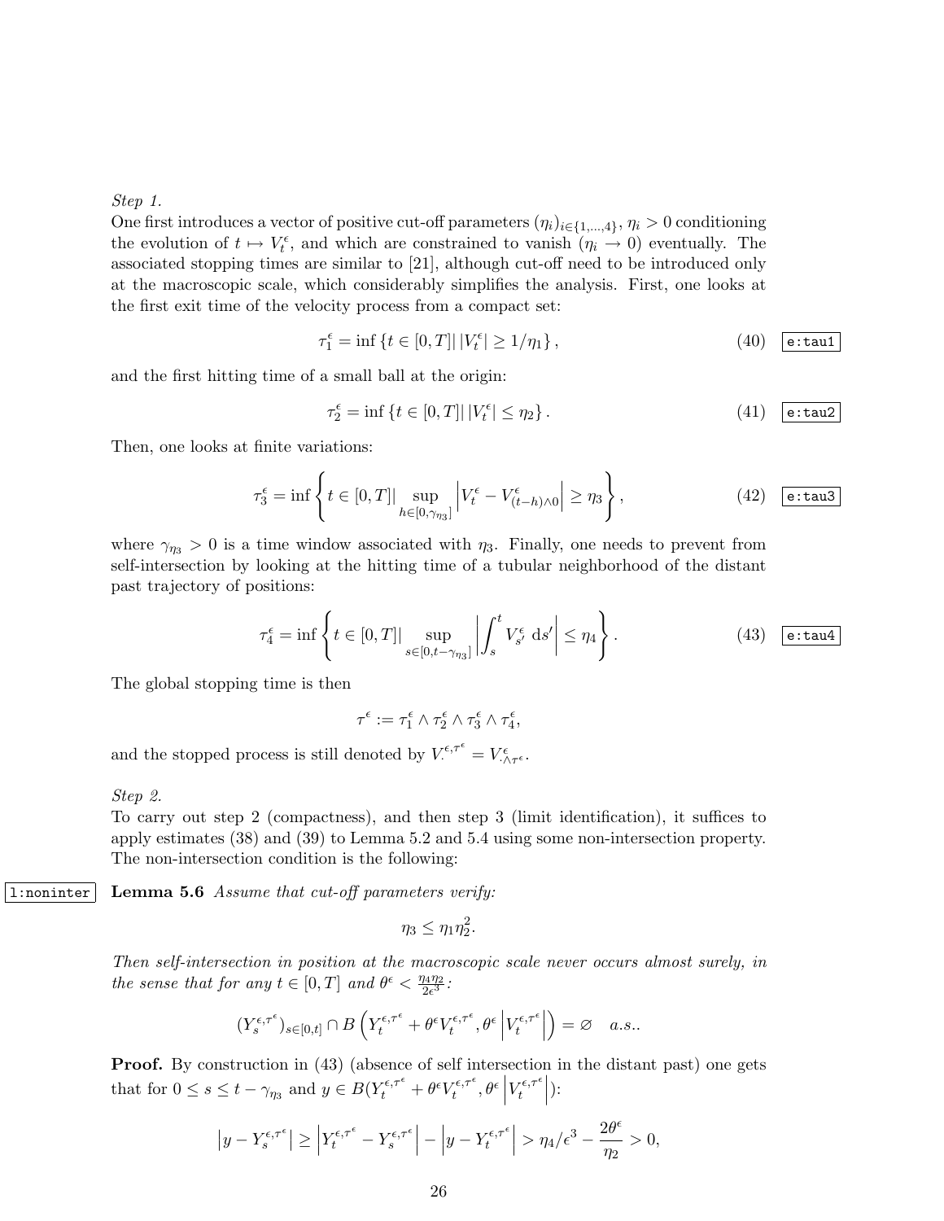*Step 1.*
One first introduces a vector of positive cut-off parameters $(\eta_i)_{i\in\{1,\ldots,4\}}$, $\eta_i > 0$ conditioning the evolution of $t \mapsto V_t^\epsilon$, and which are constrained to vanish ($\eta_i \to 0$) eventually. The associated stopping times are similar to [21], although cut-off need to be introduced only at the macroscopic scale, which considerably simplifies the analysis. First, one looks at the first exit time of the velocity process from a compact set:

$$\tau_1^\epsilon = \inf\left\{t \in [0,T] \,|\, |V_t^\epsilon| \geq 1/\eta_1\right\}, \tag{40}$$

and the first hitting time of a small ball at the origin:

$$\tau_2^\epsilon = \inf\left\{t \in [0,T] \,|\, |V_t^\epsilon| \leq \eta_2\right\}. \tag{41}$$

Then, one looks at finite variations:

$$\tau_3^\epsilon = \inf\left\{t \in [0,T] \,\Big|\, \sup_{h\in[0,\gamma_{\eta_3}]} \left|V_t^\epsilon - V_{(t-h)\wedge 0}^\epsilon\right| \geq \eta_3\right\}, \tag{42}$$

where $\gamma_{\eta_3} > 0$ is a time window associated with $\eta_3$. Finally, one needs to prevent from self-intersection by looking at the hitting time of a tubular neighborhood of the distant past trajectory of positions:

$$\tau_4^\epsilon = \inf\left\{t \in [0,T] \,\Big|\, \sup_{s\in[0,t-\gamma_{\eta_3}]} \left|\int_s^t V_{s'}^\epsilon \,\mathrm{d}s'\right| \leq \eta_4\right\}. \tag{43}$$

The global stopping time is then

$$\tau^\epsilon := \tau_1^\epsilon \wedge \tau_2^\epsilon \wedge \tau_3^\epsilon \wedge \tau_4^\epsilon,$$

and the stopped process is still denoted by $V_\cdot^{\epsilon,\tau^\epsilon} = V_{\cdot\wedge\tau^\epsilon}^\epsilon$.

*Step 2.*
To carry out step 2 (compactness), and then step 3 (limit identification), it suffices to apply estimates (38) and (39) to Lemma 5.2 and 5.4 using some non-intersection property. The non-intersection condition is the following:

**Lemma 5.6** *Assume that cut-off parameters verify:*

$$\eta_3 \leq \eta_1 \eta_2^2.$$

*Then self-intersection in position at the macroscopic scale never occurs almost surely, in the sense that for any $t \in [0,T]$ and $\theta^\epsilon < \frac{\eta_4\eta_2}{2\epsilon^3}$:*

$$(Y_s^{\epsilon,\tau^\epsilon})_{s\in[0,t]} \cap B\left(Y_t^{\epsilon,\tau^\epsilon} + \theta^\epsilon V_t^{\epsilon,\tau^\epsilon}, \theta^\epsilon \left|V_t^{\epsilon,\tau^\epsilon}\right|\right) = \varnothing \quad a.s..$$

**Proof.** By construction in (43) (absence of self intersection in the distant past) one gets that for $0 \leq s \leq t - \gamma_{\eta_3}$ and $y \in B(Y_t^{\epsilon,\tau^\epsilon} + \theta^\epsilon V_t^{\epsilon,\tau^\epsilon}, \theta^\epsilon \left|V_t^{\epsilon,\tau^\epsilon}\right|)$:

$$\left|y - Y_s^{\epsilon,\tau^\epsilon}\right| \geq \left|Y_t^{\epsilon,\tau^\epsilon} - Y_s^{\epsilon,\tau^\epsilon}\right| - \left|y - Y_t^{\epsilon,\tau^\epsilon}\right| > \eta_4/\epsilon^3 - \frac{2\theta^\epsilon}{\eta_2} > 0,$$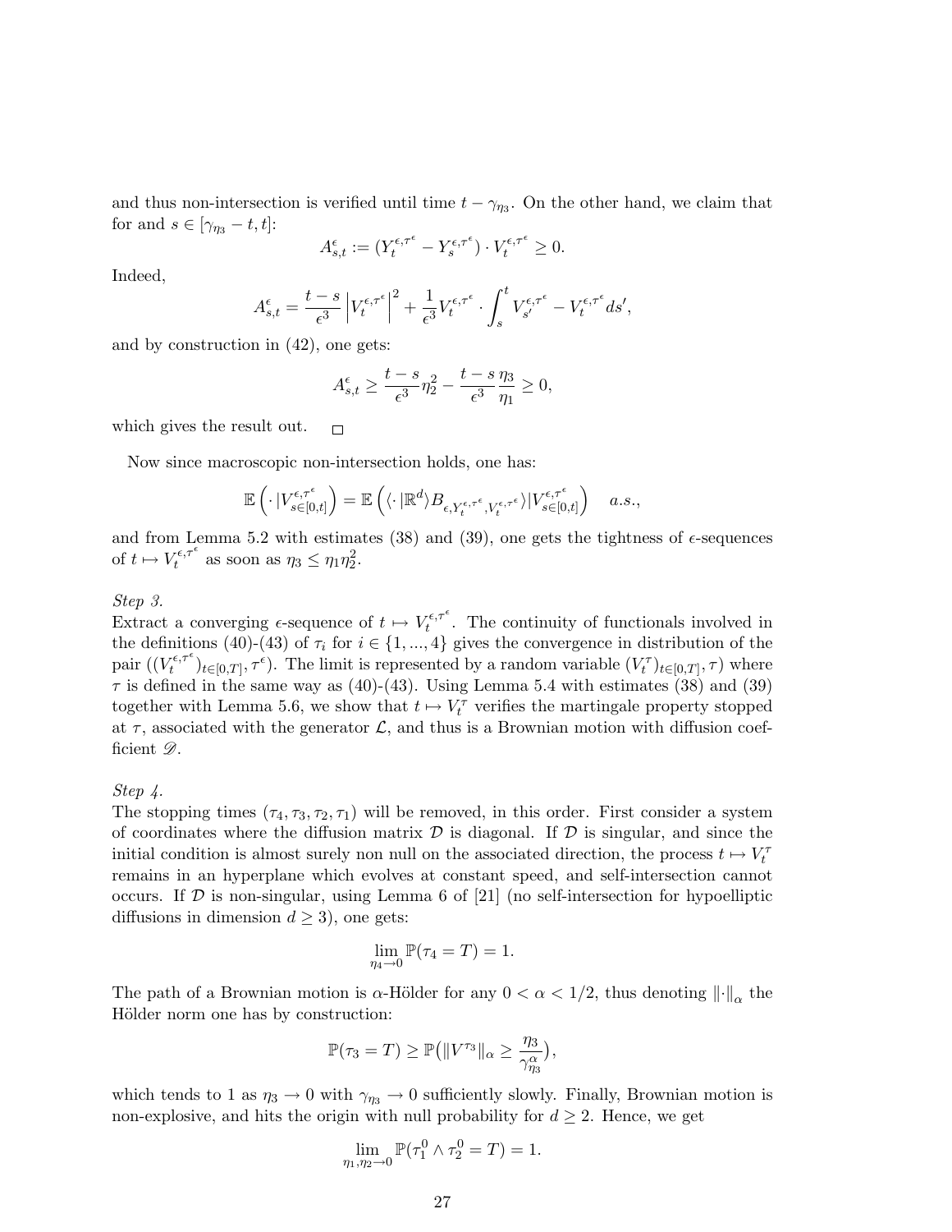and thus non-intersection is verified until time $t - \gamma_{\eta_3}$. On the other hand, we claim that for and $s \in [\gamma_{\eta_3} - t, t]$:

$$A^{\epsilon}_{s,t} := (Y^{\epsilon,\tau^\epsilon}_t - Y^{\epsilon,\tau^\epsilon}_s) \cdot V^{\epsilon,\tau^\epsilon}_t \geq 0.$$

Indeed,

$$A^{\epsilon}_{s,t} = \frac{t-s}{\epsilon^3} \left| V^{\epsilon,\tau^\epsilon}_t \right|^2 + \frac{1}{\epsilon^3} V^{\epsilon,\tau^\epsilon}_t \cdot \int_s^t V^{\epsilon,\tau^\epsilon}_{s'} - V^{\epsilon,\tau^\epsilon}_t ds',$$

and by construction in (42), one gets:

$$A^{\epsilon}_{s,t} \geq \frac{t-s}{\epsilon^3} \eta_2^2 - \frac{t-s}{\epsilon^3} \frac{\eta_3}{\eta_1} \geq 0,$$

which gives the result out. $\square$

Now since macroscopic non-intersection holds, one has:

$$\mathbb{E}\left( \cdot \,|V^{\epsilon,\tau^\epsilon}_{s\in[0,t]} \right) = \mathbb{E}\left( \langle \cdot \,|\mathbb{R}^d \rangle B_{\epsilon, Y^{\epsilon,\tau^\epsilon}_t, V^{\epsilon,\tau^\epsilon}_t} \rangle | V^{\epsilon,\tau^\epsilon}_{s\in[0,t]} \right) \quad a.s.,$$

and from Lemma 5.2 with estimates (38) and (39), one gets the tightness of $\epsilon$-sequences of $t \mapsto V^{\epsilon,\tau^\epsilon}_t$ as soon as $\eta_3 \leq \eta_1 \eta_2^2$.

*Step 3.*
Extract a converging $\epsilon$-sequence of $t \mapsto V^{\epsilon,\tau^\epsilon}_t$. The continuity of functionals involved in the definitions (40)-(43) of $\tau_i$ for $i \in \{1, ..., 4\}$ gives the convergence in distribution of the pair $((V^{\epsilon,\tau^\epsilon}_t)_{t\in[0,T]}, \tau^\epsilon)$. The limit is represented by a random variable $((V^\tau_t)_{t\in[0,T]}, \tau)$ where $\tau$ is defined in the same way as (40)-(43). Using Lemma 5.4 with estimates (38) and (39) together with Lemma 5.6, we show that $t \mapsto V^\tau_t$ verifies the martingale property stopped at $\tau$, associated with the generator $\mathcal{L}$, and thus is a Brownian motion with diffusion coefficient $\mathscr{D}$.

*Step 4.*
The stopping times $(\tau_4, \tau_3, \tau_2, \tau_1)$ will be removed, in this order. First consider a system of coordinates where the diffusion matrix $\mathcal{D}$ is diagonal. If $\mathcal{D}$ is singular, and since the initial condition is almost surely non null on the associated direction, the process $t \mapsto V^\tau_t$ remains in an hyperplane which evolves at constant speed, and self-intersection cannot occurs. If $\mathcal{D}$ is non-singular, using Lemma 6 of [21] (no self-intersection for hypoelliptic diffusions in dimension $d \geq 3$), one gets:

$$\lim_{\eta_4 \to 0} \mathbb{P}(\tau_4 = T) = 1.$$

The path of a Brownian motion is $\alpha$-Hölder for any $0 < \alpha < 1/2$, thus denoting $\|\cdot\|_\alpha$ the Hölder norm one has by construction:

$$\mathbb{P}(\tau_3 = T) \geq \mathbb{P}\big(\|V^{\tau_3}\|_\alpha \geq \frac{\eta_3}{\gamma^\alpha_{\eta_3}}\big),$$

which tends to 1 as $\eta_3 \to 0$ with $\gamma_{\eta_3} \to 0$ sufficiently slowly. Finally, Brownian motion is non-explosive, and hits the origin with null probability for $d \geq 2$. Hence, we get

$$\lim_{\eta_1, \eta_2 \to 0} \mathbb{P}(\tau^0_1 \wedge \tau^0_2 = T) = 1.$$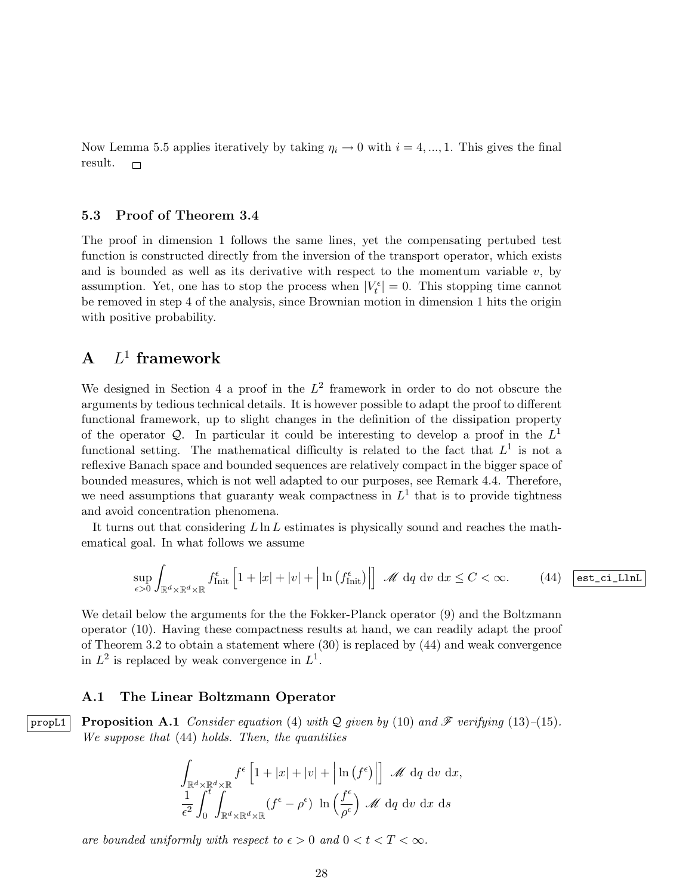Now Lemma 5.5 applies iteratively by taking $\eta_i \to 0$ with $i = 4, ..., 1$. This gives the final result. $\square$

### 5.3 Proof of Theorem 3.4

The proof in dimension 1 follows the same lines, yet the compensating pertubed test function is constructed directly from the inversion of the transport operator, which exists and is bounded as well as its derivative with respect to the momentum variable $v$, by assumption. Yet, one has to stop the process when $|V_t^\epsilon| = 0$. This stopping time cannot be removed in step 4 of the analysis, since Brownian motion in dimension 1 hits the origin with positive probability.

## A $L^1$ framework

We designed in Section 4 a proof in the $L^2$ framework in order to do not obscure the arguments by tedious technical details. It is however possible to adapt the proof to different functional framework, up to slight changes in the definition of the dissipation property of the operator $\mathcal{Q}$. In particular it could be interesting to develop a proof in the $L^1$ functional setting. The mathematical difficulty is related to the fact that $L^1$ is not a reflexive Banach space and bounded sequences are relatively compact in the bigger space of bounded measures, which is not well adapted to our purposes, see Remark 4.4. Therefore, we need assumptions that guaranty weak compactness in $L^1$ that is to provide tightness and avoid concentration phenomena.

It turns out that considering $L \ln L$ estimates is physically sound and reaches the mathematical goal. In what follows we assume

$$\sup_{\epsilon>0} \int_{\mathbb{R}^d\times\mathbb{R}^d\times\mathbb{R}} f^\epsilon_{\text{Init}} \left[1 + |x| + |v| + \left|\ln\left(f^\epsilon_{\text{Init}}\right)\right|\right] \mathscr{M} \ \mathrm{d}q \ \mathrm{d}v \ \mathrm{d}x \le C < \infty. \tag{44}$$

We detail below the arguments for the the Fokker-Planck operator (9) and the Boltzmann operator (10). Having these compactness results at hand, we can readily adapt the proof of Theorem 3.2 to obtain a statement where (30) is replaced by (44) and weak convergence in $L^2$ is replaced by weak convergence in $L^1$.

### A.1 The Linear Boltzmann Operator

**Proposition A.1** *Consider equation* (4) *with $\mathcal{Q}$ given by* (10) *and $\mathscr{F}$ verifying* (13)–(15). *We suppose that* (44) *holds. Then, the quantities*

$$\int_{\mathbb{R}^d\times\mathbb{R}^d\times\mathbb{R}} f^\epsilon \left[1 + |x| + |v| + \left|\ln\left(f^\epsilon\right)\right|\right] \mathscr{M} \ \mathrm{d}q \ \mathrm{d}v \ \mathrm{d}x,$$
$$\frac{1}{\epsilon^2}\int_0^t \int_{\mathbb{R}^d\times\mathbb{R}^d\times\mathbb{R}} (f^\epsilon - \rho^\epsilon) \ \ln\left(\frac{f^\epsilon}{\rho^\epsilon}\right) \mathscr{M} \ \mathrm{d}q \ \mathrm{d}v \ \mathrm{d}x \ \mathrm{d}s$$

*are bounded uniformly with respect to $\epsilon > 0$ and $0 < t < T < \infty$.*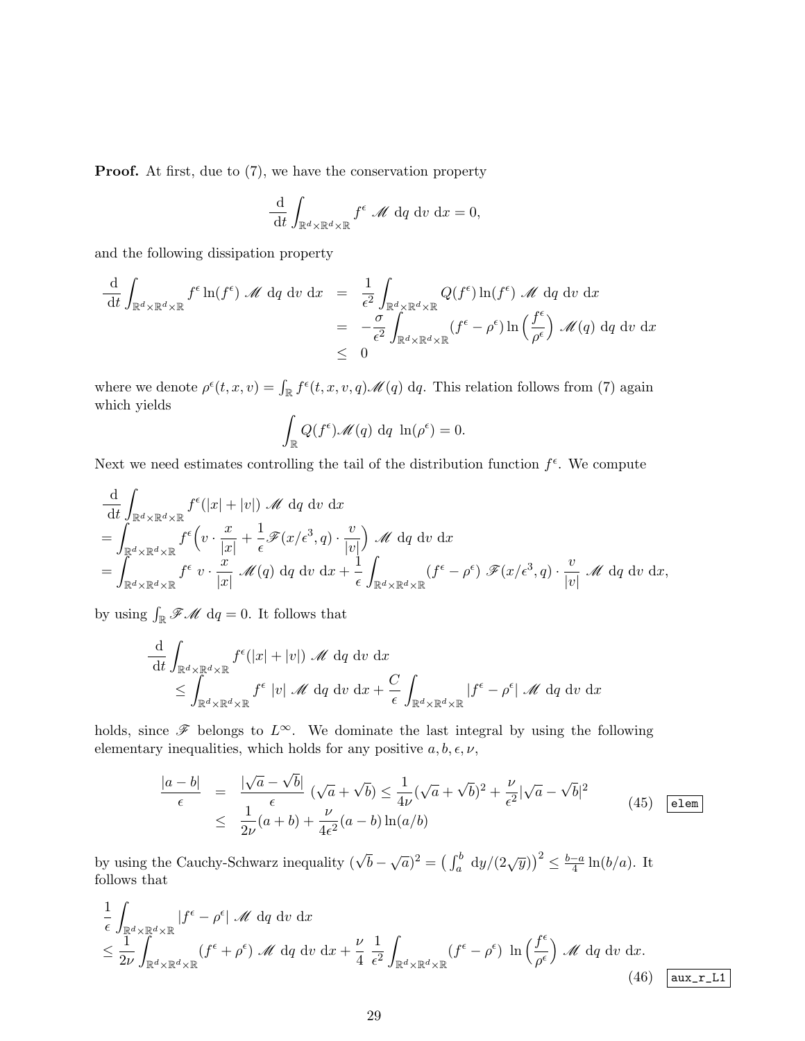**Proof.** At first, due to (7), we have the conservation property

$$\frac{\mathrm{d}}{\mathrm{d}t}\int_{\mathbb{R}^d\times\mathbb{R}^d\times\mathbb{R}} f^\epsilon \ \mathscr{M}\ \mathrm{d}q\ \mathrm{d}v\ \mathrm{d}x = 0,$$

and the following dissipation property

$$\begin{aligned}
\frac{\mathrm{d}}{\mathrm{d}t}\int_{\mathbb{R}^d\times\mathbb{R}^d\times\mathbb{R}} f^\epsilon \ln(f^\epsilon)\ \mathscr{M}\ \mathrm{d}q\ \mathrm{d}v\ \mathrm{d}x &= \frac{1}{\epsilon^2}\int_{\mathbb{R}^d\times\mathbb{R}^d\times\mathbb{R}} Q(f^\epsilon)\ln(f^\epsilon)\ \mathscr{M}\ \mathrm{d}q\ \mathrm{d}v\ \mathrm{d}x\\
&= -\frac{\sigma}{\epsilon^2}\int_{\mathbb{R}^d\times\mathbb{R}^d\times\mathbb{R}} (f^\epsilon-\rho^\epsilon)\ln\Big(\frac{f^\epsilon}{\rho^\epsilon}\Big)\ \mathscr{M}(q)\ \mathrm{d}q\ \mathrm{d}v\ \mathrm{d}x\\
&\leq 0
\end{aligned}$$

where we denote $\rho^\epsilon(t,x,v) = \int_{\mathbb{R}} f^\epsilon(t,x,v,q)\mathscr{M}(q)\ \mathrm{d}q$. This relation follows from (7) again which yields

$$\int_{\mathbb{R}} Q(f^\epsilon)\mathscr{M}(q)\ \mathrm{d}q\ \ \ln(\rho^\epsilon) = 0.$$

Next we need estimates controlling the tail of the distribution function $f^\epsilon$. We compute

$$\begin{aligned}
&\frac{\mathrm{d}}{\mathrm{d}t}\int_{\mathbb{R}^d\times\mathbb{R}^d\times\mathbb{R}} f^\epsilon(|x|+|v|)\ \mathscr{M}\ \mathrm{d}q\ \mathrm{d}v\ \mathrm{d}x\\
&= \int_{\mathbb{R}^d\times\mathbb{R}^d\times\mathbb{R}} f^\epsilon\Big(v\cdot\frac{x}{|x|}+\frac{1}{\epsilon}\mathscr{F}(x/\epsilon^3,q)\cdot\frac{v}{|v|}\Big)\ \mathscr{M}\ \mathrm{d}q\ \mathrm{d}v\ \mathrm{d}x\\
&= \int_{\mathbb{R}^d\times\mathbb{R}^d\times\mathbb{R}} f^\epsilon\ v\cdot\frac{x}{|x|}\ \mathscr{M}(q)\ \mathrm{d}q\ \mathrm{d}v\ \mathrm{d}x + \frac{1}{\epsilon}\int_{\mathbb{R}^d\times\mathbb{R}^d\times\mathbb{R}} (f^\epsilon-\rho^\epsilon)\ \mathscr{F}(x/\epsilon^3,q)\cdot\frac{v}{|v|}\ \mathscr{M}\ \mathrm{d}q\ \mathrm{d}v\ \mathrm{d}x,
\end{aligned}$$

by using $\int_{\mathbb{R}}\mathscr{F}\mathscr{M}\ \mathrm{d}q = 0$. It follows that

$$\begin{aligned}
&\frac{\mathrm{d}}{\mathrm{d}t}\int_{\mathbb{R}^d\times\mathbb{R}^d\times\mathbb{R}} f^\epsilon(|x|+|v|)\ \mathscr{M}\ \mathrm{d}q\ \mathrm{d}v\ \mathrm{d}x\\
&\qquad\leq \int_{\mathbb{R}^d\times\mathbb{R}^d\times\mathbb{R}} f^\epsilon\ |v|\ \mathscr{M}\ \mathrm{d}q\ \mathrm{d}v\ \mathrm{d}x + \frac{C}{\epsilon}\int_{\mathbb{R}^d\times\mathbb{R}^d\times\mathbb{R}} |f^\epsilon-\rho^\epsilon|\ \mathscr{M}\ \mathrm{d}q\ \mathrm{d}v\ \mathrm{d}x
\end{aligned}$$

holds, since $\mathscr{F}$ belongs to $L^\infty$. We dominate the last integral by using the following elementary inequalities, which holds for any positive $a,b,\epsilon,\nu$,

$$\begin{aligned}
\frac{|a-b|}{\epsilon} &= \frac{|\sqrt{a}-\sqrt{b}|}{\epsilon}\ (\sqrt{a}+\sqrt{b}) \leq \frac{1}{4\nu}(\sqrt{a}+\sqrt{b})^2 + \frac{\nu}{\epsilon^2}|\sqrt{a}-\sqrt{b}|^2\\
&\leq \frac{1}{2\nu}(a+b) + \frac{\nu}{4\epsilon^2}(a-b)\ln(a/b)
\end{aligned} \tag{45}$$

by using the Cauchy-Schwarz inequality $(\sqrt{b}-\sqrt{a})^2 = \big(\int_a^b \mathrm{d}y/(2\sqrt{y})\big)^2 \leq \frac{b-a}{4}\ln(b/a)$. It follows that

$$\begin{aligned}
&\frac{1}{\epsilon}\int_{\mathbb{R}^d\times\mathbb{R}^d\times\mathbb{R}} |f^\epsilon-\rho^\epsilon|\ \mathscr{M}\ \mathrm{d}q\ \mathrm{d}v\ \mathrm{d}x\\
&\leq \frac{1}{2\nu}\int_{\mathbb{R}^d\times\mathbb{R}^d\times\mathbb{R}} (f^\epsilon+\rho^\epsilon)\ \mathscr{M}\ \mathrm{d}q\ \mathrm{d}v\ \mathrm{d}x + \frac{\nu}{4}\ \frac{1}{\epsilon^2}\int_{\mathbb{R}^d\times\mathbb{R}^d\times\mathbb{R}} (f^\epsilon-\rho^\epsilon)\ \ln\Big(\frac{f^\epsilon}{\rho^\epsilon}\Big)\ \mathscr{M}\ \mathrm{d}q\ \mathrm{d}v\ \mathrm{d}x.
\end{aligned} \tag{46}$$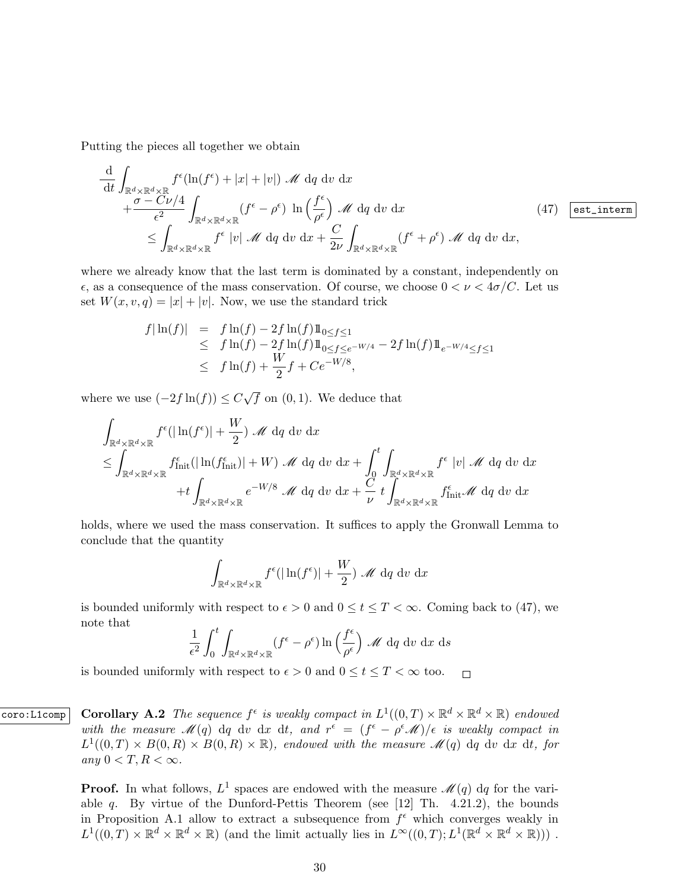Putting the pieces all together we obtain

$$
\begin{aligned}
&\frac{\mathrm{d}}{\mathrm{d}t}\int_{\mathbb{R}^d\times\mathbb{R}^d\times\mathbb{R}} f^\epsilon(\ln(f^\epsilon)+|x|+|v|)\ \mathscr{M}\ \mathrm{d}q\ \mathrm{d}v\ \mathrm{d}x\\
&\quad+\frac{\sigma - C\nu/4}{\epsilon^2}\int_{\mathbb{R}^d\times\mathbb{R}^d\times\mathbb{R}} (f^\epsilon-\rho^\epsilon)\ \ln\Big(\frac{f^\epsilon}{\rho^\epsilon}\Big)\ \mathscr{M}\ \mathrm{d}q\ \mathrm{d}v\ \mathrm{d}x\\
&\quad\le \int_{\mathbb{R}^d\times\mathbb{R}^d\times\mathbb{R}} f^\epsilon\ |v|\ \mathscr{M}\ \mathrm{d}q\ \mathrm{d}v\ \mathrm{d}x + \frac{C}{2\nu}\int_{\mathbb{R}^d\times\mathbb{R}^d\times\mathbb{R}} (f^\epsilon+\rho^\epsilon)\ \mathscr{M}\ \mathrm{d}q\ \mathrm{d}v\ \mathrm{d}x,
\end{aligned}
\tag{47}
$$

where we already know that the last term is dominated by a constant, independently on $\epsilon$, as a consequence of the mass conservation. Of course, we choose $0<\nu<4\sigma/C$. Let us set $W(x,v,q)=|x|+|v|$. Now, we use the standard trick

$$
\begin{aligned}
f|\ln(f)| &= f\ln(f) - 2f\ln(f)\mathbb{1}_{0\le f\le 1}\\
&\le f\ln(f) - 2f\ln(f)\mathbb{1}_{0\le f\le e^{-W/4}} - 2f\ln(f)\mathbb{1}_{e^{-W/4}\le f\le 1}\\
&\le f\ln(f) + \frac{W}{2}f + Ce^{-W/8},
\end{aligned}
$$

where we use $(-2f\ln(f))\le C\sqrt{f}$ on $(0,1)$. We deduce that

$$
\begin{aligned}
&\int_{\mathbb{R}^d\times\mathbb{R}^d\times\mathbb{R}} f^\epsilon(|\ln(f^\epsilon)|+\frac{W}{2})\ \mathscr{M}\ \mathrm{d}q\ \mathrm{d}v\ \mathrm{d}x\\
&\le \int_{\mathbb{R}^d\times\mathbb{R}^d\times\mathbb{R}} f^\epsilon_{\mathrm{Init}}(|\ln(f^\epsilon_{\mathrm{Init}})|+W)\ \mathscr{M}\ \mathrm{d}q\ \mathrm{d}v\ \mathrm{d}x + \int_0^t\int_{\mathbb{R}^d\times\mathbb{R}^d\times\mathbb{R}} f^\epsilon\ |v|\ \mathscr{M}\ \mathrm{d}q\ \mathrm{d}v\ \mathrm{d}x\\
&\qquad + t\int_{\mathbb{R}^d\times\mathbb{R}^d\times\mathbb{R}} e^{-W/8}\ \mathscr{M}\ \mathrm{d}q\ \mathrm{d}v\ \mathrm{d}x + \frac{C}{\nu}\ t\int_{\mathbb{R}^d\times\mathbb{R}^d\times\mathbb{R}} f^\epsilon_{\mathrm{Init}}\mathscr{M}\ \mathrm{d}q\ \mathrm{d}v\ \mathrm{d}x
\end{aligned}
$$

holds, where we used the mass conservation. It suffices to apply the Gronwall Lemma to conclude that the quantity

$$
\int_{\mathbb{R}^d\times\mathbb{R}^d\times\mathbb{R}} f^\epsilon(|\ln(f^\epsilon)|+\frac{W}{2})\ \mathscr{M}\ \mathrm{d}q\ \mathrm{d}v\ \mathrm{d}x
$$

is bounded uniformly with respect to $\epsilon>0$ and $0\le t\le T<\infty$. Coming back to (47), we note that

$$
\frac{1}{\epsilon^2}\int_0^t\int_{\mathbb{R}^d\times\mathbb{R}^d\times\mathbb{R}} (f^\epsilon-\rho^\epsilon)\ln\Big(\frac{f^\epsilon}{\rho^\epsilon}\Big)\ \mathscr{M}\ \mathrm{d}q\ \mathrm{d}v\ \mathrm{d}x\ \mathrm{d}s
$$

is bounded uniformly with respect to $\epsilon>0$ and $0\le t\le T<\infty$ too. $\square$

**Corollary A.2** *The sequence $f^\epsilon$ is weakly compact in $L^1((0,T)\times\mathbb{R}^d\times\mathbb{R}^d\times\mathbb{R})$ endowed with the measure $\mathscr{M}(q)\ \mathrm{d}q\ \mathrm{d}v\ \mathrm{d}x\ \mathrm{d}t$, and $r^\epsilon=(f^\epsilon-\rho^\epsilon\mathscr{M})/\epsilon$ is weakly compact in $L^1((0,T)\times B(0,R)\times B(0,R)\times\mathbb{R})$, endowed with the measure $\mathscr{M}(q)\ \mathrm{d}q\ \mathrm{d}v\ \mathrm{d}x\ \mathrm{d}t$, for any $0<T,R<\infty$.*

**Proof.** In what follows, $L^1$ spaces are endowed with the measure $\mathscr{M}(q)\ \mathrm{d}q$ for the variable $q$. By virtue of the Dunford-Pettis Theorem (see [12] Th. 4.21.2), the bounds in Proposition A.1 allow to extract a subsequence from $f^\epsilon$ which converges weakly in $L^1((0,T)\times\mathbb{R}^d\times\mathbb{R}^d\times\mathbb{R})$ (and the limit actually lies in $L^\infty((0,T);L^1(\mathbb{R}^d\times\mathbb{R}^d\times\mathbb{R}))$) .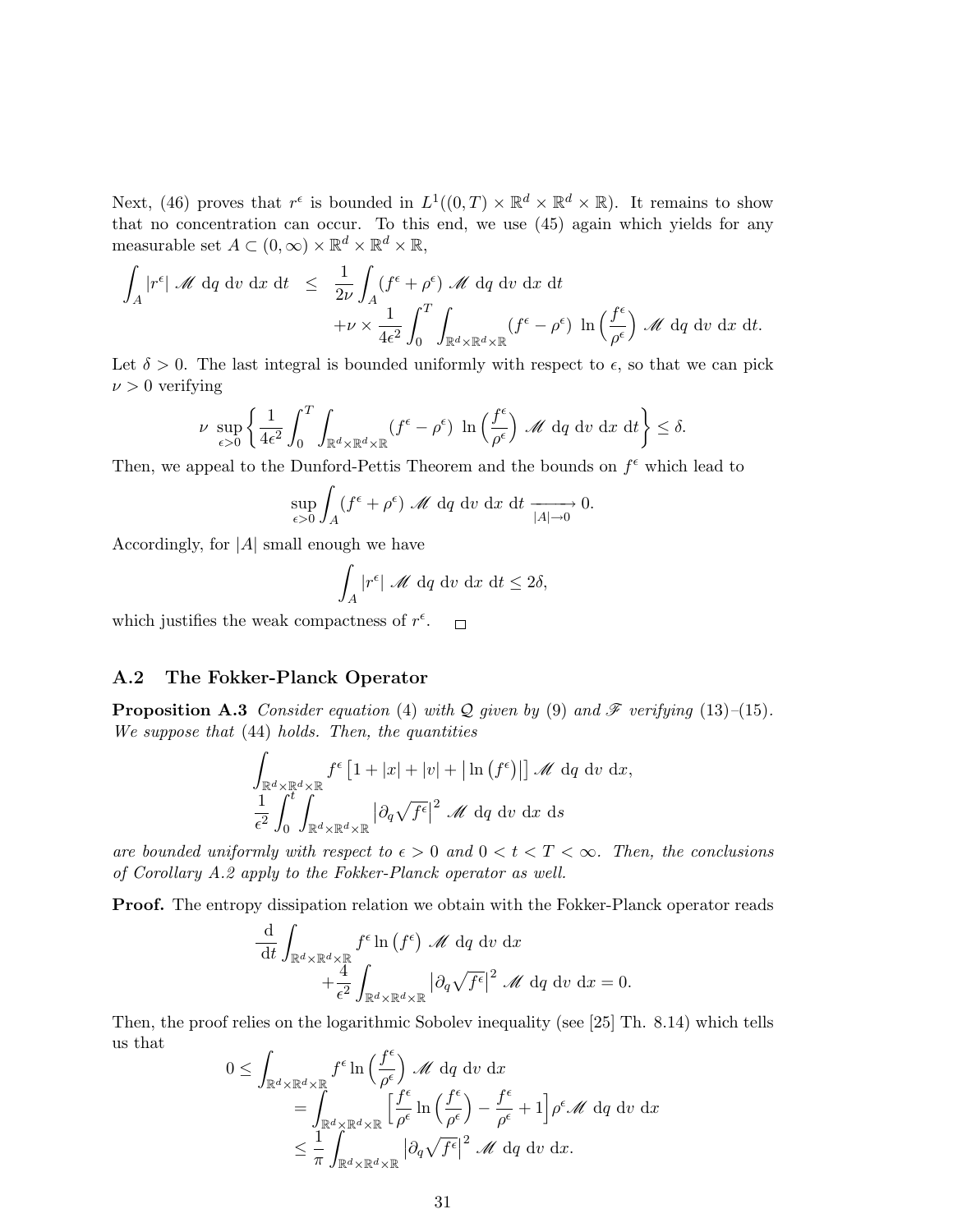Next, (46) proves that $r^\epsilon$ is bounded in $L^1((0,T)\times\mathbb{R}^d\times\mathbb{R}^d\times\mathbb{R})$. It remains to show that no concentration can occur. To this end, we use (45) again which yields for any measurable set $A\subset(0,\infty)\times\mathbb{R}^d\times\mathbb{R}^d\times\mathbb{R}$,

$$
\begin{aligned}
\int_A |r^\epsilon|\ \mathscr{M}\ \mathrm{d}q\ \mathrm{d}v\ \mathrm{d}x\ \mathrm{d}t \quad &\leq\quad \frac{1}{2\nu}\int_A (f^\epsilon+\rho^\epsilon)\ \mathscr{M}\ \mathrm{d}q\ \mathrm{d}v\ \mathrm{d}x\ \mathrm{d}t\\
&\quad +\nu\times\frac{1}{4\epsilon^2}\int_0^T\int_{\mathbb{R}^d\times\mathbb{R}^d\times\mathbb{R}} (f^\epsilon-\rho^\epsilon)\ \ln\Big(\frac{f^\epsilon}{\rho^\epsilon}\Big)\ \mathscr{M}\ \mathrm{d}q\ \mathrm{d}v\ \mathrm{d}x\ \mathrm{d}t.
\end{aligned}
$$

Let $\delta>0$. The last integral is bounded uniformly with respect to $\epsilon$, so that we can pick $\nu>0$ verifying

$$
\nu\ \sup_{\epsilon>0}\left\{\frac{1}{4\epsilon^2}\int_0^T\int_{\mathbb{R}^d\times\mathbb{R}^d\times\mathbb{R}}(f^\epsilon-\rho^\epsilon)\ \ln\Big(\frac{f^\epsilon}{\rho^\epsilon}\Big)\ \mathscr{M}\ \mathrm{d}q\ \mathrm{d}v\ \mathrm{d}x\ \mathrm{d}t\right\}\leq\delta.
$$

Then, we appeal to the Dunford-Pettis Theorem and the bounds on $f^\epsilon$ which lead to

$$
\sup_{\epsilon>0}\int_A (f^\epsilon+\rho^\epsilon)\ \mathscr{M}\ \mathrm{d}q\ \mathrm{d}v\ \mathrm{d}x\ \mathrm{d}t \xrightarrow[|A|\to 0]{} 0.
$$

Accordingly, for $|A|$ small enough we have

$$
\int_A |r^\epsilon|\ \mathscr{M}\ \mathrm{d}q\ \mathrm{d}v\ \mathrm{d}x\ \mathrm{d}t\leq 2\delta,
$$

which justifies the weak compactness of $r^\epsilon$. □

### A.2 The Fokker-Planck Operator

**Proposition A.3** *Consider equation* (4) *with* $\mathcal{Q}$ *given by* (9) *and* $\mathscr{F}$ *verifying* (13)–(15). *We suppose that* (44) *holds. Then, the quantities*

$$
\begin{gathered}
\int_{\mathbb{R}^d\times\mathbb{R}^d\times\mathbb{R}} f^\epsilon\left[1+|x|+|v|+\left|\ln\left(f^\epsilon\right)\right|\right]\mathscr{M}\ \mathrm{d}q\ \mathrm{d}v\ \mathrm{d}x,\\
\frac{1}{\epsilon^2}\int_0^t\int_{\mathbb{R}^d\times\mathbb{R}^d\times\mathbb{R}}\left|\partial_q\sqrt{f^\epsilon}\right|^2\ \mathscr{M}\ \mathrm{d}q\ \mathrm{d}v\ \mathrm{d}x\ \mathrm{d}s
\end{gathered}
$$

*are bounded uniformly with respect to* $\epsilon>0$ *and* $0<t<T<\infty$*. Then, the conclusions of Corollary A.2 apply to the Fokker-Planck operator as well.*

**Proof.** The entropy dissipation relation we obtain with the Fokker-Planck operator reads

$$
\begin{aligned}
\frac{\mathrm{d}}{\mathrm{d}t}\int_{\mathbb{R}^d\times\mathbb{R}^d\times\mathbb{R}} & f^\epsilon\ln\left(f^\epsilon\right)\ \mathscr{M}\ \mathrm{d}q\ \mathrm{d}v\ \mathrm{d}x\\
&+\frac{4}{\epsilon^2}\int_{\mathbb{R}^d\times\mathbb{R}^d\times\mathbb{R}}\left|\partial_q\sqrt{f^\epsilon}\right|^2\ \mathscr{M}\ \mathrm{d}q\ \mathrm{d}v\ \mathrm{d}x=0.
\end{aligned}
$$

Then, the proof relies on the logarithmic Sobolev inequality (see [25] Th. 8.14) which tells us that

$$
\begin{aligned}
0\leq\int_{\mathbb{R}^d\times\mathbb{R}^d\times\mathbb{R}} & f^\epsilon\ln\Big(\frac{f^\epsilon}{\rho^\epsilon}\Big)\ \mathscr{M}\ \mathrm{d}q\ \mathrm{d}v\ \mathrm{d}x\\
&=\int_{\mathbb{R}^d\times\mathbb{R}^d\times\mathbb{R}}\Big[\frac{f^\epsilon}{\rho^\epsilon}\ln\Big(\frac{f^\epsilon}{\rho^\epsilon}\Big)-\frac{f^\epsilon}{\rho^\epsilon}+1\Big]\rho^\epsilon\mathscr{M}\ \mathrm{d}q\ \mathrm{d}v\ \mathrm{d}x\\
&\leq\frac{1}{\pi}\int_{\mathbb{R}^d\times\mathbb{R}^d\times\mathbb{R}}\left|\partial_q\sqrt{f^\epsilon}\right|^2\ \mathscr{M}\ \mathrm{d}q\ \mathrm{d}v\ \mathrm{d}x.
\end{aligned}
$$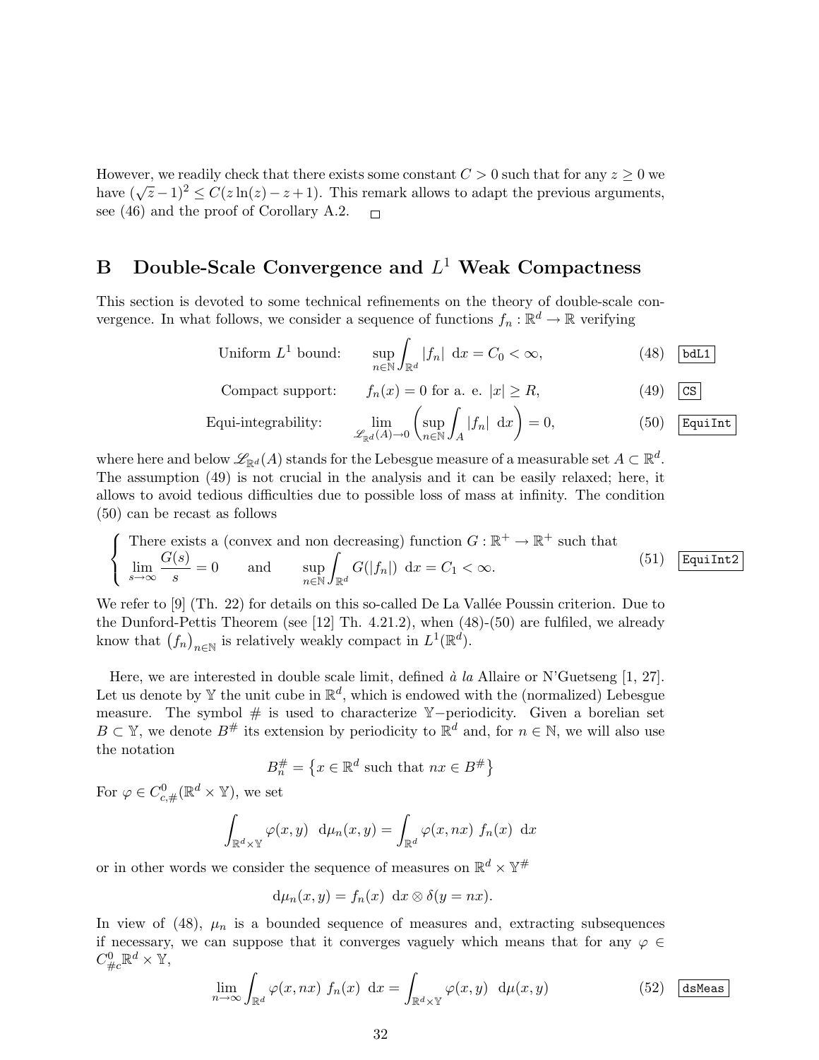However, we readily check that there exists some constant $C > 0$ such that for any $z \geq 0$ we have $(\sqrt{z}-1)^2 \leq C(z\ln(z) - z + 1)$. This remark allows to adapt the previous arguments, see (46) and the proof of Corollary A.2. □

## B Double-Scale Convergence and $L^1$ Weak Compactness

This section is devoted to some technical refinements on the theory of double-scale convergence. In what follows, we consider a sequence of functions $f_n : \mathbb{R}^d \to \mathbb{R}$ verifying

$$\text{Uniform } L^1 \text{ bound:} \qquad \sup_{n\in\mathbb{N}} \int_{\mathbb{R}^d} |f_n| \ \mathrm{d}x = C_0 < \infty, \tag{48}$$

$$\text{Compact support:} \qquad f_n(x) = 0 \text{ for a. e. } |x| \geq R, \tag{49}$$

$$\text{Equi-integrability:} \qquad \lim_{\mathscr{L}_{\mathbb{R}^d}(A)\to 0} \left( \sup_{n\in\mathbb{N}} \int_A |f_n| \ \mathrm{d}x \right) = 0, \tag{50}$$

where here and below $\mathscr{L}_{\mathbb{R}^d}(A)$ stands for the Lebesgue measure of a measurable set $A \subset \mathbb{R}^d$. The assumption (49) is not crucial in the analysis and it can be easily relaxed; here, it allows to avoid tedious difficulties due to possible loss of mass at infinity. The condition (50) can be recast as follows

$$\begin{cases} \text{There exists a (convex and non decreasing) function } G : \mathbb{R}^+ \to \mathbb{R}^+ \text{ such that} \\ \displaystyle\lim_{s\to\infty} \frac{G(s)}{s} = 0 \qquad \text{and} \qquad \sup_{n\in\mathbb{N}} \int_{\mathbb{R}^d} G(|f_n|) \ \mathrm{d}x = C_1 < \infty. \end{cases} \tag{51}$$

We refer to [9] (Th. 22) for details on this so-called De La Vallée Poussin criterion. Due to the Dunford-Pettis Theorem (see [12] Th. 4.21.2), when (48)-(50) are fulfiled, we already know that $(f_n)_{n\in\mathbb{N}}$ is relatively weakly compact in $L^1(\mathbb{R}^d)$.

Here, we are interested in double scale limit, defined *à la* Allaire or N'Guetseng [1, 27]. Let us denote by $\mathbb{Y}$ the unit cube in $\mathbb{R}^d$, which is endowed with the (normalized) Lebesgue measure. The symbol $\#$ is used to characterize $\mathbb{Y}-$periodicity. Given a borelian set $B \subset \mathbb{Y}$, we denote $B^\#$ its extension by periodicity to $\mathbb{R}^d$ and, for $n \in \mathbb{N}$, we will also use the notation

$$B_n^\# = \left\{ x \in \mathbb{R}^d \text{ such that } nx \in B^\# \right\}$$

For $\varphi \in C^0_{c,\#}(\mathbb{R}^d \times \mathbb{Y})$, we set

$$\int_{\mathbb{R}^d\times\mathbb{Y}} \varphi(x,y) \ \mathrm{d}\mu_n(x,y) = \int_{\mathbb{R}^d} \varphi(x,nx) \ f_n(x) \ \mathrm{d}x$$

or in other words we consider the sequence of measures on $\mathbb{R}^d \times \mathbb{Y}^\#$

$$\mathrm{d}\mu_n(x,y) = f_n(x) \ \mathrm{d}x \otimes \delta(y = nx).$$

In view of (48), $\mu_n$ is a bounded sequence of measures and, extracting subsequences if necessary, we can suppose that it converges vaguely which means that for any $\varphi \in C^0_{\#c}\mathbb{R}^d \times \mathbb{Y}$,

$$\lim_{n\to\infty} \int_{\mathbb{R}^d} \varphi(x,nx) \ f_n(x) \ \mathrm{d}x = \int_{\mathbb{R}^d\times\mathbb{Y}} \varphi(x,y) \ \mathrm{d}\mu(x,y) \tag{52}$$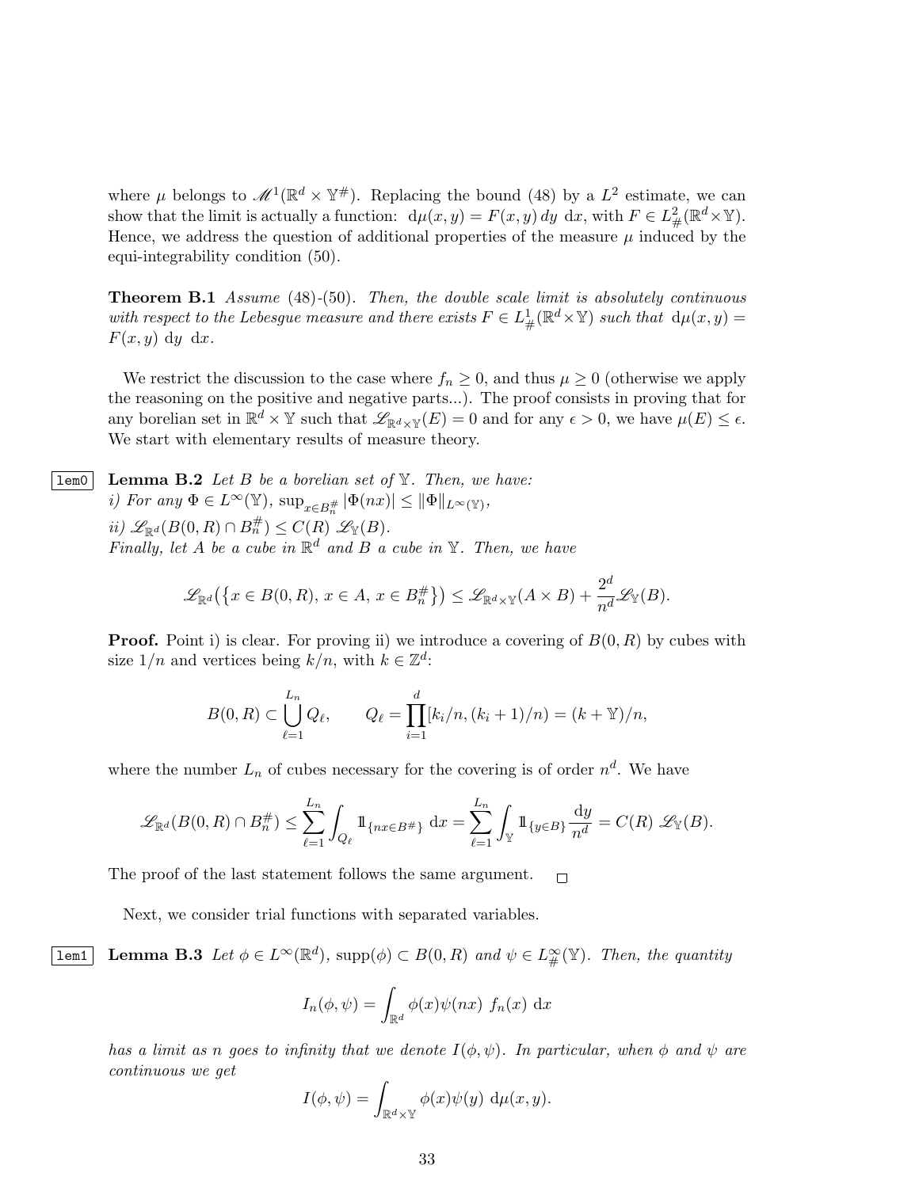where $\mu$ belongs to $\mathscr{M}^1(\mathbb{R}^d \times \mathbb{Y}^\#)$. Replacing the bound (48) by a $L^2$ estimate, we can show that the limit is actually a function: $\mathrm{d}\mu(x,y) = F(x,y)\,dy\ \mathrm{d}x$, with $F \in L^2_\#(\mathbb{R}^d \times \mathbb{Y})$. Hence, we address the question of additional properties of the measure $\mu$ induced by the equi-integrability condition (50).

**Theorem B.1** *Assume* (48)-(50). *Then, the double scale limit is absolutely continuous with respect to the Lebesgue measure and there exists* $F \in L^1_\#(\mathbb{R}^d \times \mathbb{Y})$ *such that* $\mathrm{d}\mu(x,y) = F(x,y)\ \mathrm{d}y\ \ \mathrm{d}x$.

We restrict the discussion to the case where $f_n \geq 0$, and thus $\mu \geq 0$ (otherwise we apply the reasoning on the positive and negative parts...). The proof consists in proving that for any borelian set in $\mathbb{R}^d \times \mathbb{Y}$ such that $\mathscr{L}_{\mathbb{R}^d \times \mathbb{Y}}(E) = 0$ and for any $\epsilon > 0$, we have $\mu(E) \leq \epsilon$. We start with elementary results of measure theory.

**Lemma B.2** *Let $B$ be a borelian set of $\mathbb{Y}$. Then, we have:*
*i) For any $\Phi \in L^\infty(\mathbb{Y})$, $\sup_{x \in B_n^\#} |\Phi(nx)| \leq \|\Phi\|_{L^\infty(\mathbb{Y})}$,*
*ii) $\mathscr{L}_{\mathbb{R}^d}(B(0,R) \cap B_n^\#) \leq C(R)\ \mathscr{L}_{\mathbb{Y}}(B)$.*
*Finally, let $A$ be a cube in $\mathbb{R}^d$ and $B$ a cube in $\mathbb{Y}$. Then, we have*

$$\mathscr{L}_{\mathbb{R}^d}\big(\{x \in B(0,R),\, x \in A,\, x \in B_n^\#\}\big) \leq \mathscr{L}_{\mathbb{R}^d \times \mathbb{Y}}(A \times B) + \frac{2^d}{n^d}\mathscr{L}_{\mathbb{Y}}(B).$$

**Proof.** Point i) is clear. For proving ii) we introduce a covering of $B(0,R)$ by cubes with size $1/n$ and vertices being $k/n$, with $k \in \mathbb{Z}^d$:

$$B(0,R) \subset \bigcup_{\ell=1}^{L_n} Q_\ell, \qquad Q_\ell = \prod_{i=1}^{d} [k_i/n, (k_i+1)/n) = (k + \mathbb{Y})/n,$$

where the number $L_n$ of cubes necessary for the covering is of order $n^d$. We have

$$\mathscr{L}_{\mathbb{R}^d}(B(0,R) \cap B_n^\#) \leq \sum_{\ell=1}^{L_n} \int_{Q_\ell} \mathbb{1}_{\{nx \in B^\#\}}\ \mathrm{d}x = \sum_{\ell=1}^{L_n} \int_{\mathbb{Y}} \mathbb{1}_{\{y \in B\}} \frac{\mathrm{d}y}{n^d} = C(R)\ \mathscr{L}_{\mathbb{Y}}(B).$$

The proof of the last statement follows the same argument. $\square$

Next, we consider trial functions with separated variables.

**Lemma B.3** *Let $\phi \in L^\infty(\mathbb{R}^d)$, $\mathrm{supp}(\phi) \subset B(0,R)$ and $\psi \in L^\infty_\#(\mathbb{Y})$. Then, the quantity*

$$I_n(\phi,\psi) = \int_{\mathbb{R}^d} \phi(x)\psi(nx)\ f_n(x)\ \mathrm{d}x$$

*has a limit as n goes to infinity that we denote $I(\phi,\psi)$. In particular, when $\phi$ and $\psi$ are continuous we get*

$$I(\phi,\psi) = \int_{\mathbb{R}^d \times \mathbb{Y}} \phi(x)\psi(y)\ \mathrm{d}\mu(x,y).$$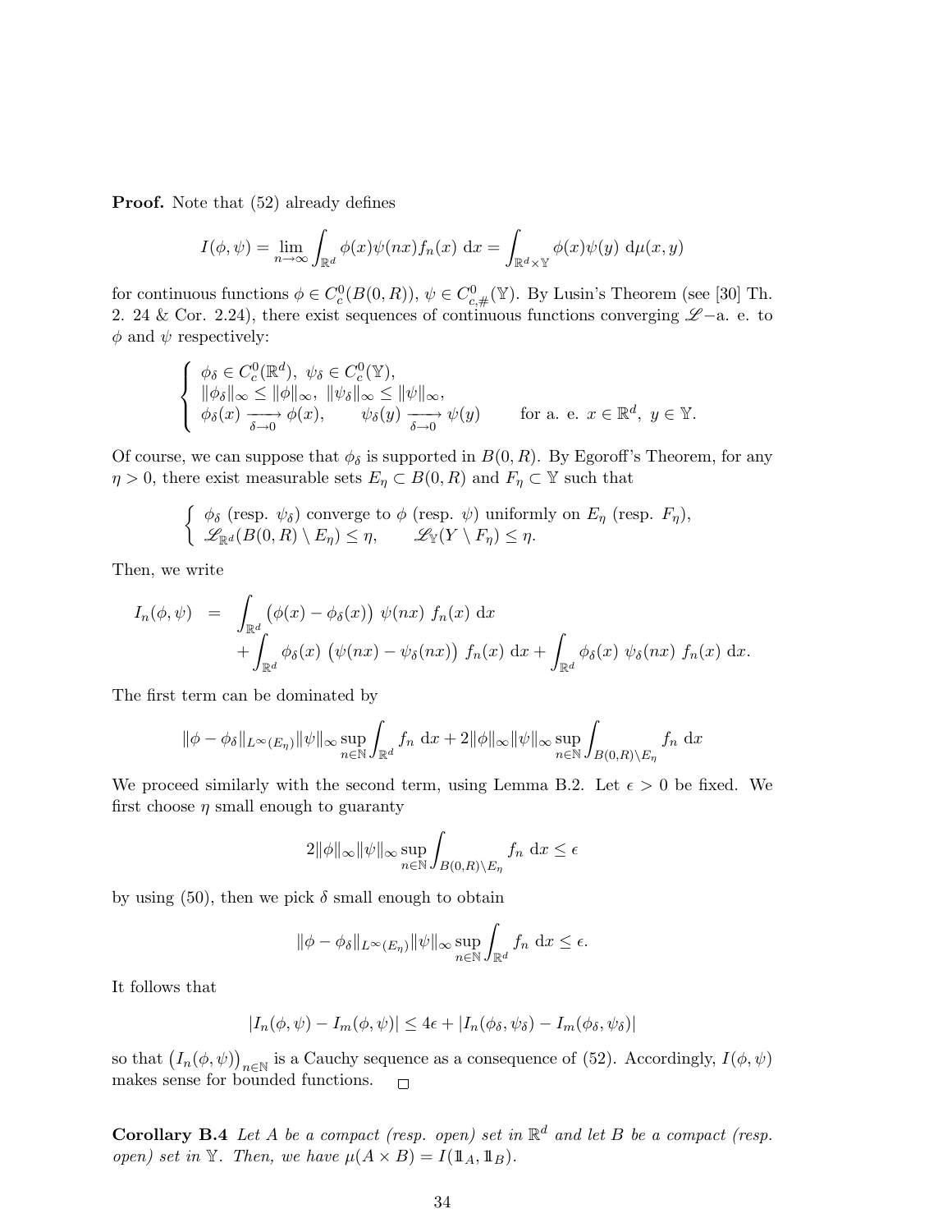**Proof.** Note that (52) already defines

$$I(\phi,\psi) = \lim_{n\to\infty} \int_{\mathbb{R}^d} \phi(x)\psi(nx) f_n(x)\ \mathrm{d}x = \int_{\mathbb{R}^d\times\mathbb{Y}} \phi(x)\psi(y)\ \mathrm{d}\mu(x,y)$$

for continuous functions $\phi \in C^0_c(B(0,R))$, $\psi \in C^0_{c,\#}(\mathbb{Y})$. By Lusin's Theorem (see [30] Th. 2. 24 & Cor. 2.24), there exist sequences of continuous functions converging $\mathscr{L}-$a. e. to $\phi$ and $\psi$ respectively:

$$\begin{cases} \phi_\delta \in C^0_c(\mathbb{R}^d),\ \psi_\delta \in C^0_c(\mathbb{Y}), \\ \|\phi_\delta\|_\infty \le \|\phi\|_\infty,\ \|\psi_\delta\|_\infty \le \|\psi\|_\infty, \\ \phi_\delta(x) \xrightarrow[\delta\to 0]{} \phi(x), \qquad \psi_\delta(y) \xrightarrow[\delta\to 0]{} \psi(y) \qquad \text{for a. e. } x\in\mathbb{R}^d,\ y\in\mathbb{Y}. \end{cases}$$

Of course, we can suppose that $\phi_\delta$ is supported in $B(0,R)$. By Egoroff's Theorem, for any $\eta > 0$, there exist measurable sets $E_\eta \subset B(0,R)$ and $F_\eta \subset \mathbb{Y}$ such that

$$\begin{cases} \phi_\delta \text{ (resp. } \psi_\delta\text{) converge to } \phi \text{ (resp. } \psi\text{) uniformly on } E_\eta \text{ (resp. } F_\eta\text{)}, \\ \mathscr{L}_{\mathbb{R}^d}(B(0,R)\setminus E_\eta) \le \eta, \qquad \mathscr{L}_{\mathbb{Y}}(Y\setminus F_\eta) \le \eta. \end{cases}$$

Then, we write

$$\begin{aligned} I_n(\phi,\psi) &= \int_{\mathbb{R}^d} \big(\phi(x)-\phi_\delta(x)\big)\ \psi(nx)\ f_n(x)\ \mathrm{d}x \\ &\quad + \int_{\mathbb{R}^d} \phi_\delta(x)\ \big(\psi(nx)-\psi_\delta(nx)\big)\ f_n(x)\ \mathrm{d}x + \int_{\mathbb{R}^d} \phi_\delta(x)\ \psi_\delta(nx)\ f_n(x)\ \mathrm{d}x. \end{aligned}$$

The first term can be dominated by

$$\|\phi-\phi_\delta\|_{L^\infty(E_\eta)}\|\psi\|_\infty \sup_{n\in\mathbb{N}} \int_{\mathbb{R}^d} f_n\ \mathrm{d}x + 2\|\phi\|_\infty\|\psi\|_\infty \sup_{n\in\mathbb{N}} \int_{B(0,R)\setminus E_\eta} f_n\ \mathrm{d}x$$

We proceed similarly with the second term, using Lemma B.2. Let $\epsilon > 0$ be fixed. We first choose $\eta$ small enough to guaranty

$$2\|\phi\|_\infty\|\psi\|_\infty \sup_{n\in\mathbb{N}} \int_{B(0,R)\setminus E_\eta} f_n\ \mathrm{d}x \le \epsilon$$

by using (50), then we pick $\delta$ small enough to obtain

$$\|\phi-\phi_\delta\|_{L^\infty(E_\eta)}\|\psi\|_\infty \sup_{n\in\mathbb{N}} \int_{\mathbb{R}^d} f_n\ \mathrm{d}x \le \epsilon.$$

It follows that

$$|I_n(\phi,\psi) - I_m(\phi,\psi)| \le 4\epsilon + |I_n(\phi_\delta,\psi_\delta) - I_m(\phi_\delta,\psi_\delta)|$$

so that $\big(I_n(\phi,\psi)\big)_{n\in\mathbb{N}}$ is a Cauchy sequence as a consequence of (52). Accordingly, $I(\phi,\psi)$ makes sense for bounded functions. $\square$

**Corollary B.4** *Let $A$ be a compact (resp. open) set in $\mathbb{R}^d$ and let $B$ be a compact (resp. open) set in $\mathbb{Y}$. Then, we have $\mu(A\times B) = I(\mathbb{1}_A, \mathbb{1}_B)$.*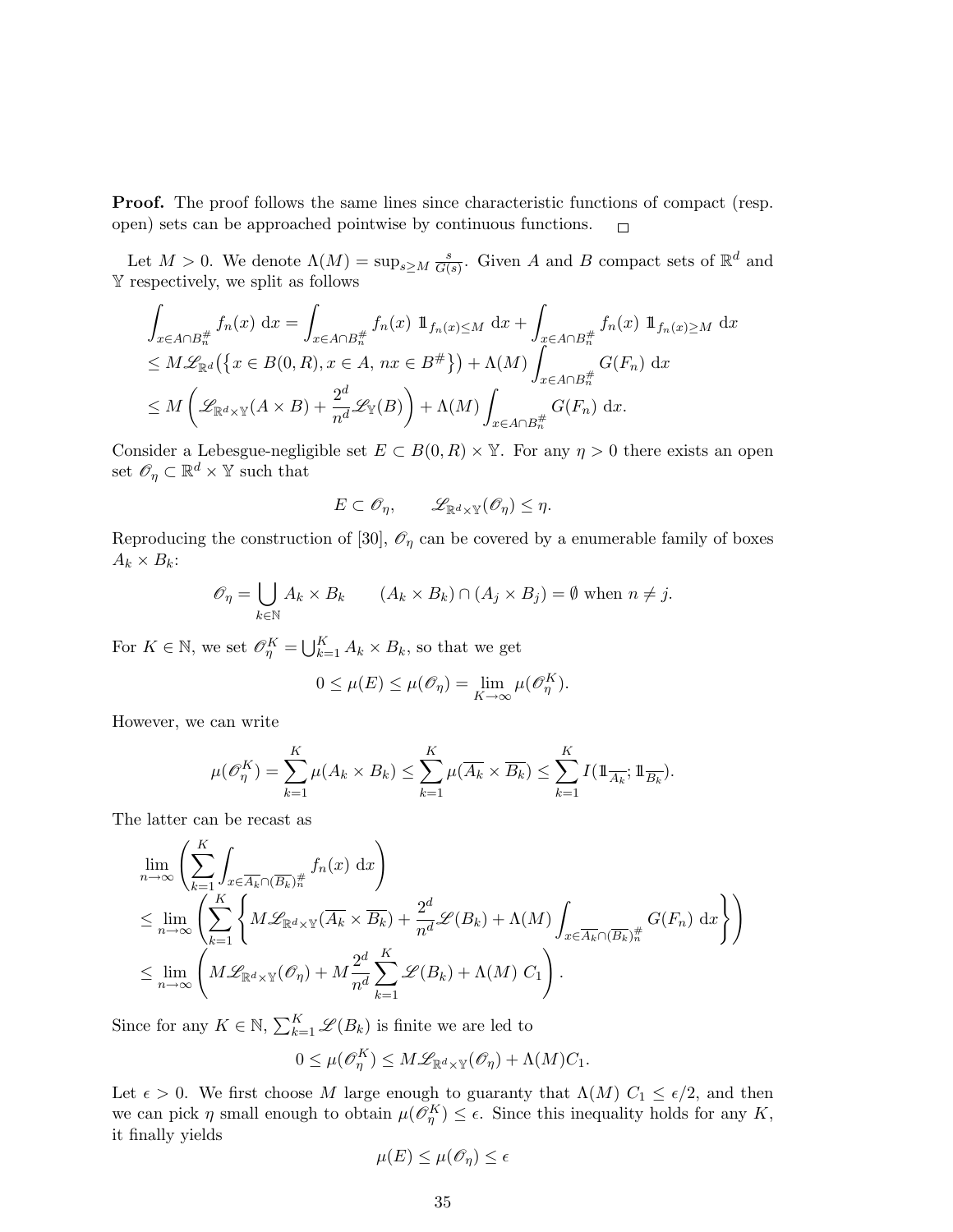**Proof.** The proof follows the same lines since characteristic functions of compact (resp. open) sets can be approached pointwise by continuous functions. $\square$

Let $M > 0$. We denote $\Lambda(M) = \sup_{s \geq M} \frac{s}{G(s)}$. Given $A$ and $B$ compact sets of $\mathbb{R}^d$ and $\mathbb{Y}$ respectively, we split as follows

$$
\begin{aligned}
&\int_{x \in A \cap B_n^\#} f_n(x) \, \mathrm{d}x = \int_{x \in A \cap B_n^\#} f_n(x) \, \mathbb{1}_{f_n(x) \leq M} \, \mathrm{d}x + \int_{x \in A \cap B_n^\#} f_n(x) \, \mathbb{1}_{f_n(x) \geq M} \, \mathrm{d}x \\
&\leq M \mathscr{L}_{\mathbb{R}^d}\big(\{x \in B(0,R), x \in A, \, nx \in B^\#\}\big) + \Lambda(M) \int_{x \in A \cap B_n^\#} G(F_n) \, \mathrm{d}x \\
&\leq M \left( \mathscr{L}_{\mathbb{R}^d \times \mathbb{Y}}(A \times B) + \frac{2^d}{n^d} \mathscr{L}_{\mathbb{Y}}(B) \right) + \Lambda(M) \int_{x \in A \cap B_n^\#} G(F_n) \, \mathrm{d}x.
\end{aligned}
$$

Consider a Lebesgue-negligible set $E \subset B(0,R) \times \mathbb{Y}$. For any $\eta > 0$ there exists an open set $\mathscr{O}_\eta \subset \mathbb{R}^d \times \mathbb{Y}$ such that

$$
E \subset \mathscr{O}_\eta, \qquad \mathscr{L}_{\mathbb{R}^d \times \mathbb{Y}}(\mathscr{O}_\eta) \leq \eta.
$$

Reproducing the construction of [30], $\mathscr{O}_\eta$ can be covered by a enumerable family of boxes $A_k \times B_k$:

$$
\mathscr{O}_\eta = \bigcup_{k \in \mathbb{N}} A_k \times B_k \qquad (A_k \times B_k) \cap (A_j \times B_j) = \emptyset \text{ when } n \neq j.
$$

For $K \in \mathbb{N}$, we set $\mathscr{O}_\eta^K = \bigcup_{k=1}^K A_k \times B_k$, so that we get

$$
0 \leq \mu(E) \leq \mu(\mathscr{O}_\eta) = \lim_{K \to \infty} \mu(\mathscr{O}_\eta^K).
$$

However, we can write

$$
\mu(\mathscr{O}_\eta^K) = \sum_{k=1}^K \mu(A_k \times B_k) \leq \sum_{k=1}^K \mu(\overline{A_k} \times \overline{B_k}) \leq \sum_{k=1}^K I(\mathbb{1}_{\overline{A_k}}; \mathbb{1}_{\overline{B_k}}).
$$

The latter can be recast as

$$
\begin{aligned}
&\lim_{n \to \infty} \left( \sum_{k=1}^K \int_{x \in \overline{A_k} \cap (\overline{B_k})_n^\#} f_n(x) \, \mathrm{d}x \right) \\
&\leq \lim_{n \to \infty} \left( \sum_{k=1}^K \left\{ M \mathscr{L}_{\mathbb{R}^d \times \mathbb{Y}}(\overline{A_k} \times \overline{B_k}) + \frac{2^d}{n^d} \mathscr{L}(B_k) + \Lambda(M) \int_{x \in \overline{A_k} \cap (\overline{B_k})_n^\#} G(F_n) \, \mathrm{d}x \right\} \right) \\
&\leq \lim_{n \to \infty} \left( M \mathscr{L}_{\mathbb{R}^d \times \mathbb{Y}}(\mathscr{O}_\eta) + M \frac{2^d}{n^d} \sum_{k=1}^K \mathscr{L}(B_k) + \Lambda(M) \, C_1 \right).
\end{aligned}
$$

Since for any $K \in \mathbb{N}$, $\sum_{k=1}^K \mathscr{L}(B_k)$ is finite we are led to

$$
0 \leq \mu(\mathscr{O}_\eta^K) \leq M \mathscr{L}_{\mathbb{R}^d \times \mathbb{Y}}(\mathscr{O}_\eta) + \Lambda(M) C_1.
$$

Let $\epsilon > 0$. We first choose $M$ large enough to guaranty that $\Lambda(M) \, C_1 \leq \epsilon/2$, and then we can pick $\eta$ small enough to obtain $\mu(\mathscr{O}_\eta^K) \leq \epsilon$. Since this inequality holds for any $K$, it finally yields

$$
\mu(E) \leq \mu(\mathscr{O}_\eta) \leq \epsilon
$$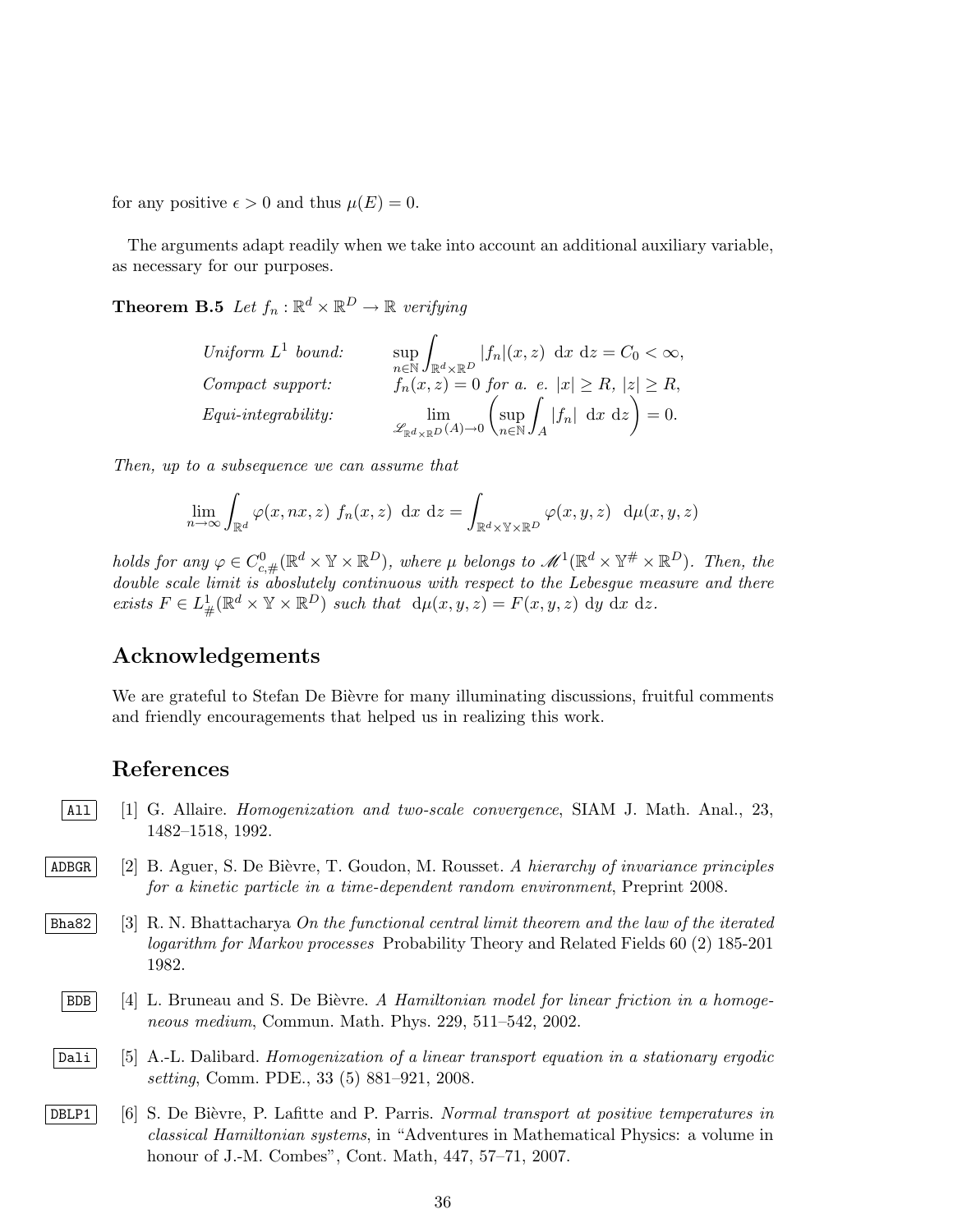for any positive $\epsilon > 0$ and thus $\mu(E) = 0$.

The arguments adapt readily when we take into account an additional auxiliary variable, as necessary for our purposes.

**Theorem B.5** *Let $f_n : \mathbb{R}^d \times \mathbb{R}^D \to \mathbb{R}$ verifying*

$$
\begin{array}{ll}
\textit{Uniform } L^1 \textit{ bound:} & \displaystyle\sup_{n\in\mathbb{N}} \int_{\mathbb{R}^d\times\mathbb{R}^D} |f_n|(x,z)\ \mathrm{d}x\ \mathrm{d}z = C_0 < \infty, \\
\textit{Compact support:} & f_n(x,z) = 0 \textit{ for a. e. } |x| \geq R,\ |z| \geq R, \\
\textit{Equi-integrability:} & \displaystyle\lim_{\mathscr{L}_{\mathbb{R}^d\times\mathbb{R}^D}(A)\to 0} \left(\sup_{n\in\mathbb{N}} \int_A |f_n|\ \mathrm{d}x\ \mathrm{d}z\right) = 0.
\end{array}
$$

*Then, up to a subsequence we can assume that*

$$
\lim_{n\to\infty} \int_{\mathbb{R}^d} \varphi(x, nx, z)\ f_n(x,z)\ \mathrm{d}x\ \mathrm{d}z = \int_{\mathbb{R}^d\times\mathbb{Y}\times\mathbb{R}^D} \varphi(x,y,z)\ \ \mathrm{d}\mu(x,y,z)
$$

*holds for any $\varphi \in C^0_{c,\#}(\mathbb{R}^d \times \mathbb{Y} \times \mathbb{R}^D)$, where $\mu$ belongs to $\mathscr{M}^1(\mathbb{R}^d \times \mathbb{Y}^\# \times \mathbb{R}^D)$. Then, the double scale limit is aboslutely continuous with respect to the Lebesgue measure and there exists $F \in L^1_\#(\mathbb{R}^d \times \mathbb{Y} \times \mathbb{R}^D)$ such that $\mathrm{d}\mu(x,y,z) = F(x,y,z)\ \mathrm{d}y\ \mathrm{d}x\ \mathrm{d}z$.*

## Acknowledgements

We are grateful to Stefan De Bièvre for many illuminating discussions, fruitful comments and friendly encouragements that helped us in realizing this work.

## References

[1] G. Allaire. *Homogenization and two-scale convergence*, SIAM J. Math. Anal., 23, 1482–1518, 1992.

[2] B. Aguer, S. De Bièvre, T. Goudon, M. Rousset. *A hierarchy of invariance principles for a kinetic particle in a time-dependent random environment*, Preprint 2008.

[3] R. N. Bhattacharya *On the functional central limit theorem and the law of the iterated logarithm for Markov processes* Probability Theory and Related Fields 60 (2) 185-201 1982.

[4] L. Bruneau and S. De Bièvre. *A Hamiltonian model for linear friction in a homogeneous medium*, Commun. Math. Phys. 229, 511–542, 2002.

[5] A.-L. Dalibard. *Homogenization of a linear transport equation in a stationary ergodic setting*, Comm. PDE., 33 (5) 881–921, 2008.

[6] S. De Bièvre, P. Lafitte and P. Parris. *Normal transport at positive temperatures in classical Hamiltonian systems*, in "Adventures in Mathematical Physics: a volume in honour of J.-M. Combes", Cont. Math, 447, 57–71, 2007.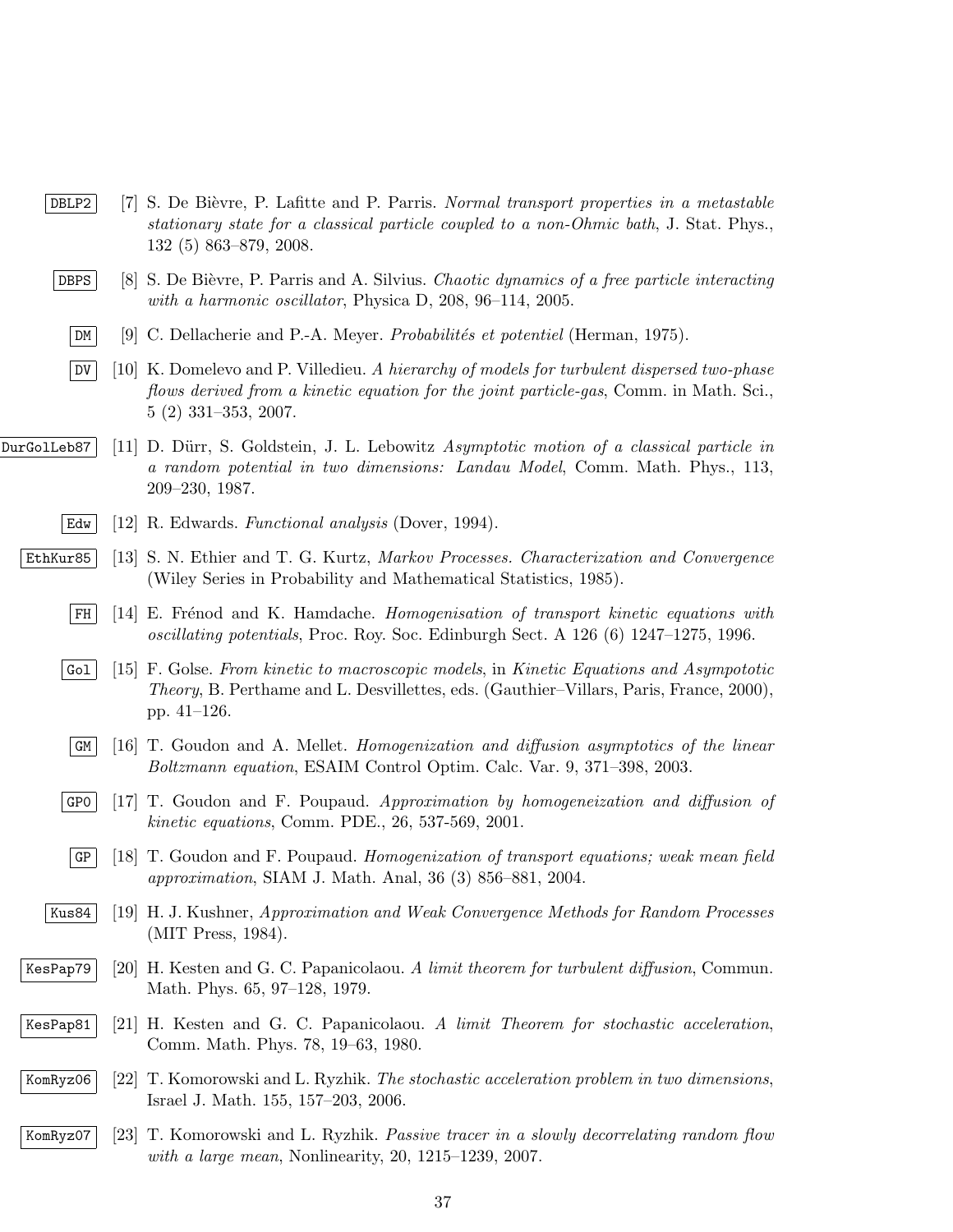[7] S. De Bièvre, P. Lafitte and P. Parris. *Normal transport properties in a metastable stationary state for a classical particle coupled to a non-Ohmic bath*, J. Stat. Phys., 132 (5) 863–879, 2008.

[8] S. De Bièvre, P. Parris and A. Silvius. *Chaotic dynamics of a free particle interacting with a harmonic oscillator*, Physica D, 208, 96–114, 2005.

[9] C. Dellacherie and P.-A. Meyer. *Probabilités et potentiel* (Herman, 1975).

[10] K. Domelevo and P. Villedieu. *A hierarchy of models for turbulent dispersed two-phase flows derived from a kinetic equation for the joint particle-gas*, Comm. in Math. Sci., 5 (2) 331–353, 2007.

[11] D. Dürr, S. Goldstein, J. L. Lebowitz *Asymptotic motion of a classical particle in a random potential in two dimensions: Landau Model*, Comm. Math. Phys., 113, 209–230, 1987.

[12] R. Edwards. *Functional analysis* (Dover, 1994).

[13] S. N. Ethier and T. G. Kurtz, *Markov Processes. Characterization and Convergence* (Wiley Series in Probability and Mathematical Statistics, 1985).

[14] E. Frénod and K. Hamdache. *Homogenisation of transport kinetic equations with oscillating potentials*, Proc. Roy. Soc. Edinburgh Sect. A 126 (6) 1247–1275, 1996.

[15] F. Golse. *From kinetic to macroscopic models*, in *Kinetic Equations and Asympototic Theory*, B. Perthame and L. Desvillettes, eds. (Gauthier–Villars, Paris, France, 2000), pp. 41–126.

[16] T. Goudon and A. Mellet. *Homogenization and diffusion asymptotics of the linear Boltzmann equation*, ESAIM Control Optim. Calc. Var. 9, 371–398, 2003.

[17] T. Goudon and F. Poupaud. *Approximation by homogeneization and diffusion of kinetic equations*, Comm. PDE., 26, 537-569, 2001.

[18] T. Goudon and F. Poupaud. *Homogenization of transport equations; weak mean field approximation*, SIAM J. Math. Anal, 36 (3) 856–881, 2004.

[19] H. J. Kushner, *Approximation and Weak Convergence Methods for Random Processes* (MIT Press, 1984).

[20] H. Kesten and G. C. Papanicolaou. *A limit theorem for turbulent diffusion*, Commun. Math. Phys. 65, 97–128, 1979.

[21] H. Kesten and G. C. Papanicolaou. *A limit Theorem for stochastic acceleration*, Comm. Math. Phys. 78, 19–63, 1980.

[22] T. Komorowski and L. Ryzhik. *The stochastic acceleration problem in two dimensions*, Israel J. Math. 155, 157–203, 2006.

[23] T. Komorowski and L. Ryzhik. *Passive tracer in a slowly decorrelating random flow with a large mean*, Nonlinearity, 20, 1215–1239, 2007.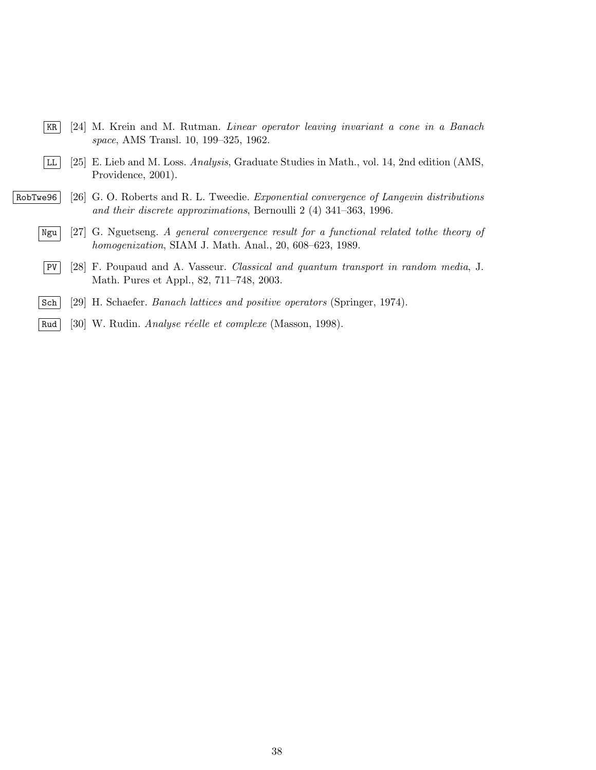- KR [24] M. Krein and M. Rutman. *Linear operator leaving invariant a cone in a Banach space*, AMS Transl. 10, 199–325, 1962.
- LL [25] E. Lieb and M. Loss. *Analysis*, Graduate Studies in Math., vol. 14, 2nd edition (AMS, Providence, 2001).
- RobTwe96 [26] G. O. Roberts and R. L. Tweedie. *Exponential convergence of Langevin distributions and their discrete approximations*, Bernoulli 2 (4) 341–363, 1996.
- Ngu [27] G. Nguetseng. *A general convergence result for a functional related tothe theory of homogenization*, SIAM J. Math. Anal., 20, 608–623, 1989.
- PV [28] F. Poupaud and A. Vasseur. *Classical and quantum transport in random media*, J. Math. Pures et Appl., 82, 711–748, 2003.
- Sch [29] H. Schaefer. *Banach lattices and positive operators* (Springer, 1974).
- Rud [30] W. Rudin. *Analyse réelle et complexe* (Masson, 1998).